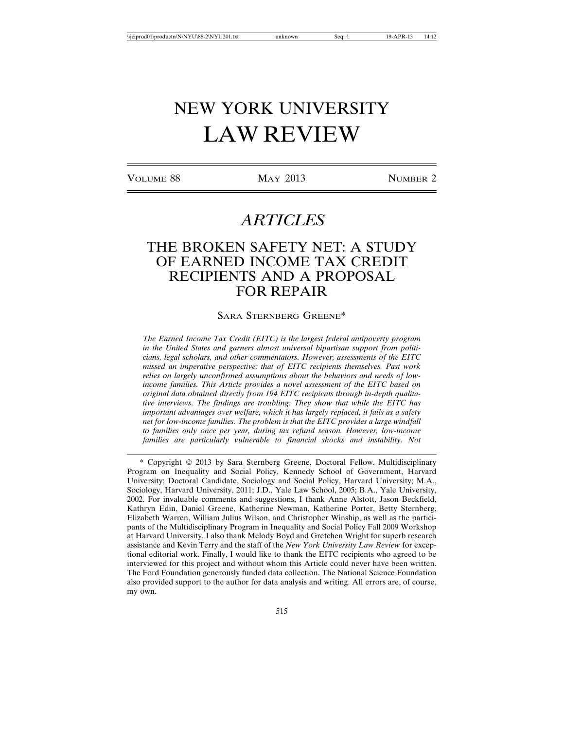# NEW YORK UNIVERSITY
# LAW REVIEW

VOLUME 88 | MAY 2013 | NUMBER 2

## *ARTICLES*

## THE BROKEN SAFETY NET: A STUDY OF EARNED INCOME TAX CREDIT RECIPIENTS AND A PROPOSAL FOR REPAIR

SARA STERNBERG GREENE*

*The Earned Income Tax Credit (EITC) is the largest federal antipoverty program in the United States and garners almost universal bipartisan support from politicians, legal scholars, and other commentators. However, assessments of the EITC missed an imperative perspective: that of EITC recipients themselves. Past work relies on largely unconfirmed assumptions about the behaviors and needs of low-income families. This Article provides a novel assessment of the EITC based on original data obtained directly from 194 EITC recipients through in-depth qualitative interviews. The findings are troubling: They show that while the EITC has important advantages over welfare, which it has largely replaced, it fails as a safety net for low-income families. The problem is that the EITC provides a large windfall to families only once per year, during tax refund season. However, low-income families are particularly vulnerable to financial shocks and instability. Not*

---

\* Copyright © 2013 by Sara Sternberg Greene, Doctoral Fellow, Multidisciplinary Program on Inequality and Social Policy, Kennedy School of Government, Harvard University; Doctoral Candidate, Sociology and Social Policy, Harvard University; M.A., Sociology, Harvard University, 2011; J.D., Yale Law School, 2005; B.A., Yale University, 2002. For invaluable comments and suggestions, I thank Anne Alstott, Jason Beckfield, Kathryn Edin, Daniel Greene, Katherine Newman, Katherine Porter, Betty Sternberg, Elizabeth Warren, William Julius Wilson, and Christopher Winship, as well as the participants of the Multidisciplinary Program in Inequality and Social Policy Fall 2009 Workshop at Harvard University. I also thank Melody Boyd and Gretchen Wright for superb research assistance and Kevin Terry and the staff of the *New York University Law Review* for exceptional editorial work. Finally, I would like to thank the EITC recipients who agreed to be interviewed for this project and without whom this Article could never have been written. The Ford Foundation generously funded data collection. The National Science Foundation also provided support to the author for data analysis and writing. All errors are, of course, my own.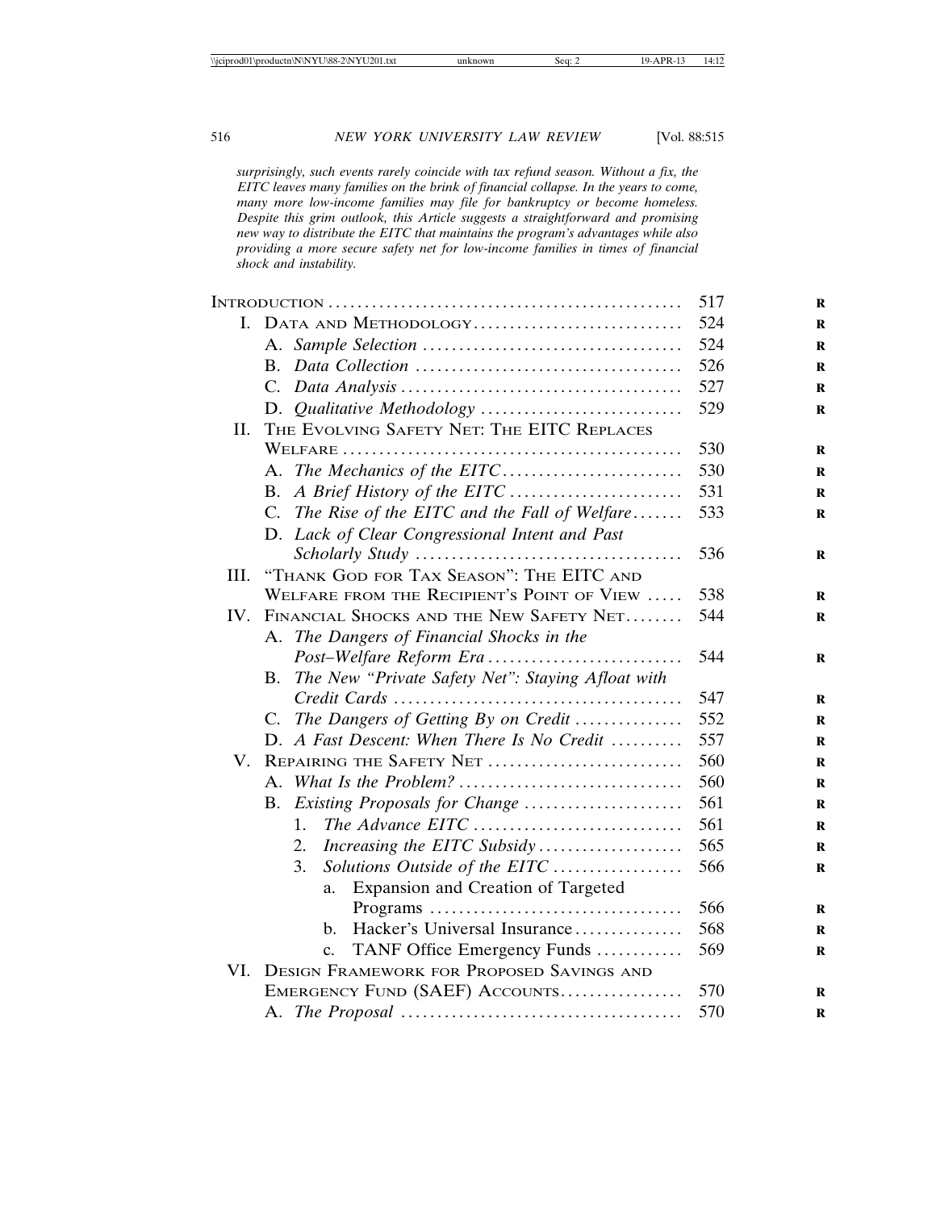*surprisingly, such events rarely coincide with tax refund season. Without a fix, the EITC leaves many families on the brink of financial collapse. In the years to come, many more low-income families may file for bankruptcy or become homeless. Despite this grim outlook, this Article suggests a straightforward and promising new way to distribute the EITC that maintains the program's advantages while also providing a more secure safety net for low-income families in times of financial shock and instability.*

| | |
|---|---|
| Introduction | 517 |
| I. Data and Methodology | 524 |
| A. *Sample Selection* | 524 |
| B. *Data Collection* | 526 |
| C. *Data Analysis* | 527 |
| D. *Qualitative Methodology* | 529 |
| II. The Evolving Safety Net: The EITC Replaces Welfare | 530 |
| A. *The Mechanics of the EITC* | 530 |
| B. *A Brief History of the EITC* | 531 |
| C. *The Rise of the EITC and the Fall of Welfare* | 533 |
| D. *Lack of Clear Congressional Intent and Past Scholarly Study* | 536 |
| III. "Thank God for Tax Season": The EITC and Welfare from the Recipient's Point of View | 538 |
| IV. Financial Shocks and the New Safety Net | 544 |
| A. *The Dangers of Financial Shocks in the Post–Welfare Reform Era* | 544 |
| B. *The New "Private Safety Net": Staying Afloat with Credit Cards* | 547 |
| C. *The Dangers of Getting By on Credit* | 552 |
| D. *A Fast Descent: When There Is No Credit* | 557 |
| V. Repairing the Safety Net | 560 |
| A. *What Is the Problem?* | 560 |
| B. *Existing Proposals for Change* | 561 |
| 1. *The Advance EITC* | 561 |
| 2. *Increasing the EITC Subsidy* | 565 |
| 3. *Solutions Outside of the EITC* | 566 |
| a. Expansion and Creation of Targeted Programs | 566 |
| b. Hacker's Universal Insurance | 568 |
| c. TANF Office Emergency Funds | 569 |
| VI. Design Framework for Proposed Savings and Emergency Fund (SAEF) Accounts | 570 |
| A. *The Proposal* | 570 |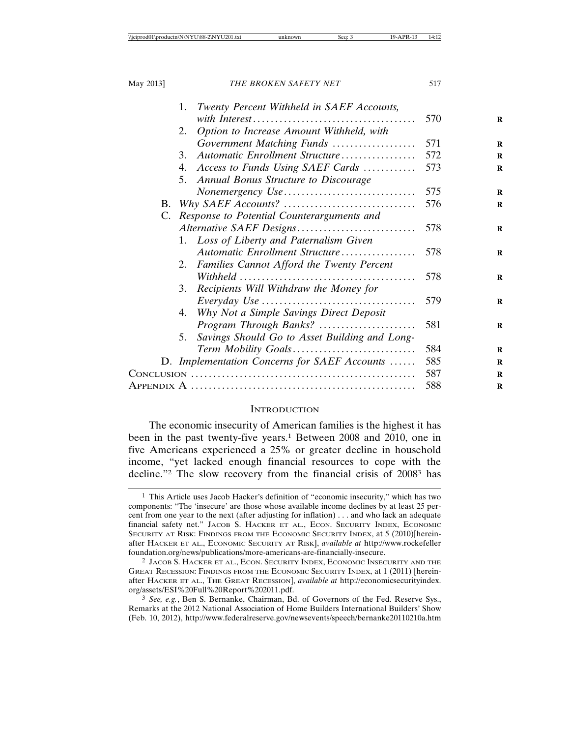1. *Twenty Percent Withheld in SAEF Accounts, with Interest* .................................... 570
2. *Option to Increase Amount Withheld, with Government Matching Funds* .................. 571
3. *Automatic Enrollment Structure* ................ 572
4. *Access to Funds Using SAEF Cards* ........... 573
5. *Annual Bonus Structure to Discourage Nonemergency Use* ............................. 575

B. *Why SAEF Accounts?* ............................. 576

C. *Response to Potential Counterarguments and Alternative SAEF Designs* .......................... 578

1. *Loss of Liberty and Paternalism Given Automatic Enrollment Structure* ................ 578
2. *Families Cannot Afford the Twenty Percent Withheld* ....................................... 578
3. *Recipients Will Withdraw the Money for Everyday Use* .................................. 579
4. *Why Not a Simple Savings Direct Deposit Program Through Banks?* ..................... 581
5. *Savings Should Go to Asset Building and Long-Term Mobility Goals* ........................... 584

D. *Implementation Concerns for SAEF Accounts* ...... 585

CONCLUSION .................................................. 587

APPENDIX A .................................................. 588

## INTRODUCTION

The economic insecurity of American families is the highest it has been in the past twenty-five years.[1] Between 2008 and 2010, one in five Americans experienced a 25% or greater decline in household income, "yet lacked enough financial resources to cope with the decline."[2] The slow recovery from the financial crisis of 2008[3] has

---

[1] This Article uses Jacob Hacker's definition of "economic insecurity," which has two components: "The 'insecure' are those whose available income declines by at least 25 percent from one year to the next (after adjusting for inflation) . . . and who lack an adequate financial safety net." JACOB S. HACKER ET AL., ECON. SECURITY INDEX, ECONOMIC SECURITY AT RISK: FINDINGS FROM THE ECONOMIC SECURITY INDEX, at 5 (2010)[hereinafter HACKER ET AL., ECONOMIC SECURITY AT RISK], *available at* http://www.rockefellerfoundation.org/news/publications/more-americans-are-financially-insecure.

[2] JACOB S. HACKER ET AL., ECON. SECURITY INDEX, ECONOMIC INSECURITY AND THE GREAT RECESSION: FINDINGS FROM THE ECONOMIC SECURITY INDEX, at 1 (2011) [hereinafter HACKER ET AL., THE GREAT RECESSION], *available at* http://economicsecurityindex.org/assets/ESI%20Full%20Report%202011.pdf.

[3] *See, e.g.*, Ben S. Bernanke, Chairman, Bd. of Governors of the Fed. Reserve Sys., Remarks at the 2012 National Association of Home Builders International Builders' Show (Feb. 10, 2012), http://www.federalreserve.gov/newsevents/speech/bernanke20110210a.htm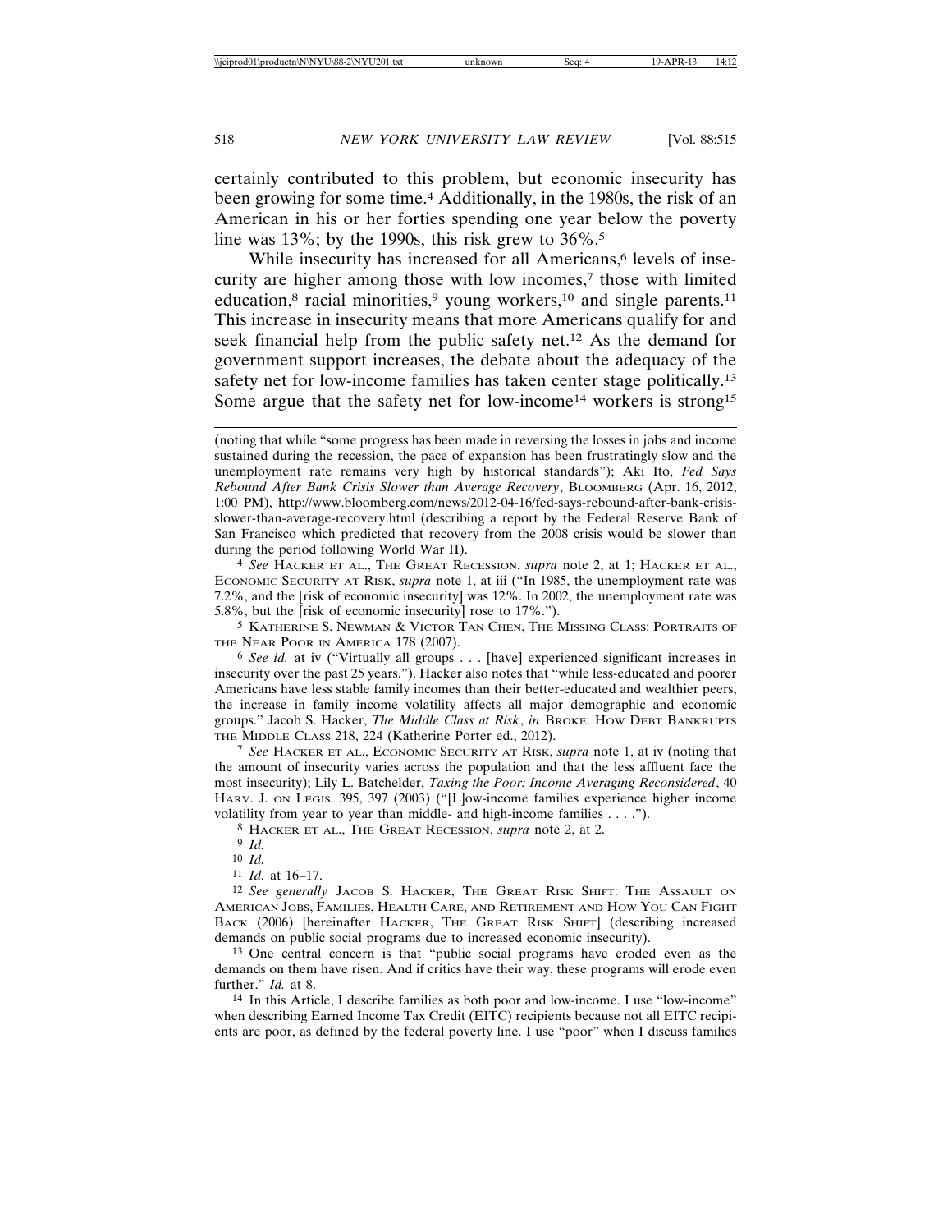certainly contributed to this problem, but economic insecurity has been growing for some time.[4] Additionally, in the 1980s, the risk of an American in his or her forties spending one year below the poverty line was 13%; by the 1990s, this risk grew to 36%.[5]

While insecurity has increased for all Americans,[6] levels of insecurity are higher among those with low incomes,[7] those with limited education,[8] racial minorities,[9] young workers,[10] and single parents.[11] This increase in insecurity means that more Americans qualify for and seek financial help from the public safety net.[12] As the demand for government support increases, the debate about the adequacy of the safety net for low-income families has taken center stage politically.[13] Some argue that the safety net for low-income[14] workers is strong[15]

---

(noting that while "some progress has been made in reversing the losses in jobs and income sustained during the recession, the pace of expansion has been frustratingly slow and the unemployment rate remains very high by historical standards"); Aki Ito, *Fed Says Rebound After Bank Crisis Slower than Average Recovery*, BLOOMBERG (Apr. 16, 2012, 1:00 PM), http://www.bloomberg.com/news/2012-04-16/fed-says-rebound-after-bank-crisis-slower-than-average-recovery.html (describing a report by the Federal Reserve Bank of San Francisco which predicted that recovery from the 2008 crisis would be slower than during the period following World War II).

[4] *See* HACKER ET AL., THE GREAT RECESSION, *supra* note 2, at 1; HACKER ET AL., ECONOMIC SECURITY AT RISK, *supra* note 1, at iii ("In 1985, the unemployment rate was 7.2%, and the [risk of economic insecurity] was 12%. In 2002, the unemployment rate was 5.8%, but the [risk of economic insecurity] rose to 17%.").

[5] KATHERINE S. NEWMAN & VICTOR TAN CHEN, THE MISSING CLASS: PORTRAITS OF THE NEAR POOR IN AMERICA 178 (2007).

[6] *See id.* at iv ("Virtually all groups . . . [have] experienced significant increases in insecurity over the past 25 years."). Hacker also notes that "while less-educated and poorer Americans have less stable family incomes than their better-educated and wealthier peers, the increase in family income volatility affects all major demographic and economic groups." Jacob S. Hacker, *The Middle Class at Risk*, *in* BROKE: HOW DEBT BANKRUPTS THE MIDDLE CLASS 218, 224 (Katherine Porter ed., 2012).

[7] *See* HACKER ET AL., ECONOMIC SECURITY AT RISK, *supra* note 1, at iv (noting that the amount of insecurity varies across the population and that the less affluent face the most insecurity); Lily L. Batchelder, *Taxing the Poor: Income Averaging Reconsidered*, 40 HARV. J. ON LEGIS. 395, 397 (2003) ("[L]ow-income families experience higher income volatility from year to year than middle- and high-income families . . . .").

[8] HACKER ET AL., THE GREAT RECESSION, *supra* note 2, at 2.

[9] *Id.*

[10] *Id.*

[11] *Id.* at 16–17.

[12] *See generally* JACOB S. HACKER, THE GREAT RISK SHIFT: THE ASSAULT ON AMERICAN JOBS, FAMILIES, HEALTH CARE, AND RETIREMENT AND HOW YOU CAN FIGHT BACK (2006) [hereinafter HACKER, THE GREAT RISK SHIFT] (describing increased demands on public social programs due to increased economic insecurity).

[13] One central concern is that "public social programs have eroded even as the demands on them have risen. And if critics have their way, these programs will erode even further." *Id.* at 8.

[14] In this Article, I describe families as both poor and low-income. I use "low-income" when describing Earned Income Tax Credit (EITC) recipients because not all EITC recipients are poor, as defined by the federal poverty line. I use "poor" when I discuss families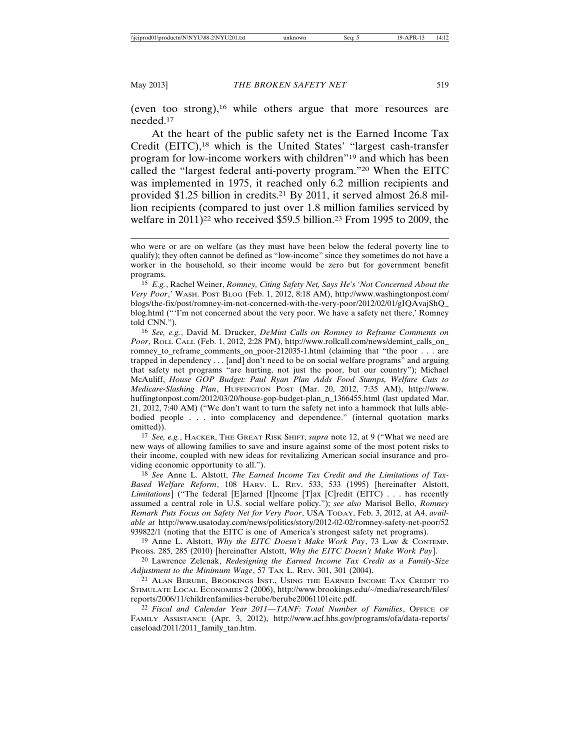(even too strong),[16] while others argue that more resources are needed.[17]

At the heart of the public safety net is the Earned Income Tax Credit (EITC),[18] which is the United States' "largest cash-transfer program for low-income workers with children"[19] and which has been called the "largest federal anti-poverty program."[20] When the EITC was implemented in 1975, it reached only 6.2 million recipients and provided $1.25 billion in credits.[21] By 2011, it served almost 26.8 million recipients (compared to just over 1.8 million families serviced by welfare in 2011)[22] who received $59.5 billion.[23] From 1995 to 2009, the

---

who were or are on welfare (as they must have been below the federal poverty line to qualify); they often cannot be defined as "low-income" since they sometimes do not have a worker in the household, so their income would be zero but for government benefit programs.

15 *E.g.*, Rachel Weiner, *Romney, Citing Safety Net, Says He's 'Not Concerned About the Very Poor*,' WASH. POST BLOG (Feb. 1, 2012, 8:18 AM), http://www.washingtonpost.com/blogs/the-fix/post/romney-im-not-concerned-with-the-very-poor/2012/02/01/gIQAvajShQ_blog.html ("'I'm not concerned about the very poor. We have a safety net there,' Romney told CNN.").

16 *See, e.g.*, David M. Drucker, *DeMint Calls on Romney to Reframe Comments on Poor*, ROLL CALL (Feb. 1, 2012, 2:28 PM), http://www.rollcall.com/news/demint_calls_on_romney_to_reframe_comments_on_poor-212035-1.html (claiming that "the poor . . . are trapped in dependency . . . [and] don't need to be on social welfare programs" and arguing that safety net programs "are hurting, not just the poor, but our country"); Michael McAuliff, *House GOP Budget: Paul Ryan Plan Adds Food Stamps, Welfare Cuts to Medicare-Slashing Plan*, HUFFINGTON POST (Mar. 20, 2012, 7:35 AM), http://www.huffingtonpost.com/2012/03/20/house-gop-budget-plan_n_1366455.html (last updated Mar. 21, 2012, 7:40 AM) ("We don't want to turn the safety net into a hammock that lulls able-bodied people . . . into complacency and dependence." (internal quotation marks omitted)).

17 *See, e.g.*, HACKER, THE GREAT RISK SHIFT, *supra* note 12, at 9 ("What we need are new ways of allowing families to save and insure against some of the most potent risks to their income, coupled with new ideas for revitalizing American social insurance and providing economic opportunity to all.").

18 *See* Anne L. Alstott, *The Earned Income Tax Credit and the Limitations of Tax-Based Welfare Reform*, 108 HARV. L. REV. 533, 533 (1995) [hereinafter Alstott, *Limitations*] ("The federal [E]arned [I]ncome [T]ax [C]redit (EITC) . . . has recently assumed a central role in U.S. social welfare policy."); *see also* Marisol Bello, *Romney Remark Puts Focus on Safety Net for Very Poor*, USA TODAY, Feb. 3, 2012, at A4, *available at* http://www.usatoday.com/news/politics/story/2012-02-02/romney-safety-net-poor/52939822/1 (noting that the EITC is one of America's strongest safety net programs).

19 Anne L. Alstott, *Why the EITC Doesn't Make Work Pay*, 73 LAW & CONTEMP. PROBS. 285, 285 (2010) [hereinafter Alstott, *Why the EITC Doesn't Make Work Pay*].

20 Lawrence Zelenak, *Redesigning the Earned Income Tax Credit as a Family-Size Adjustment to the Minimum Wage*, 57 TAX L. REV. 301, 301 (2004).

21 ALAN BERUBE, BROOKINGS INST., USING THE EARNED INCOME TAX CREDIT TO STIMULATE LOCAL ECONOMIES 2 (2006), http://www.brookings.edu/~/media/research/files/reports/2006/11/childrenfamilies-berube/berube20061101eitc.pdf.

22 *Fiscal and Calendar Year 2011—TANF: Total Number of Families*, OFFICE OF FAMILY ASSISTANCE (Apr. 3, 2012), http://www.acf.hhs.gov/programs/ofa/data-reports/caseload/2011/2011_family_tan.htm.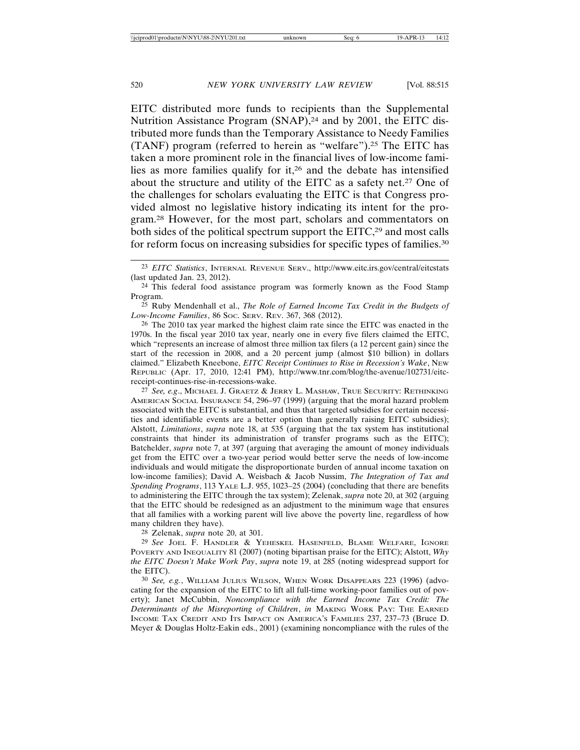EITC distributed more funds to recipients than the Supplemental Nutrition Assistance Program (SNAP),[24] and by 2001, the EITC distributed more funds than the Temporary Assistance to Needy Families (TANF) program (referred to herein as "welfare").[25] The EITC has taken a more prominent role in the financial lives of low-income families as more families qualify for it,[26] and the debate has intensified about the structure and utility of the EITC as a safety net.[27] One of the challenges for scholars evaluating the EITC is that Congress provided almost no legislative history indicating its intent for the program.[28] However, for the most part, scholars and commentators on both sides of the political spectrum support the EITC,[29] and most calls for reform focus on increasing subsidies for specific types of families.[30]

---

[23] *EITC Statistics*, INTERNAL REVENUE SERV., http://www.eitc.irs.gov/central/eitcstats (last updated Jan. 23, 2012).

[24] This federal food assistance program was formerly known as the Food Stamp Program.

[25] Ruby Mendenhall et al., *The Role of Earned Income Tax Credit in the Budgets of Low-Income Families*, 86 SOC. SERV. REV. 367, 368 (2012).

[26] The 2010 tax year marked the highest claim rate since the EITC was enacted in the 1970s. In the fiscal year 2010 tax year, nearly one in every five filers claimed the EITC, which "represents an increase of almost three million tax filers (a 12 percent gain) since the start of the recession in 2008, and a 20 percent jump (almost $10 billion) in dollars claimed." Elizabeth Kneebone, *EITC Receipt Continues to Rise in Recession's Wake*, NEW REPUBLIC (Apr. 17, 2010, 12:41 PM), http://www.tnr.com/blog/the-avenue/102731/eitc-receipt-continues-rise-in-recessions-wake.

[27] *See, e.g.*, MICHAEL J. GRAETZ & JERRY L. MASHAW, TRUE SECURITY: RETHINKING AMERICAN SOCIAL INSURANCE 54, 296–97 (1999) (arguing that the moral hazard problem associated with the EITC is substantial, and thus that targeted subsidies for certain necessities and identifiable events are a better option than generally raising EITC subsidies); Alstott, *Limitations*, *supra* note 18, at 535 (arguing that the tax system has institutional constraints that hinder its administration of transfer programs such as the EITC); Batchelder, *supra* note 7, at 397 (arguing that averaging the amount of money individuals get from the EITC over a two-year period would better serve the needs of low-income individuals and would mitigate the disproportionate burden of annual income taxation on low-income families); David A. Weisbach & Jacob Nussim, *The Integration of Tax and Spending Programs*, 113 YALE L.J. 955, 1023–25 (2004) (concluding that there are benefits to administering the EITC through the tax system); Zelenak, *supra* note 20, at 302 (arguing that the EITC should be redesigned as an adjustment to the minimum wage that ensures that all families with a working parent will live above the poverty line, regardless of how many children they have).

[28] Zelenak, *supra* note 20, at 301.

[29] *See* JOEL F. HANDLER & YEHESKEL HASENFELD, BLAME WELFARE, IGNORE POVERTY AND INEQUALITY 81 (2007) (noting bipartisan praise for the EITC); Alstott, *Why the EITC Doesn't Make Work Pay*, *supra* note 19, at 285 (noting widespread support for the EITC).

[30] *See, e.g.*, WILLIAM JULIUS WILSON, WHEN WORK DISAPPEARS 223 (1996) (advocating for the expansion of the EITC to lift all full-time working-poor families out of poverty); Janet McCubbin, *Noncompliance with the Earned Income Tax Credit: The Determinants of the Misreporting of Children*, *in* MAKING WORK PAY: THE EARNED INCOME TAX CREDIT AND ITS IMPACT ON AMERICA'S FAMILIES 237, 237–73 (Bruce D. Meyer & Douglas Holtz-Eakin eds., 2001) (examining noncompliance with the rules of the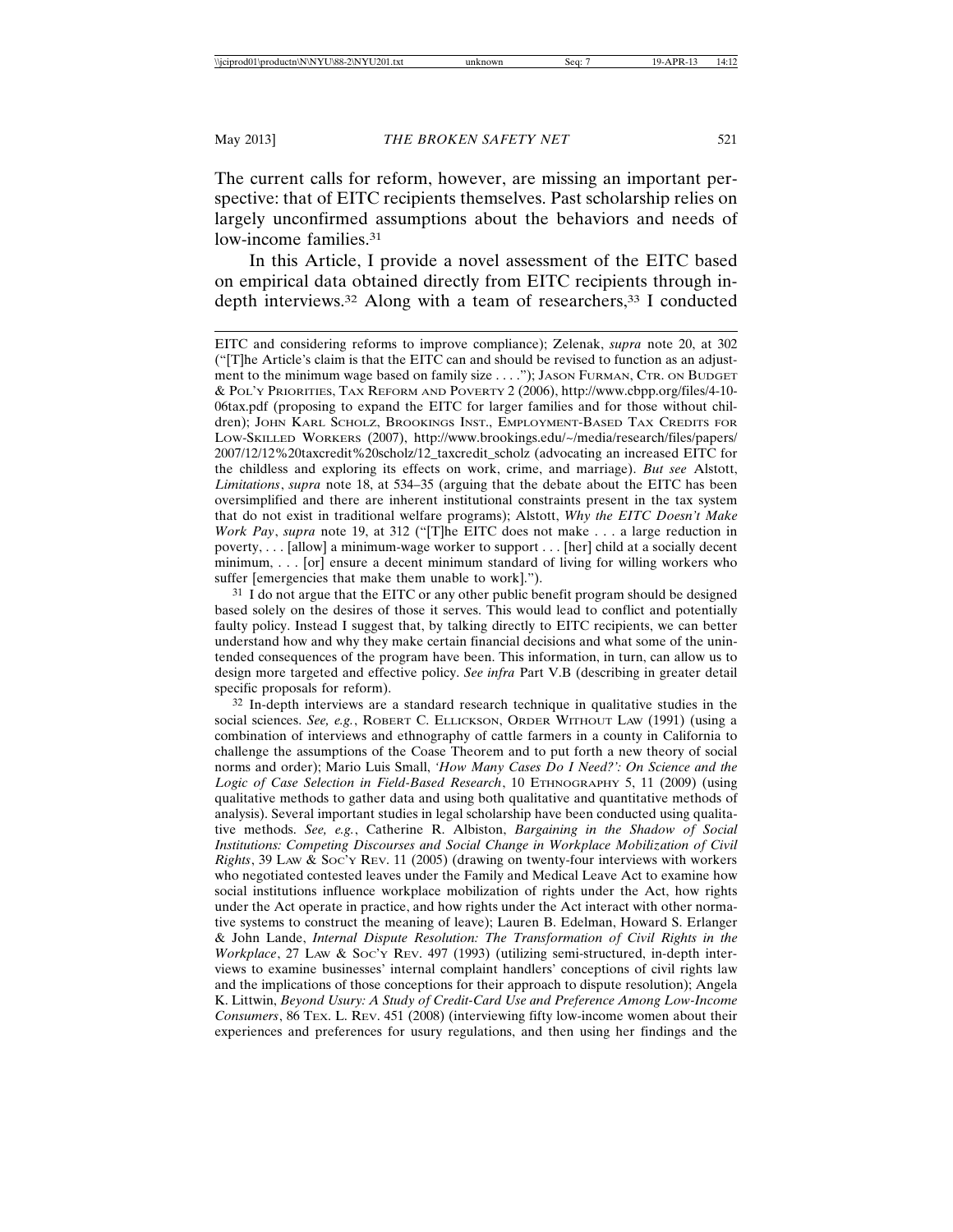The current calls for reform, however, are missing an important perspective: that of EITC recipients themselves. Past scholarship relies on largely unconfirmed assumptions about the behaviors and needs of low-income families.[31]

In this Article, I provide a novel assessment of the EITC based on empirical data obtained directly from EITC recipients through in-depth interviews.[32] Along with a team of researchers,[33] I conducted

---

EITC and considering reforms to improve compliance); Zelenak, *supra* note 20, at 302 ("[T]he Article's claim is that the EITC can and should be revised to function as an adjustment to the minimum wage based on family size . . . ."); JASON FURMAN, CTR. ON BUDGET & POL'Y PRIORITIES, TAX REFORM AND POVERTY 2 (2006), http://www.cbpp.org/files/4-10-06tax.pdf (proposing to expand the EITC for larger families and for those without children); JOHN KARL SCHOLZ, BROOKINGS INST., EMPLOYMENT-BASED TAX CREDITS FOR LOW-SKILLED WORKERS (2007), http://www.brookings.edu/~/media/research/files/papers/2007/12/12%20taxcredit%20scholz/12_taxcredit_scholz (advocating an increased EITC for the childless and exploring its effects on work, crime, and marriage). *But see* Alstott, *Limitations*, *supra* note 18, at 534–35 (arguing that the debate about the EITC has been oversimplified and there are inherent institutional constraints present in the tax system that do not exist in traditional welfare programs); Alstott, *Why the EITC Doesn't Make Work Pay*, *supra* note 19, at 312 ("[T]he EITC does not make . . . a large reduction in poverty, . . . [allow] a minimum-wage worker to support . . . [her] child at a socially decent minimum, . . . [or] ensure a decent minimum standard of living for willing workers who suffer [emergencies that make them unable to work].").

[31] I do not argue that the EITC or any other public benefit program should be designed based solely on the desires of those it serves. This would lead to conflict and potentially faulty policy. Instead I suggest that, by talking directly to EITC recipients, we can better understand how and why they make certain financial decisions and what some of the unintended consequences of the program have been. This information, in turn, can allow us to design more targeted and effective policy. *See infra* Part V.B (describing in greater detail specific proposals for reform).

[32] In-depth interviews are a standard research technique in qualitative studies in the social sciences. *See, e.g.*, ROBERT C. ELLICKSON, ORDER WITHOUT LAW (1991) (using a combination of interviews and ethnography of cattle farmers in a county in California to challenge the assumptions of the Coase Theorem and to put forth a new theory of social norms and order); Mario Luis Small, *'How Many Cases Do I Need?': On Science and the Logic of Case Selection in Field-Based Research*, 10 ETHNOGRAPHY 5, 11 (2009) (using qualitative methods to gather data and using both qualitative and quantitative methods of analysis). Several important studies in legal scholarship have been conducted using qualitative methods. *See, e.g.*, Catherine R. Albiston, *Bargaining in the Shadow of Social Institutions: Competing Discourses and Social Change in Workplace Mobilization of Civil Rights*, 39 LAW & SOC'Y REV. 11 (2005) (drawing on twenty-four interviews with workers who negotiated contested leaves under the Family and Medical Leave Act to examine how social institutions influence workplace mobilization of rights under the Act, how rights under the Act operate in practice, and how rights under the Act interact with other normative systems to construct the meaning of leave); Lauren B. Edelman, Howard S. Erlanger & John Lande, *Internal Dispute Resolution: The Transformation of Civil Rights in the Workplace*, 27 LAW & SOC'Y REV. 497 (1993) (utilizing semi-structured, in-depth interviews to examine businesses' internal complaint handlers' conceptions of civil rights law and the implications of those conceptions for their approach to dispute resolution); Angela K. Littwin, *Beyond Usury: A Study of Credit-Card Use and Preference Among Low-Income Consumers*, 86 TEX. L. REV. 451 (2008) (interviewing fifty low-income women about their experiences and preferences for usury regulations, and then using her findings and the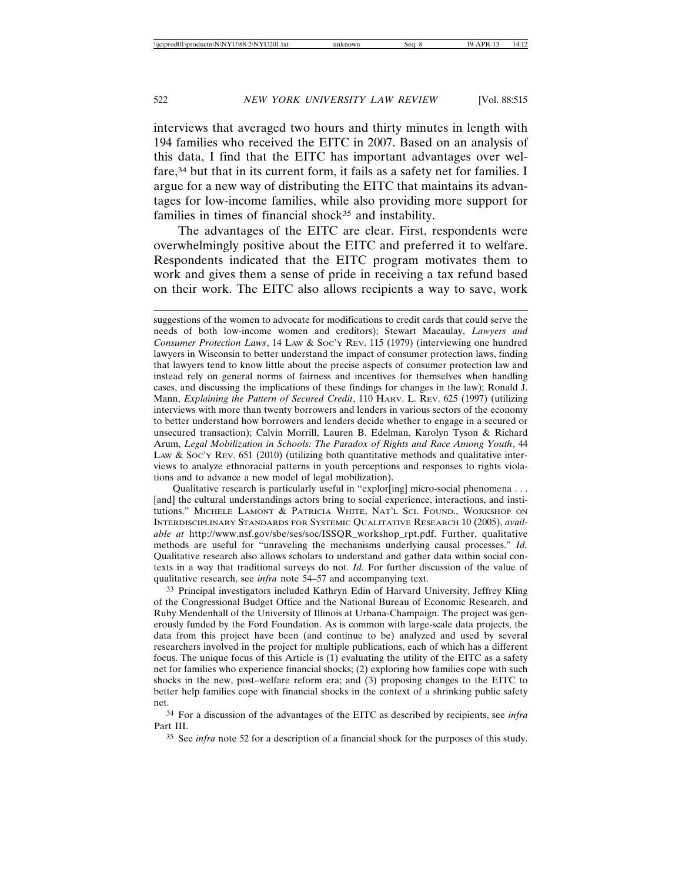interviews that averaged two hours and thirty minutes in length with 194 families who received the EITC in 2007. Based on an analysis of this data, I find that the EITC has important advantages over welfare,[34] but that in its current form, it fails as a safety net for families. I argue for a new way of distributing the EITC that maintains its advantages for low-income families, while also providing more support for families in times of financial shock[35] and instability.

The advantages of the EITC are clear. First, respondents were overwhelmingly positive about the EITC and preferred it to welfare. Respondents indicated that the EITC program motivates them to work and gives them a sense of pride in receiving a tax refund based on their work. The EITC also allows recipients a way to save, work

---

suggestions of the women to advocate for modifications to credit cards that could serve the needs of both low-income women and creditors); Stewart Macaulay, *Lawyers and Consumer Protection Laws*, 14 LAW & SOC'Y REV. 115 (1979) (interviewing one hundred lawyers in Wisconsin to better understand the impact of consumer protection laws, finding that lawyers tend to know little about the precise aspects of consumer protection law and instead rely on general norms of fairness and incentives for themselves when handling cases, and discussing the implications of these findings for changes in the law); Ronald J. Mann, *Explaining the Pattern of Secured Credit*, 110 HARV. L. REV. 625 (1997) (utilizing interviews with more than twenty borrowers and lenders in various sectors of the economy to better understand how borrowers and lenders decide whether to engage in a secured or unsecured transaction); Calvin Morrill, Lauren B. Edelman, Karolyn Tyson & Richard Arum, *Legal Mobilization in Schools: The Paradox of Rights and Race Among Youth*, 44 LAW & SOC'Y REV. 651 (2010) (utilizing both quantitative methods and qualitative interviews to analyze ethnoracial patterns in youth perceptions and responses to rights violations and to advance a new model of legal mobilization).

Qualitative research is particularly useful in "explor[ing] micro-social phenomena . . . [and] the cultural understandings actors bring to social experience, interactions, and institutions." MICHELE LAMONT & PATRICIA WHITE, NAT'L SCI. FOUND., WORKSHOP ON INTERDISCIPLINARY STANDARDS FOR SYSTEMIC QUALITATIVE RESEARCH 10 (2005), *available at* http://www.nsf.gov/sbe/ses/soc/ISSQR_workshop_rpt.pdf. Further, qualitative methods are useful for "unraveling the mechanisms underlying causal processes." *Id.* Qualitative research also allows scholars to understand and gather data within social contexts in a way that traditional surveys do not. *Id.* For further discussion of the value of qualitative research, see *infra* note 54–57 and accompanying text.

[33] Principal investigators included Kathryn Edin of Harvard University, Jeffrey Kling of the Congressional Budget Office and the National Bureau of Economic Research, and Ruby Mendenhall of the University of Illinois at Urbana-Champaign. The project was generously funded by the Ford Foundation. As is common with large-scale data projects, the data from this project have been (and continue to be) analyzed and used by several researchers involved in the project for multiple publications, each of which has a different focus. The unique focus of this Article is (1) evaluating the utility of the EITC as a safety net for families who experience financial shocks; (2) exploring how families cope with such shocks in the new, post–welfare reform era; and (3) proposing changes to the EITC to better help families cope with financial shocks in the context of a shrinking public safety net.

[34] For a discussion of the advantages of the EITC as described by recipients, see *infra* Part III.

[35] See *infra* note 52 for a description of a financial shock for the purposes of this study.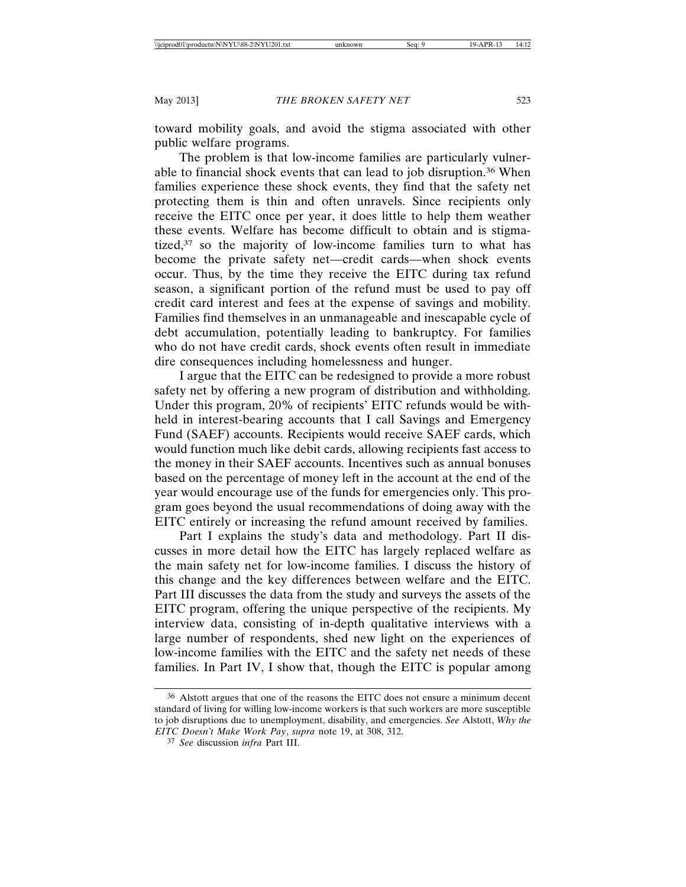toward mobility goals, and avoid the stigma associated with other public welfare programs.

The problem is that low-income families are particularly vulnerable to financial shock events that can lead to job disruption.[36] When families experience these shock events, they find that the safety net protecting them is thin and often unravels. Since recipients only receive the EITC once per year, it does little to help them weather these events. Welfare has become difficult to obtain and is stigmatized,[37] so the majority of low-income families turn to what has become the private safety net—credit cards—when shock events occur. Thus, by the time they receive the EITC during tax refund season, a significant portion of the refund must be used to pay off credit card interest and fees at the expense of savings and mobility. Families find themselves in an unmanageable and inescapable cycle of debt accumulation, potentially leading to bankruptcy. For families who do not have credit cards, shock events often result in immediate dire consequences including homelessness and hunger.

I argue that the EITC can be redesigned to provide a more robust safety net by offering a new program of distribution and withholding. Under this program, 20% of recipients' EITC refunds would be withheld in interest-bearing accounts that I call Savings and Emergency Fund (SAEF) accounts. Recipients would receive SAEF cards, which would function much like debit cards, allowing recipients fast access to the money in their SAEF accounts. Incentives such as annual bonuses based on the percentage of money left in the account at the end of the year would encourage use of the funds for emergencies only. This program goes beyond the usual recommendations of doing away with the EITC entirely or increasing the refund amount received by families.

Part I explains the study's data and methodology. Part II discusses in more detail how the EITC has largely replaced welfare as the main safety net for low-income families. I discuss the history of this change and the key differences between welfare and the EITC. Part III discusses the data from the study and surveys the assets of the EITC program, offering the unique perspective of the recipients. My interview data, consisting of in-depth qualitative interviews with a large number of respondents, shed new light on the experiences of low-income families with the EITC and the safety net needs of these families. In Part IV, I show that, though the EITC is popular among

---

[36] Alstott argues that one of the reasons the EITC does not ensure a minimum decent standard of living for willing low-income workers is that such workers are more susceptible to job disruptions due to unemployment, disability, and emergencies. *See* Alstott, *Why the EITC Doesn't Make Work Pay*, *supra* note 19, at 308, 312.

[37] *See* discussion *infra* Part III.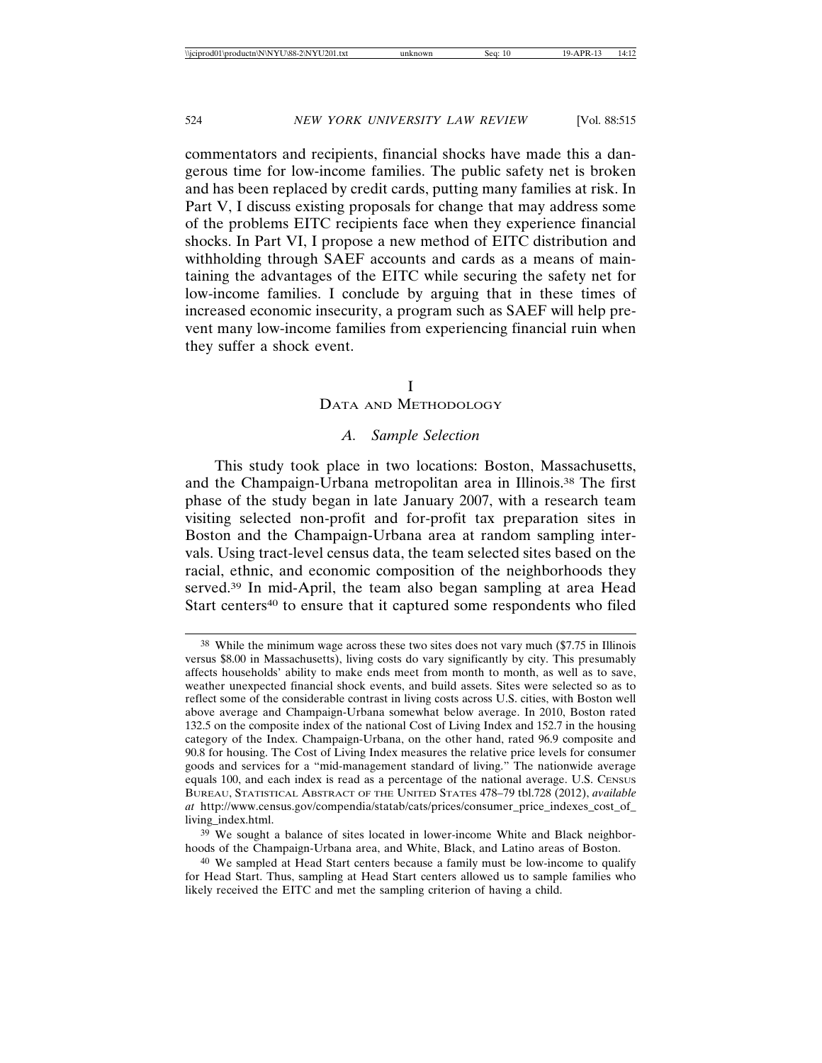commentators and recipients, financial shocks have made this a dangerous time for low-income families. The public safety net is broken and has been replaced by credit cards, putting many families at risk. In Part V, I discuss existing proposals for change that may address some of the problems EITC recipients face when they experience financial shocks. In Part VI, I propose a new method of EITC distribution and withholding through SAEF accounts and cards as a means of maintaining the advantages of the EITC while securing the safety net for low-income families. I conclude by arguing that in these times of increased economic insecurity, a program such as SAEF will help prevent many low-income families from experiencing financial ruin when they suffer a shock event.

## I
## Data and Methodology

### *A. Sample Selection*

This study took place in two locations: Boston, Massachusetts, and the Champaign-Urbana metropolitan area in Illinois.[38] The first phase of the study began in late January 2007, with a research team visiting selected non-profit and for-profit tax preparation sites in Boston and the Champaign-Urbana area at random sampling intervals. Using tract-level census data, the team selected sites based on the racial, ethnic, and economic composition of the neighborhoods they served.[39] In mid-April, the team also began sampling at area Head Start centers[40] to ensure that it captured some respondents who filed

---

[38] While the minimum wage across these two sites does not vary much ($7.75 in Illinois versus $8.00 in Massachusetts), living costs do vary significantly by city. This presumably affects households' ability to make ends meet from month to month, as well as to save, weather unexpected financial shock events, and build assets. Sites were selected so as to reflect some of the considerable contrast in living costs across U.S. cities, with Boston well above average and Champaign-Urbana somewhat below average. In 2010, Boston rated 132.5 on the composite index of the national Cost of Living Index and 152.7 in the housing category of the Index. Champaign-Urbana, on the other hand, rated 96.9 composite and 90.8 for housing. The Cost of Living Index measures the relative price levels for consumer goods and services for a "mid-management standard of living." The nationwide average equals 100, and each index is read as a percentage of the national average. U.S. Census Bureau, Statistical Abstract of the United States 478–79 tbl.728 (2012), *available at* http://www.census.gov/compendia/statab/cats/prices/consumer_price_indexes_cost_of_living_index.html.

[39] We sought a balance of sites located in lower-income White and Black neighborhoods of the Champaign-Urbana area, and White, Black, and Latino areas of Boston.

[40] We sampled at Head Start centers because a family must be low-income to qualify for Head Start. Thus, sampling at Head Start centers allowed us to sample families who likely received the EITC and met the sampling criterion of having a child.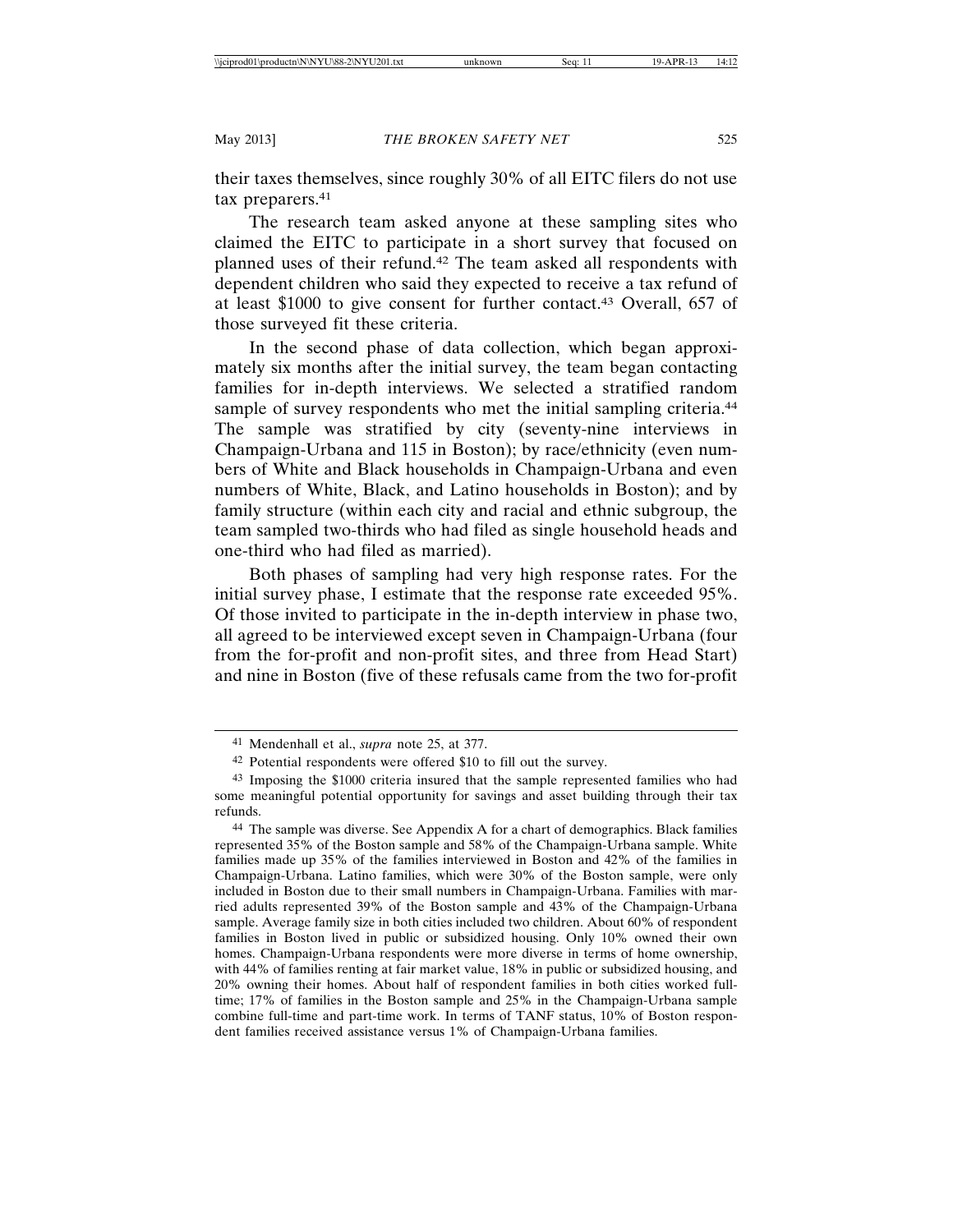their taxes themselves, since roughly 30% of all EITC filers do not use tax preparers.[41]

The research team asked anyone at these sampling sites who claimed the EITC to participate in a short survey that focused on planned uses of their refund.[42] The team asked all respondents with dependent children who said they expected to receive a tax refund of at least $1000 to give consent for further contact.[43] Overall, 657 of those surveyed fit these criteria.

In the second phase of data collection, which began approximately six months after the initial survey, the team began contacting families for in-depth interviews. We selected a stratified random sample of survey respondents who met the initial sampling criteria.[44] The sample was stratified by city (seventy-nine interviews in Champaign-Urbana and 115 in Boston); by race/ethnicity (even numbers of White and Black households in Champaign-Urbana and even numbers of White, Black, and Latino households in Boston); and by family structure (within each city and racial and ethnic subgroup, the team sampled two-thirds who had filed as single household heads and one-third who had filed as married).

Both phases of sampling had very high response rates. For the initial survey phase, I estimate that the response rate exceeded 95%. Of those invited to participate in the in-depth interview in phase two, all agreed to be interviewed except seven in Champaign-Urbana (four from the for-profit and non-profit sites, and three from Head Start) and nine in Boston (five of these refusals came from the two for-profit

---

[41] Mendenhall et al., *supra* note 25, at 377.

[42] Potential respondents were offered $10 to fill out the survey.

[43] Imposing the $1000 criteria insured that the sample represented families who had some meaningful potential opportunity for savings and asset building through their tax refunds.

[44] The sample was diverse. See Appendix A for a chart of demographics. Black families represented 35% of the Boston sample and 58% of the Champaign-Urbana sample. White families made up 35% of the families interviewed in Boston and 42% of the families in Champaign-Urbana. Latino families, which were 30% of the Boston sample, were only included in Boston due to their small numbers in Champaign-Urbana. Families with married adults represented 39% of the Boston sample and 43% of the Champaign-Urbana sample. Average family size in both cities included two children. About 60% of respondent families in Boston lived in public or subsidized housing. Only 10% owned their own homes. Champaign-Urbana respondents were more diverse in terms of home ownership, with 44% of families renting at fair market value, 18% in public or subsidized housing, and 20% owning their homes. About half of respondent families in both cities worked full-time; 17% of families in the Boston sample and 25% in the Champaign-Urbana sample combine full-time and part-time work. In terms of TANF status, 10% of Boston respondent families received assistance versus 1% of Champaign-Urbana families.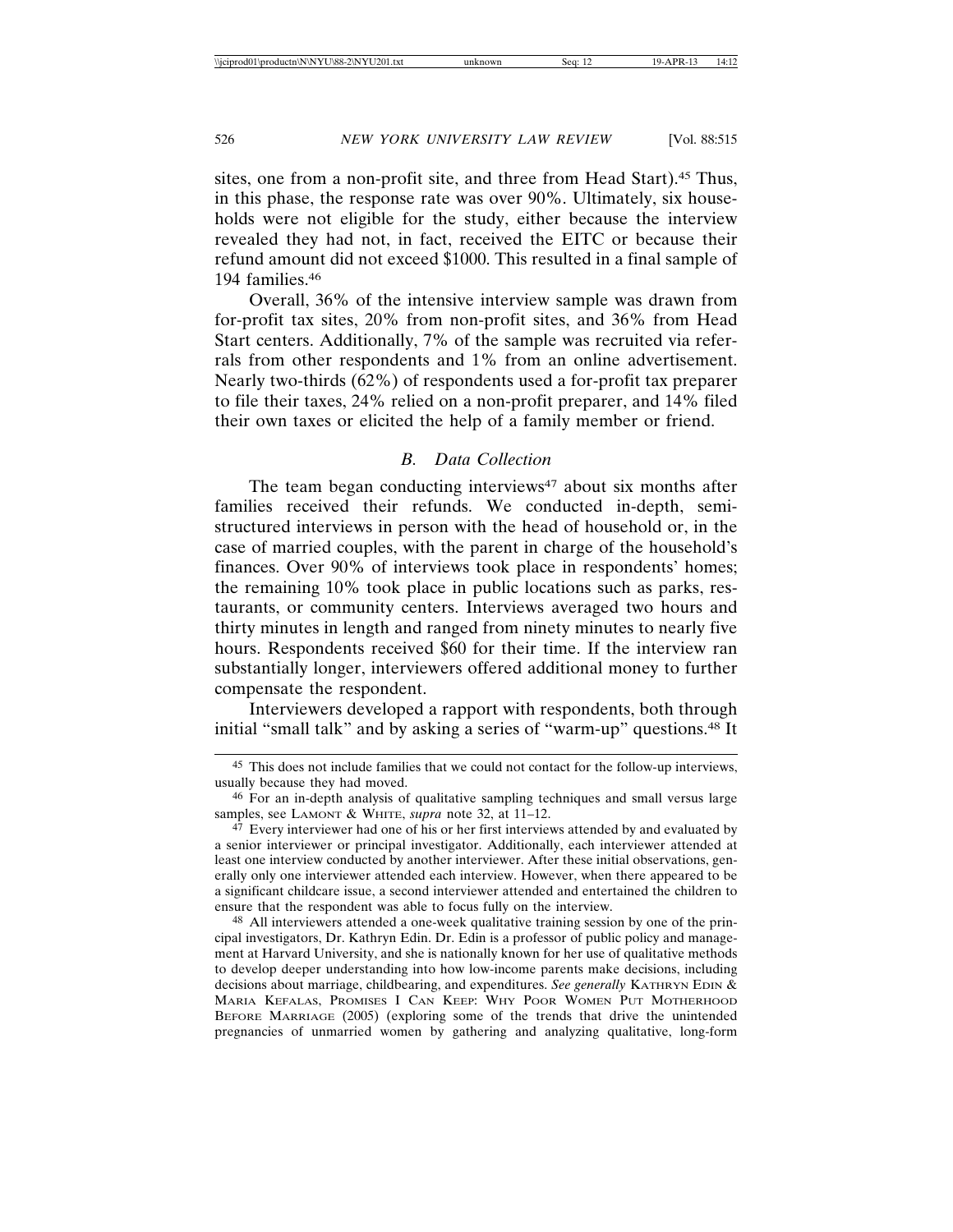sites, one from a non-profit site, and three from Head Start).[45] Thus, in this phase, the response rate was over 90%. Ultimately, six households were not eligible for the study, either because the interview revealed they had not, in fact, received the EITC or because their refund amount did not exceed $1000. This resulted in a final sample of 194 families.[46]

Overall, 36% of the intensive interview sample was drawn from for-profit tax sites, 20% from non-profit sites, and 36% from Head Start centers. Additionally, 7% of the sample was recruited via referrals from other respondents and 1% from an online advertisement. Nearly two-thirds (62%) of respondents used a for-profit tax preparer to file their taxes, 24% relied on a non-profit preparer, and 14% filed their own taxes or elicited the help of a family member or friend.

### *B. Data Collection*

The team began conducting interviews[47] about six months after families received their refunds. We conducted in-depth, semi-structured interviews in person with the head of household or, in the case of married couples, with the parent in charge of the household's finances. Over 90% of interviews took place in respondents' homes; the remaining 10% took place in public locations such as parks, restaurants, or community centers. Interviews averaged two hours and thirty minutes in length and ranged from ninety minutes to nearly five hours. Respondents received $60 for their time. If the interview ran substantially longer, interviewers offered additional money to further compensate the respondent.

Interviewers developed a rapport with respondents, both through initial "small talk" and by asking a series of "warm-up" questions.[48] It

---

[45] This does not include families that we could not contact for the follow-up interviews, usually because they had moved.

[46] For an in-depth analysis of qualitative sampling techniques and small versus large samples, see LAMONT & WHITE, *supra* note 32, at 11–12.

[47] Every interviewer had one of his or her first interviews attended by and evaluated by a senior interviewer or principal investigator. Additionally, each interviewer attended at least one interview conducted by another interviewer. After these initial observations, generally only one interviewer attended each interview. However, when there appeared to be a significant childcare issue, a second interviewer attended and entertained the children to ensure that the respondent was able to focus fully on the interview.

[48] All interviewers attended a one-week qualitative training session by one of the principal investigators, Dr. Kathryn Edin. Dr. Edin is a professor of public policy and management at Harvard University, and she is nationally known for her use of qualitative methods to develop deeper understanding into how low-income parents make decisions, including decisions about marriage, childbearing, and expenditures. *See generally* KATHRYN EDIN & MARIA KEFALAS, PROMISES I CAN KEEP: WHY POOR WOMEN PUT MOTHERHOOD BEFORE MARRIAGE (2005) (exploring some of the trends that drive the unintended pregnancies of unmarried women by gathering and analyzing qualitative, long-form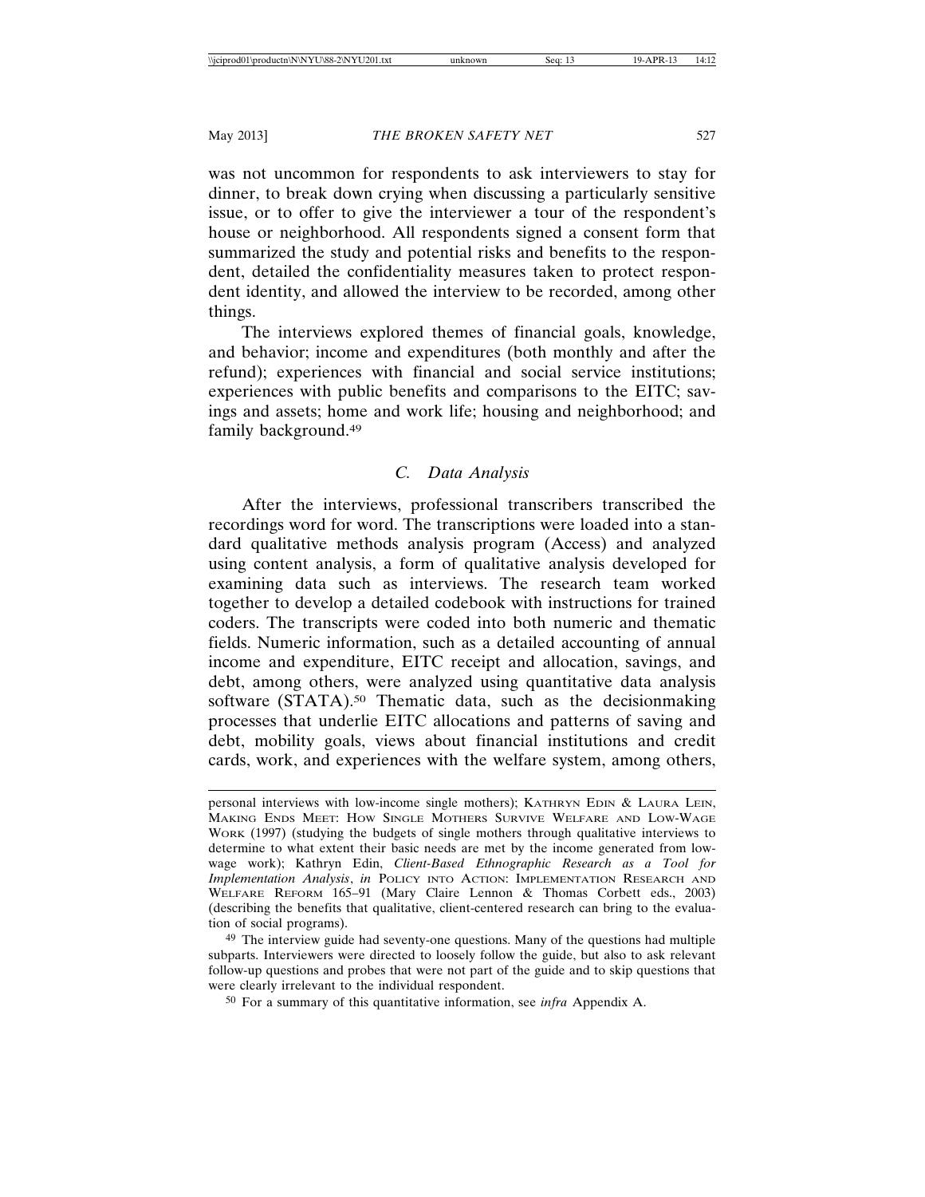was not uncommon for respondents to ask interviewers to stay for dinner, to break down crying when discussing a particularly sensitive issue, or to offer to give the interviewer a tour of the respondent's house or neighborhood. All respondents signed a consent form that summarized the study and potential risks and benefits to the respondent, detailed the confidentiality measures taken to protect respondent identity, and allowed the interview to be recorded, among other things.

The interviews explored themes of financial goals, knowledge, and behavior; income and expenditures (both monthly and after the refund); experiences with financial and social service institutions; experiences with public benefits and comparisons to the EITC; savings and assets; home and work life; housing and neighborhood; and family background.[49]

### C. *Data Analysis*

After the interviews, professional transcribers transcribed the recordings word for word. The transcriptions were loaded into a standard qualitative methods analysis program (Access) and analyzed using content analysis, a form of qualitative analysis developed for examining data such as interviews. The research team worked together to develop a detailed codebook with instructions for trained coders. The transcripts were coded into both numeric and thematic fields. Numeric information, such as a detailed accounting of annual income and expenditure, EITC receipt and allocation, savings, and debt, among others, were analyzed using quantitative data analysis software (STATA).[50] Thematic data, such as the decisionmaking processes that underlie EITC allocations and patterns of saving and debt, mobility goals, views about financial institutions and credit cards, work, and experiences with the welfare system, among others,

---

personal interviews with low-income single mothers); KATHRYN EDIN & LAURA LEIN, MAKING ENDS MEET: HOW SINGLE MOTHERS SURVIVE WELFARE AND LOW-WAGE WORK (1997) (studying the budgets of single mothers through qualitative interviews to determine to what extent their basic needs are met by the income generated from low-wage work); Kathryn Edin, *Client-Based Ethnographic Research as a Tool for Implementation Analysis*, *in* POLICY INTO ACTION: IMPLEMENTATION RESEARCH AND WELFARE REFORM 165–91 (Mary Claire Lennon & Thomas Corbett eds., 2003) (describing the benefits that qualitative, client-centered research can bring to the evaluation of social programs).

[49] The interview guide had seventy-one questions. Many of the questions had multiple subparts. Interviewers were directed to loosely follow the guide, but also to ask relevant follow-up questions and probes that were not part of the guide and to skip questions that were clearly irrelevant to the individual respondent.

[50] For a summary of this quantitative information, see *infra* Appendix A.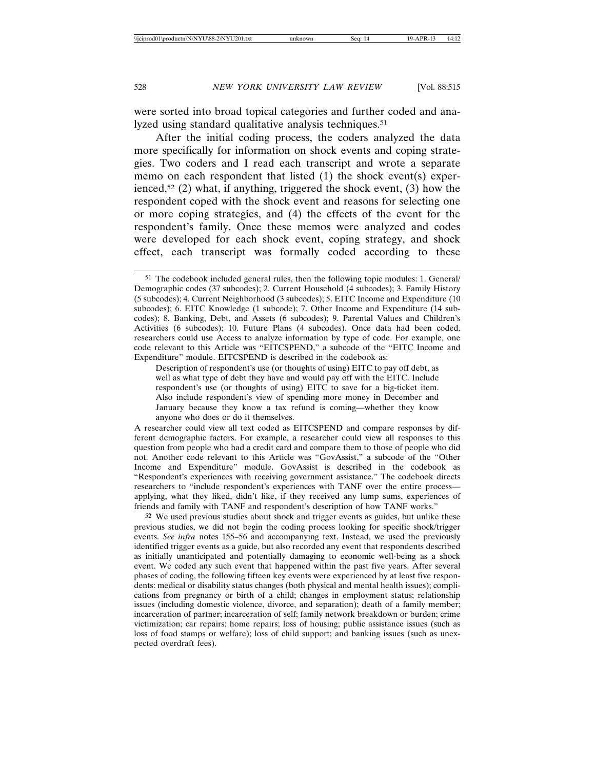were sorted into broad topical categories and further coded and analyzed using standard qualitative analysis techniques.[51]

After the initial coding process, the coders analyzed the data more specifically for information on shock events and coping strategies. Two coders and I read each transcript and wrote a separate memo on each respondent that listed (1) the shock event(s) experienced,[52] (2) what, if anything, triggered the shock event, (3) how the respondent coped with the shock event and reasons for selecting one or more coping strategies, and (4) the effects of the event for the respondent's family. Once these memos were analyzed and codes were developed for each shock event, coping strategy, and shock effect, each transcript was formally coded according to these

---

[51] The codebook included general rules, then the following topic modules: 1. General/Demographic codes (37 subcodes); 2. Current Household (4 subcodes); 3. Family History (5 subcodes); 4. Current Neighborhood (3 subcodes); 5. EITC Income and Expenditure (10 subcodes); 6. EITC Knowledge (1 subcode); 7. Other Income and Expenditure (14 subcodes); 8. Banking, Debt, and Assets (6 subcodes); 9. Parental Values and Children's Activities (6 subcodes); 10. Future Plans (4 subcodes). Once data had been coded, researchers could use Access to analyze information by type of code. For example, one code relevant to this Article was "EITCSPEND," a subcode of the "EITC Income and Expenditure" module. EITCSPEND is described in the codebook as:

> Description of respondent's use (or thoughts of using) EITC to pay off debt, as well as what type of debt they have and would pay off with the EITC. Include respondent's use (or thoughts of using) EITC to save for a big-ticket item. Also include respondent's view of spending more money in December and January because they know a tax refund is coming—whether they know anyone who does or do it themselves.

A researcher could view all text coded as EITCSPEND and compare responses by different demographic factors. For example, a researcher could view all responses to this question from people who had a credit card and compare them to those of people who did not. Another code relevant to this Article was "GovAssist," a subcode of the "Other Income and Expenditure" module. GovAssist is described in the codebook as "Respondent's experiences with receiving government assistance." The codebook directs researchers to "include respondent's experiences with TANF over the entire process—applying, what they liked, didn't like, if they received any lump sums, experiences of friends and family with TANF and respondent's description of how TANF works."

[52] We used previous studies about shock and trigger events as guides, but unlike these previous studies, we did not begin the coding process looking for specific shock/trigger events. *See infra* notes 155–56 and accompanying text. Instead, we used the previously identified trigger events as a guide, but also recorded any event that respondents described as initially unanticipated and potentially damaging to economic well-being as a shock event. We coded any such event that happened within the past five years. After several phases of coding, the following fifteen key events were experienced by at least five respondents: medical or disability status changes (both physical and mental health issues); complications from pregnancy or birth of a child; changes in employment status; relationship issues (including domestic violence, divorce, and separation); death of a family member; incarceration of partner; incarceration of self; family network breakdown or burden; crime victimization; car repairs; home repairs; loss of housing; public assistance issues (such as loss of food stamps or welfare); loss of child support; and banking issues (such as unexpected overdraft fees).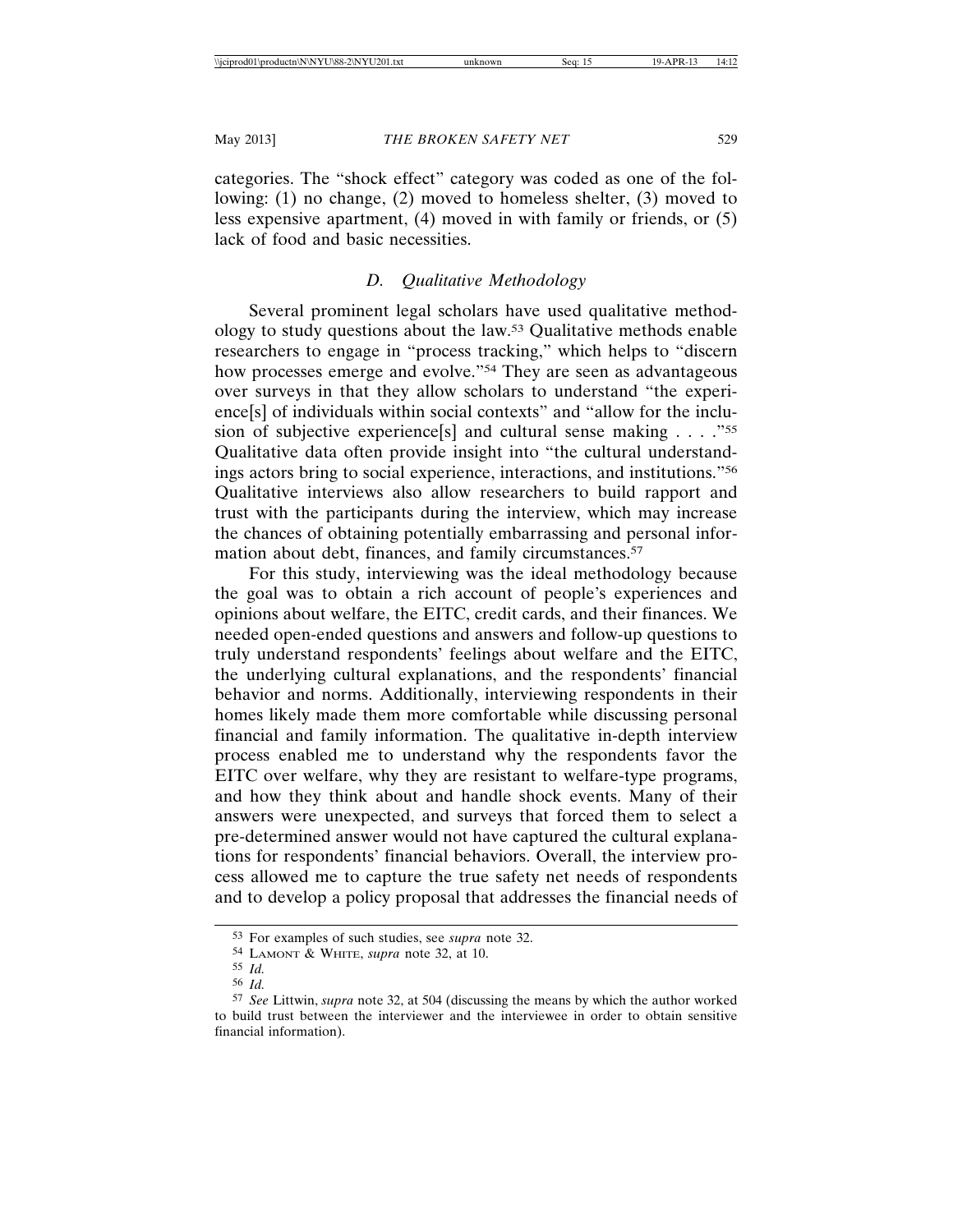categories. The "shock effect" category was coded as one of the following: (1) no change, (2) moved to homeless shelter, (3) moved to less expensive apartment, (4) moved in with family or friends, or (5) lack of food and basic necessities.

### D. *Qualitative Methodology*

Several prominent legal scholars have used qualitative methodology to study questions about the law.[53] Qualitative methods enable researchers to engage in "process tracking," which helps to "discern how processes emerge and evolve."[54] They are seen as advantageous over surveys in that they allow scholars to understand "the experience[s] of individuals within social contexts" and "allow for the inclusion of subjective experience[s] and cultural sense making . . . ."[55] Qualitative data often provide insight into "the cultural understandings actors bring to social experience, interactions, and institutions."[56] Qualitative interviews also allow researchers to build rapport and trust with the participants during the interview, which may increase the chances of obtaining potentially embarrassing and personal information about debt, finances, and family circumstances.[57]

For this study, interviewing was the ideal methodology because the goal was to obtain a rich account of people's experiences and opinions about welfare, the EITC, credit cards, and their finances. We needed open-ended questions and answers and follow-up questions to truly understand respondents' feelings about welfare and the EITC, the underlying cultural explanations, and the respondents' financial behavior and norms. Additionally, interviewing respondents in their homes likely made them more comfortable while discussing personal financial and family information. The qualitative in-depth interview process enabled me to understand why the respondents favor the EITC over welfare, why they are resistant to welfare-type programs, and how they think about and handle shock events. Many of their answers were unexpected, and surveys that forced them to select a pre-determined answer would not have captured the cultural explanations for respondents' financial behaviors. Overall, the interview process allowed me to capture the true safety net needs of respondents and to develop a policy proposal that addresses the financial needs of

---

[53] For examples of such studies, see *supra* note 32.

[54] Lamont & White, *supra* note 32, at 10.

[55] *Id.*

[56] *Id.*

[57] *See* Littwin, *supra* note 32, at 504 (discussing the means by which the author worked to build trust between the interviewer and the interviewee in order to obtain sensitive financial information).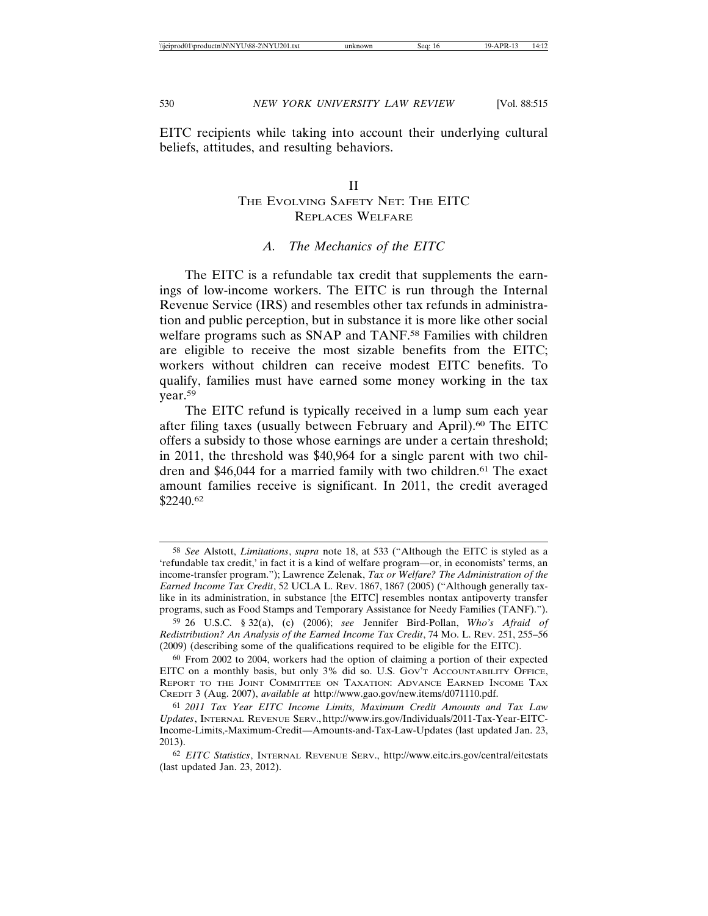EITC recipients while taking into account their underlying cultural beliefs, attitudes, and resulting behaviors.

## II
## The Evolving Safety Net: The EITC Replaces Welfare

### A. *The Mechanics of the EITC*

The EITC is a refundable tax credit that supplements the earnings of low-income workers. The EITC is run through the Internal Revenue Service (IRS) and resembles other tax refunds in administration and public perception, but in substance it is more like other social welfare programs such as SNAP and TANF.[58] Families with children are eligible to receive the most sizable benefits from the EITC; workers without children can receive modest EITC benefits. To qualify, families must have earned some money working in the tax year.[59]

The EITC refund is typically received in a lump sum each year after filing taxes (usually between February and April).[60] The EITC offers a subsidy to those whose earnings are under a certain threshold; in 2011, the threshold was $40,964 for a single parent with two children and $46,044 for a married family with two children.[61] The exact amount families receive is significant. In 2011, the credit averaged $2240.[62]

---

[58] *See* Alstott, *Limitations*, *supra* note 18, at 533 ("Although the EITC is styled as a 'refundable tax credit,' in fact it is a kind of welfare program—or, in economists' terms, an income-transfer program."); Lawrence Zelenak, *Tax or Welfare? The Administration of the Earned Income Tax Credit*, 52 UCLA L. Rev. 1867, 1867 (2005) ("Although generally tax-like in its administration, in substance [the EITC] resembles nontax antipoverty transfer programs, such as Food Stamps and Temporary Assistance for Needy Families (TANF).").

[59] 26 U.S.C. § 32(a), (c) (2006); *see* Jennifer Bird-Pollan, *Who's Afraid of Redistribution? An Analysis of the Earned Income Tax Credit*, 74 Mo. L. Rev. 251, 255–56 (2009) (describing some of the qualifications required to be eligible for the EITC).

[60] From 2002 to 2004, workers had the option of claiming a portion of their expected EITC on a monthly basis, but only 3% did so. U.S. Gov't Accountability Office, Report to the Joint Committee on Taxation: Advance Earned Income Tax Credit 3 (Aug. 2007), *available at* http://www.gao.gov/new.items/d071110.pdf.

[61] *2011 Tax Year EITC Income Limits, Maximum Credit Amounts and Tax Law Updates*, Internal Revenue Serv., http://www.irs.gov/Individuals/2011-Tax-Year-EITC-Income-Limits,-Maximum-Credit—Amounts-and-Tax-Law-Updates (last updated Jan. 23, 2013).

[62] *EITC Statistics*, Internal Revenue Serv., http://www.eitc.irs.gov/central/eitcstats (last updated Jan. 23, 2012).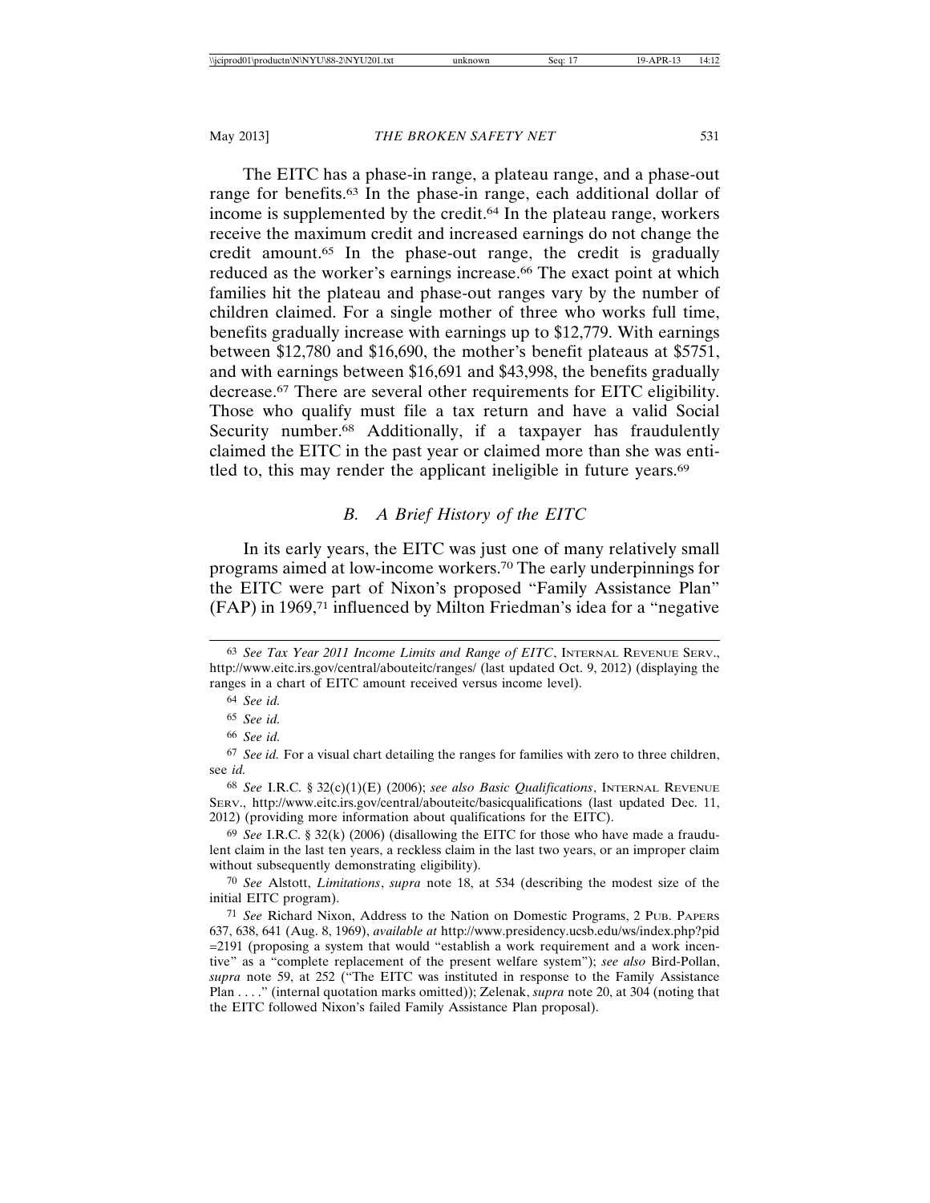The EITC has a phase-in range, a plateau range, and a phase-out range for benefits.[63] In the phase-in range, each additional dollar of income is supplemented by the credit.[64] In the plateau range, workers receive the maximum credit and increased earnings do not change the credit amount.[65] In the phase-out range, the credit is gradually reduced as the worker's earnings increase.[66] The exact point at which families hit the plateau and phase-out ranges vary by the number of children claimed. For a single mother of three who works full time, benefits gradually increase with earnings up to $12,779. With earnings between $12,780 and $16,690, the mother's benefit plateaus at $5751, and with earnings between $16,691 and $43,998, the benefits gradually decrease.[67] There are several other requirements for EITC eligibility. Those who qualify must file a tax return and have a valid Social Security number.[68] Additionally, if a taxpayer has fraudulently claimed the EITC in the past year or claimed more than she was entitled to, this may render the applicant ineligible in future years.[69]

### *B. A Brief History of the EITC*

In its early years, the EITC was just one of many relatively small programs aimed at low-income workers.[70] The early underpinnings for the EITC were part of Nixon's proposed "Family Assistance Plan" (FAP) in 1969,[71] influenced by Milton Friedman's idea for a "negative

---

[63] *See Tax Year 2011 Income Limits and Range of EITC*, INTERNAL REVENUE SERV., http://www.eitc.irs.gov/central/abouteitc/ranges/ (last updated Oct. 9, 2012) (displaying the ranges in a chart of EITC amount received versus income level).

[64] *See id.*

[65] *See id.*

[66] *See id.*

[67] *See id.* For a visual chart detailing the ranges for families with zero to three children, see *id.*

[68] *See* I.R.C. § 32(c)(1)(E) (2006); *see also Basic Qualifications*, INTERNAL REVENUE SERV., http://www.eitc.irs.gov/central/abouteitc/basicqualifications (last updated Dec. 11, 2012) (providing more information about qualifications for the EITC).

[69] *See* I.R.C. § 32(k) (2006) (disallowing the EITC for those who have made a fraudulent claim in the last ten years, a reckless claim in the last two years, or an improper claim without subsequently demonstrating eligibility).

[70] *See* Alstott, *Limitations*, *supra* note 18, at 534 (describing the modest size of the initial EITC program).

[71] *See* Richard Nixon, Address to the Nation on Domestic Programs, 2 PUB. PAPERS 637, 638, 641 (Aug. 8, 1969), *available at* http://www.presidency.ucsb.edu/ws/index.php?pid=2191 (proposing a system that would "establish a work requirement and a work incentive" as a "complete replacement of the present welfare system"); *see also* Bird-Pollan, *supra* note 59, at 252 ("The EITC was instituted in response to the Family Assistance Plan . . . ." (internal quotation marks omitted)); Zelenak, *supra* note 20, at 304 (noting that the EITC followed Nixon's failed Family Assistance Plan proposal).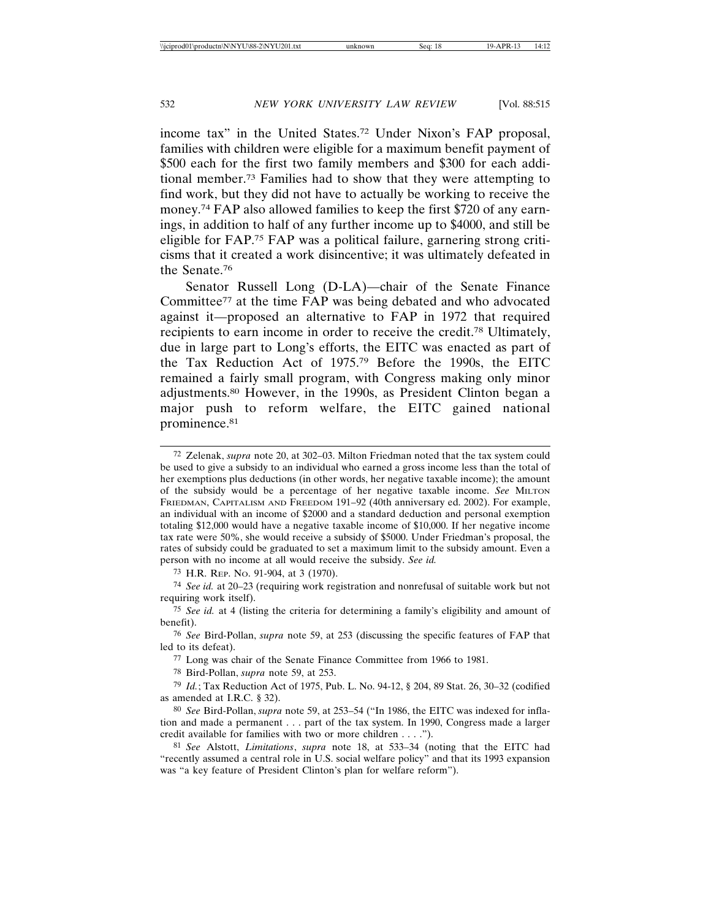income tax" in the United States.[72] Under Nixon's FAP proposal, families with children were eligible for a maximum benefit payment of $500 each for the first two family members and $300 for each additional member.[73] Families had to show that they were attempting to find work, but they did not have to actually be working to receive the money.[74] FAP also allowed families to keep the first $720 of any earnings, in addition to half of any further income up to $4000, and still be eligible for FAP.[75] FAP was a political failure, garnering strong criticisms that it created a work disincentive; it was ultimately defeated in the Senate.[76]

Senator Russell Long (D-LA)—chair of the Senate Finance Committee[77] at the time FAP was being debated and who advocated against it—proposed an alternative to FAP in 1972 that required recipients to earn income in order to receive the credit.[78] Ultimately, due in large part to Long's efforts, the EITC was enacted as part of the Tax Reduction Act of 1975.[79] Before the 1990s, the EITC remained a fairly small program, with Congress making only minor adjustments.[80] However, in the 1990s, as President Clinton began a major push to reform welfare, the EITC gained national prominence.[81]

---

[72] Zelenak, *supra* note 20, at 302–03. Milton Friedman noted that the tax system could be used to give a subsidy to an individual who earned a gross income less than the total of her exemptions plus deductions (in other words, her negative taxable income); the amount of the subsidy would be a percentage of her negative taxable income. *See* MILTON FRIEDMAN, CAPITALISM AND FREEDOM 191–92 (40th anniversary ed. 2002). For example, an individual with an income of $2000 and a standard deduction and personal exemption totaling $12,000 would have a negative taxable income of $10,000. If her negative income tax rate were 50%, she would receive a subsidy of $5000. Under Friedman's proposal, the rates of subsidy could be graduated to set a maximum limit to the subsidy amount. Even a person with no income at all would receive the subsidy. *See id.*

[73] H.R. REP. NO. 91-904, at 3 (1970).

[74] *See id.* at 20–23 (requiring work registration and nonrefusal of suitable work but not requiring work itself).

[75] *See id.* at 4 (listing the criteria for determining a family's eligibility and amount of benefit).

[76] *See* Bird-Pollan, *supra* note 59, at 253 (discussing the specific features of FAP that led to its defeat).

[77] Long was chair of the Senate Finance Committee from 1966 to 1981.

[78] Bird-Pollan, *supra* note 59, at 253.

[79] *Id.*; Tax Reduction Act of 1975, Pub. L. No. 94-12, § 204, 89 Stat. 26, 30–32 (codified as amended at I.R.C. § 32).

[80] *See* Bird-Pollan, *supra* note 59, at 253–54 ("In 1986, the EITC was indexed for inflation and made a permanent . . . part of the tax system. In 1990, Congress made a larger credit available for families with two or more children . . . .").

[81] *See* Alstott, *Limitations*, *supra* note 18, at 533–34 (noting that the EITC had "recently assumed a central role in U.S. social welfare policy" and that its 1993 expansion was "a key feature of President Clinton's plan for welfare reform").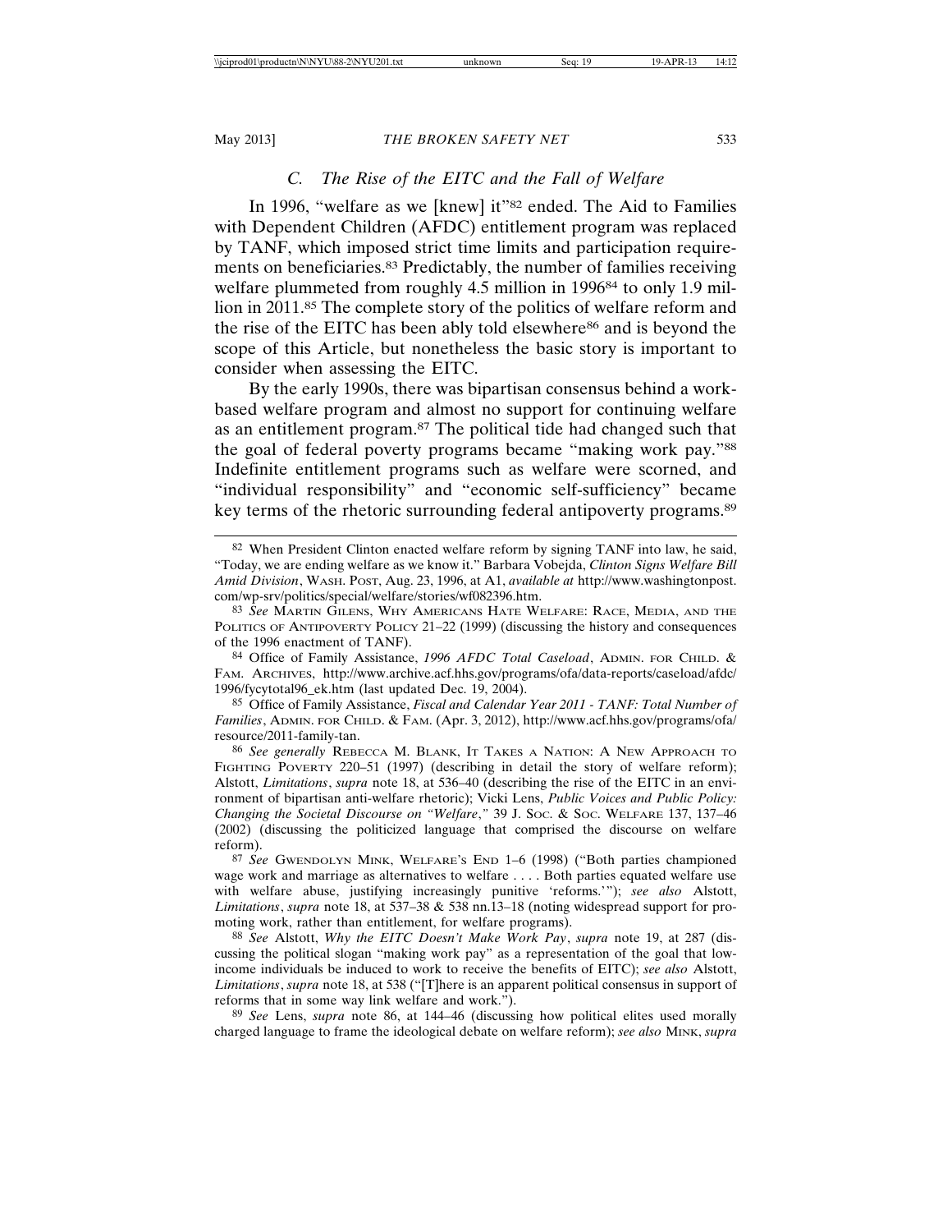### C. The Rise of the EITC and the Fall of Welfare

In 1996, "welfare as we [knew] it"[82] ended. The Aid to Families with Dependent Children (AFDC) entitlement program was replaced by TANF, which imposed strict time limits and participation requirements on beneficiaries.[83] Predictably, the number of families receiving welfare plummeted from roughly 4.5 million in 1996[84] to only 1.9 million in 2011.[85] The complete story of the politics of welfare reform and the rise of the EITC has been ably told elsewhere[86] and is beyond the scope of this Article, but nonetheless the basic story is important to consider when assessing the EITC.

By the early 1990s, there was bipartisan consensus behind a work-based welfare program and almost no support for continuing welfare as an entitlement program.[87] The political tide had changed such that the goal of federal poverty programs became "making work pay."[88] Indefinite entitlement programs such as welfare were scorned, and "individual responsibility" and "economic self-sufficiency" became key terms of the rhetoric surrounding federal antipoverty programs.[89]

---

[82] When President Clinton enacted welfare reform by signing TANF into law, he said, "Today, we are ending welfare as we know it." Barbara Vobejda, *Clinton Signs Welfare Bill Amid Division*, WASH. POST, Aug. 23, 1996, at A1, *available at* http://www.washingtonpost.com/wp-srv/politics/special/welfare/stories/wf082396.htm.

[83] *See* MARTIN GILENS, WHY AMERICANS HATE WELFARE: RACE, MEDIA, AND THE POLITICS OF ANTIPOVERTY POLICY 21–22 (1999) (discussing the history and consequences of the 1996 enactment of TANF).

[84] Office of Family Assistance, *1996 AFDC Total Caseload*, ADMIN. FOR CHILD. & FAM. ARCHIVES, http://www.archive.acf.hhs.gov/programs/ofa/data-reports/caseload/afdc/1996/fycytotal96_ek.htm (last updated Dec. 19, 2004).

[85] Office of Family Assistance, *Fiscal and Calendar Year 2011 - TANF: Total Number of Families*, ADMIN. FOR CHILD. & FAM. (Apr. 3, 2012), http://www.acf.hhs.gov/programs/ofa/resource/2011-family-tan.

[86] *See generally* REBECCA M. BLANK, IT TAKES A NATION: A NEW APPROACH TO FIGHTING POVERTY 220–51 (1997) (describing in detail the story of welfare reform); Alstott, *Limitations*, *supra* note 18, at 536–40 (describing the rise of the EITC in an environment of bipartisan anti-welfare rhetoric); Vicki Lens, *Public Voices and Public Policy: Changing the Societal Discourse on "Welfare*,*"* 39 J. SOC. & SOC. WELFARE 137, 137–46 (2002) (discussing the politicized language that comprised the discourse on welfare reform).

[87] *See* GWENDOLYN MINK, WELFARE'S END 1–6 (1998) ("Both parties championed wage work and marriage as alternatives to welfare . . . . Both parties equated welfare use with welfare abuse, justifying increasingly punitive 'reforms.'"); *see also* Alstott, *Limitations*, *supra* note 18, at 537–38 & 538 nn.13–18 (noting widespread support for promoting work, rather than entitlement, for welfare programs).

[88] *See* Alstott, *Why the EITC Doesn't Make Work Pay*, *supra* note 19, at 287 (discussing the political slogan "making work pay" as a representation of the goal that low-income individuals be induced to work to receive the benefits of EITC); *see also* Alstott, *Limitations*, *supra* note 18, at 538 ("[T]here is an apparent political consensus in support of reforms that in some way link welfare and work.").

[89] *See* Lens, *supra* note 86, at 144–46 (discussing how political elites used morally charged language to frame the ideological debate on welfare reform); *see also* MINK, *supra*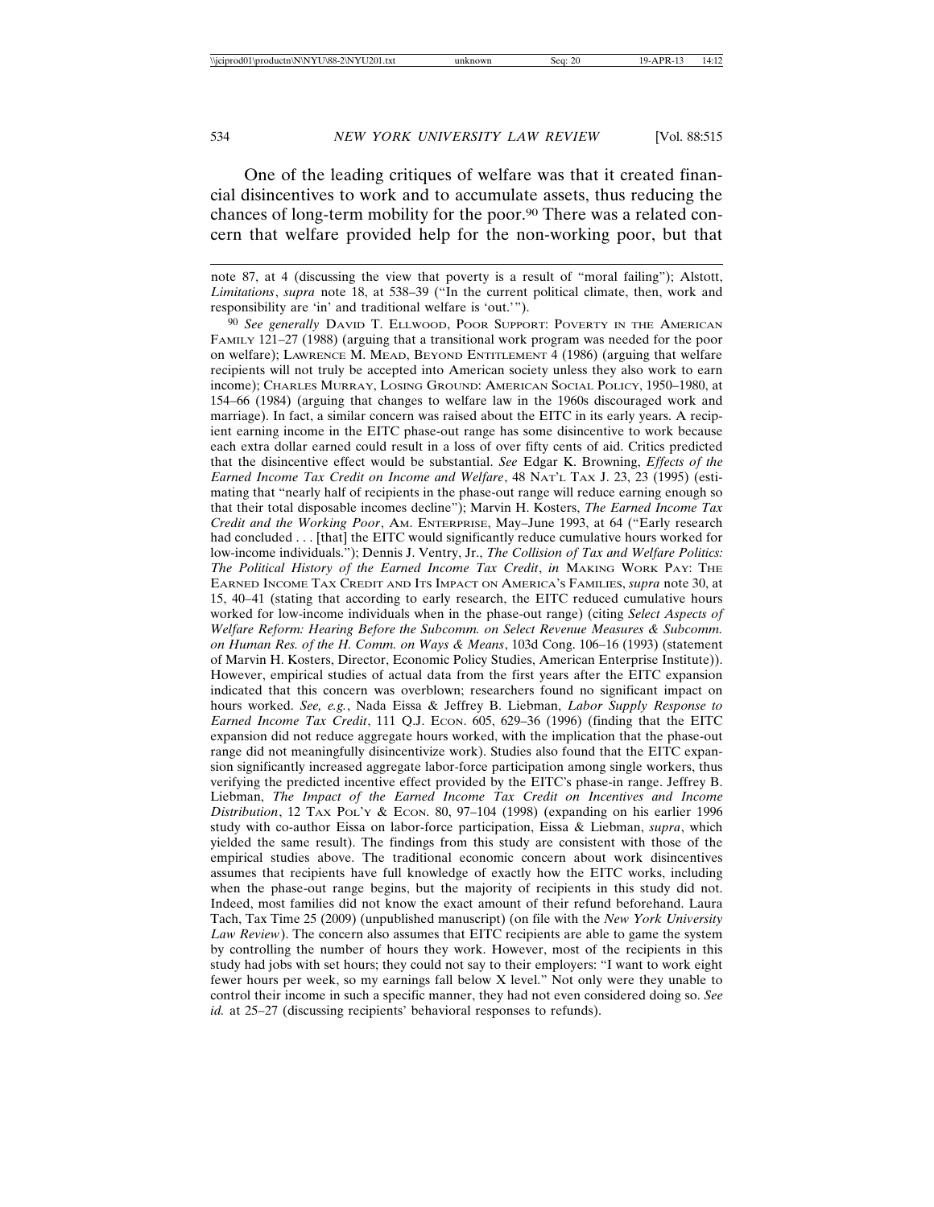One of the leading critiques of welfare was that it created financial disincentives to work and to accumulate assets, thus reducing the chances of long-term mobility for the poor.[90] There was a related concern that welfare provided help for the non-working poor, but that

---

note 87, at 4 (discussing the view that poverty is a result of "moral failing"); Alstott, *Limitations*, *supra* note 18, at 538–39 ("In the current political climate, then, work and responsibility are 'in' and traditional welfare is 'out.'").

[90] *See generally* DAVID T. ELLWOOD, POOR SUPPORT: POVERTY IN THE AMERICAN FAMILY 121–27 (1988) (arguing that a transitional work program was needed for the poor on welfare); LAWRENCE M. MEAD, BEYOND ENTITLEMENT 4 (1986) (arguing that welfare recipients will not truly be accepted into American society unless they also work to earn income); CHARLES MURRAY, LOSING GROUND: AMERICAN SOCIAL POLICY, 1950–1980, at 154–66 (1984) (arguing that changes to welfare law in the 1960s discouraged work and marriage). In fact, a similar concern was raised about the EITC in its early years. A recipient earning income in the EITC phase-out range has some disincentive to work because each extra dollar earned could result in a loss of over fifty cents of aid. Critics predicted that the disincentive effect would be substantial. *See* Edgar K. Browning, *Effects of the Earned Income Tax Credit on Income and Welfare*, 48 NAT'L TAX J. 23, 23 (1995) (estimating that "nearly half of recipients in the phase-out range will reduce earning enough so that their total disposable incomes decline"); Marvin H. Kosters, *The Earned Income Tax Credit and the Working Poor*, AM. ENTERPRISE, May–June 1993, at 64 ("Early research had concluded . . . [that] the EITC would significantly reduce cumulative hours worked for low-income individuals."); Dennis J. Ventry, Jr., *The Collision of Tax and Welfare Politics: The Political History of the Earned Income Tax Credit*, *in* MAKING WORK PAY: THE EARNED INCOME TAX CREDIT AND ITS IMPACT ON AMERICA'S FAMILIES, *supra* note 30, at 15, 40–41 (stating that according to early research, the EITC reduced cumulative hours worked for low-income individuals when in the phase-out range) (citing *Select Aspects of Welfare Reform: Hearing Before the Subcomm. on Select Revenue Measures & Subcomm. on Human Res. of the H. Comm. on Ways & Means*, 103d Cong. 106–16 (1993) (statement of Marvin H. Kosters, Director, Economic Policy Studies, American Enterprise Institute)). However, empirical studies of actual data from the first years after the EITC expansion indicated that this concern was overblown; researchers found no significant impact on hours worked. *See, e.g.*, Nada Eissa & Jeffrey B. Liebman, *Labor Supply Response to Earned Income Tax Credit*, 111 Q.J. ECON. 605, 629–36 (1996) (finding that the EITC expansion did not reduce aggregate hours worked, with the implication that the phase-out range did not meaningfully disincentivize work). Studies also found that the EITC expansion significantly increased aggregate labor-force participation among single workers, thus verifying the predicted incentive effect provided by the EITC's phase-in range. Jeffrey B. Liebman, *The Impact of the Earned Income Tax Credit on Incentives and Income Distribution*, 12 TAX POL'Y & ECON. 80, 97–104 (1998) (expanding on his earlier 1996 study with co-author Eissa on labor-force participation, Eissa & Liebman, *supra*, which yielded the same result). The findings from this study are consistent with those of the empirical studies above. The traditional economic concern about work disincentives assumes that recipients have full knowledge of exactly how the EITC works, including when the phase-out range begins, but the majority of recipients in this study did not. Indeed, most families did not know the exact amount of their refund beforehand. Laura Tach, Tax Time 25 (2009) (unpublished manuscript) (on file with the *New York University Law Review*). The concern also assumes that EITC recipients are able to game the system by controlling the number of hours they work. However, most of the recipients in this study had jobs with set hours; they could not say to their employers: "I want to work eight fewer hours per week, so my earnings fall below X level." Not only were they unable to control their income in such a specific manner, they had not even considered doing so. *See id.* at 25–27 (discussing recipients' behavioral responses to refunds).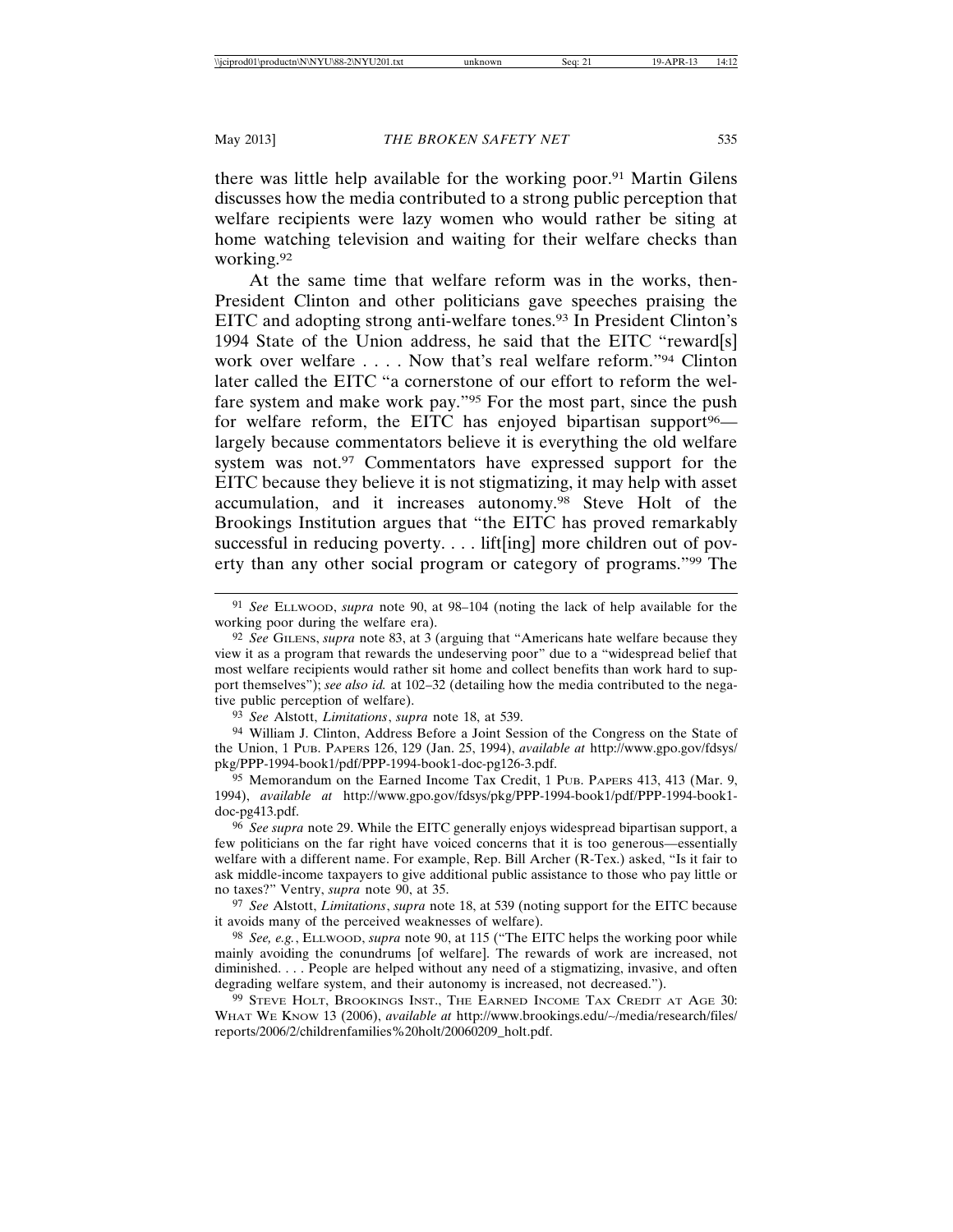there was little help available for the working poor.[91] Martin Gilens discusses how the media contributed to a strong public perception that welfare recipients were lazy women who would rather be siting at home watching television and waiting for their welfare checks than working.[92]

At the same time that welfare reform was in the works, then-President Clinton and other politicians gave speeches praising the EITC and adopting strong anti-welfare tones.[93] In President Clinton's 1994 State of the Union address, he said that the EITC "reward[s] work over welfare . . . . Now that's real welfare reform."[94] Clinton later called the EITC "a cornerstone of our effort to reform the welfare system and make work pay."[95] For the most part, since the push for welfare reform, the EITC has enjoyed bipartisan support[96]—largely because commentators believe it is everything the old welfare system was not.[97] Commentators have expressed support for the EITC because they believe it is not stigmatizing, it may help with asset accumulation, and it increases autonomy.[98] Steve Holt of the Brookings Institution argues that "the EITC has proved remarkably successful in reducing poverty. . . . lift[ing] more children out of poverty than any other social program or category of programs."[99] The

---

[91] *See* Ellwood, *supra* note 90, at 98–104 (noting the lack of help available for the working poor during the welfare era).

[92] *See* Gilens, *supra* note 83, at 3 (arguing that "Americans hate welfare because they view it as a program that rewards the undeserving poor" due to a "widespread belief that most welfare recipients would rather sit home and collect benefits than work hard to support themselves"); *see also id.* at 102–32 (detailing how the media contributed to the negative public perception of welfare).

[93] *See* Alstott, *Limitations*, *supra* note 18, at 539.

[94] William J. Clinton, Address Before a Joint Session of the Congress on the State of the Union, 1 Pub. Papers 126, 129 (Jan. 25, 1994), *available at* http://www.gpo.gov/fdsys/pkg/PPP-1994-book1/pdf/PPP-1994-book1-doc-pg126-3.pdf.

[95] Memorandum on the Earned Income Tax Credit, 1 Pub. Papers 413, 413 (Mar. 9, 1994), *available at* http://www.gpo.gov/fdsys/pkg/PPP-1994-book1/pdf/PPP-1994-book1-doc-pg413.pdf.

[96] *See supra* note 29. While the EITC generally enjoys widespread bipartisan support, a few politicians on the far right have voiced concerns that it is too generous—essentially welfare with a different name. For example, Rep. Bill Archer (R-Tex.) asked, "Is it fair to ask middle-income taxpayers to give additional public assistance to those who pay little or no taxes?" Ventry, *supra* note 90, at 35.

[97] *See* Alstott, *Limitations*, *supra* note 18, at 539 (noting support for the EITC because it avoids many of the perceived weaknesses of welfare).

[98] *See, e.g.*, Ellwood, *supra* note 90, at 115 ("The EITC helps the working poor while mainly avoiding the conundrums [of welfare]. The rewards of work are increased, not diminished. . . . People are helped without any need of a stigmatizing, invasive, and often degrading welfare system, and their autonomy is increased, not decreased.").

[99] Steve Holt, Brookings Inst., The Earned Income Tax Credit at Age 30: What We Know 13 (2006), *available at* http://www.brookings.edu/~/media/research/files/reports/2006/2/childrenfamilies%20holt/20060209_holt.pdf.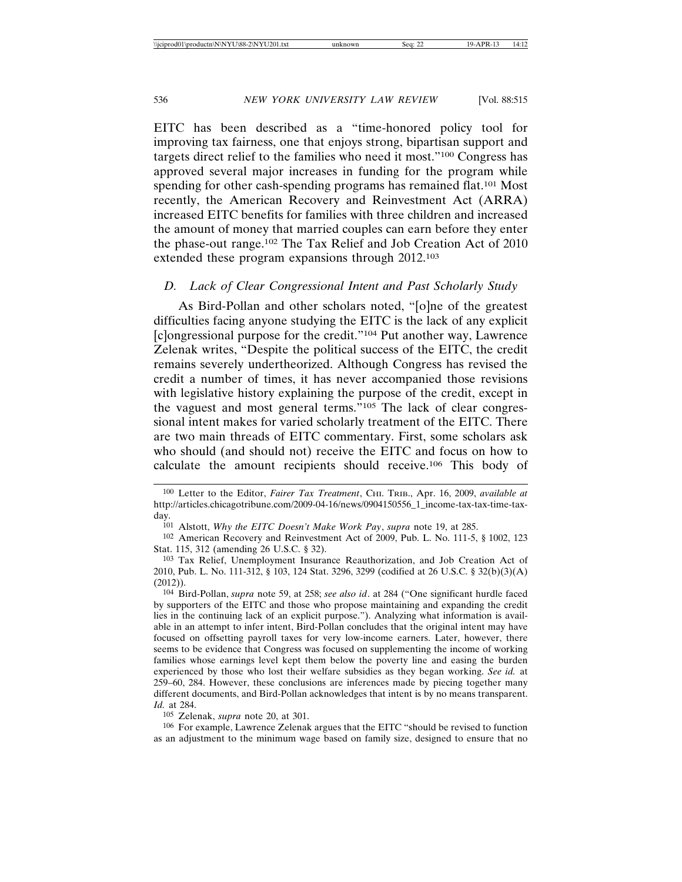EITC has been described as a "time-honored policy tool for improving tax fairness, one that enjoys strong, bipartisan support and targets direct relief to the families who need it most."[100] Congress has approved several major increases in funding for the program while spending for other cash-spending programs has remained flat.[101] Most recently, the American Recovery and Reinvestment Act (ARRA) increased EITC benefits for families with three children and increased the amount of money that married couples can earn before they enter the phase-out range.[102] The Tax Relief and Job Creation Act of 2010 extended these program expansions through 2012.[103]

### *D. Lack of Clear Congressional Intent and Past Scholarly Study*

As Bird-Pollan and other scholars noted, "[o]ne of the greatest difficulties facing anyone studying the EITC is the lack of any explicit [c]ongressional purpose for the credit."[104] Put another way, Lawrence Zelenak writes, "Despite the political success of the EITC, the credit remains severely undertheorized. Although Congress has revised the credit a number of times, it has never accompanied those revisions with legislative history explaining the purpose of the credit, except in the vaguest and most general terms."[105] The lack of clear congressional intent makes for varied scholarly treatment of the EITC. There are two main threads of EITC commentary. First, some scholars ask who should (and should not) receive the EITC and focus on how to calculate the amount recipients should receive.[106] This body of

---

[100] Letter to the Editor, *Fairer Tax Treatment*, CHI. TRIB., Apr. 16, 2009, *available at* http://articles.chicagotribune.com/2009-04-16/news/0904150556_1_income-tax-tax-time-tax-day.

[101] Alstott, *Why the EITC Doesn't Make Work Pay*, *supra* note 19, at 285.

[102] American Recovery and Reinvestment Act of 2009, Pub. L. No. 111-5, § 1002, 123 Stat. 115, 312 (amending 26 U.S.C. § 32).

[103] Tax Relief, Unemployment Insurance Reauthorization, and Job Creation Act of 2010, Pub. L. No. 111-312, § 103, 124 Stat. 3296, 3299 (codified at 26 U.S.C. § 32(b)(3)(A) (2012)).

[104] Bird-Pollan, *supra* note 59, at 258; *see also id*. at 284 ("One significant hurdle faced by supporters of the EITC and those who propose maintaining and expanding the credit lies in the continuing lack of an explicit purpose."). Analyzing what information is available in an attempt to infer intent, Bird-Pollan concludes that the original intent may have focused on offsetting payroll taxes for very low-income earners. Later, however, there seems to be evidence that Congress was focused on supplementing the income of working families whose earnings level kept them below the poverty line and easing the burden experienced by those who lost their welfare subsidies as they began working. *See id.* at 259–60, 284. However, these conclusions are inferences made by piecing together many different documents, and Bird-Pollan acknowledges that intent is by no means transparent. *Id.* at 284.

[105] Zelenak, *supra* note 20, at 301.

[106] For example, Lawrence Zelenak argues that the EITC "should be revised to function as an adjustment to the minimum wage based on family size, designed to ensure that no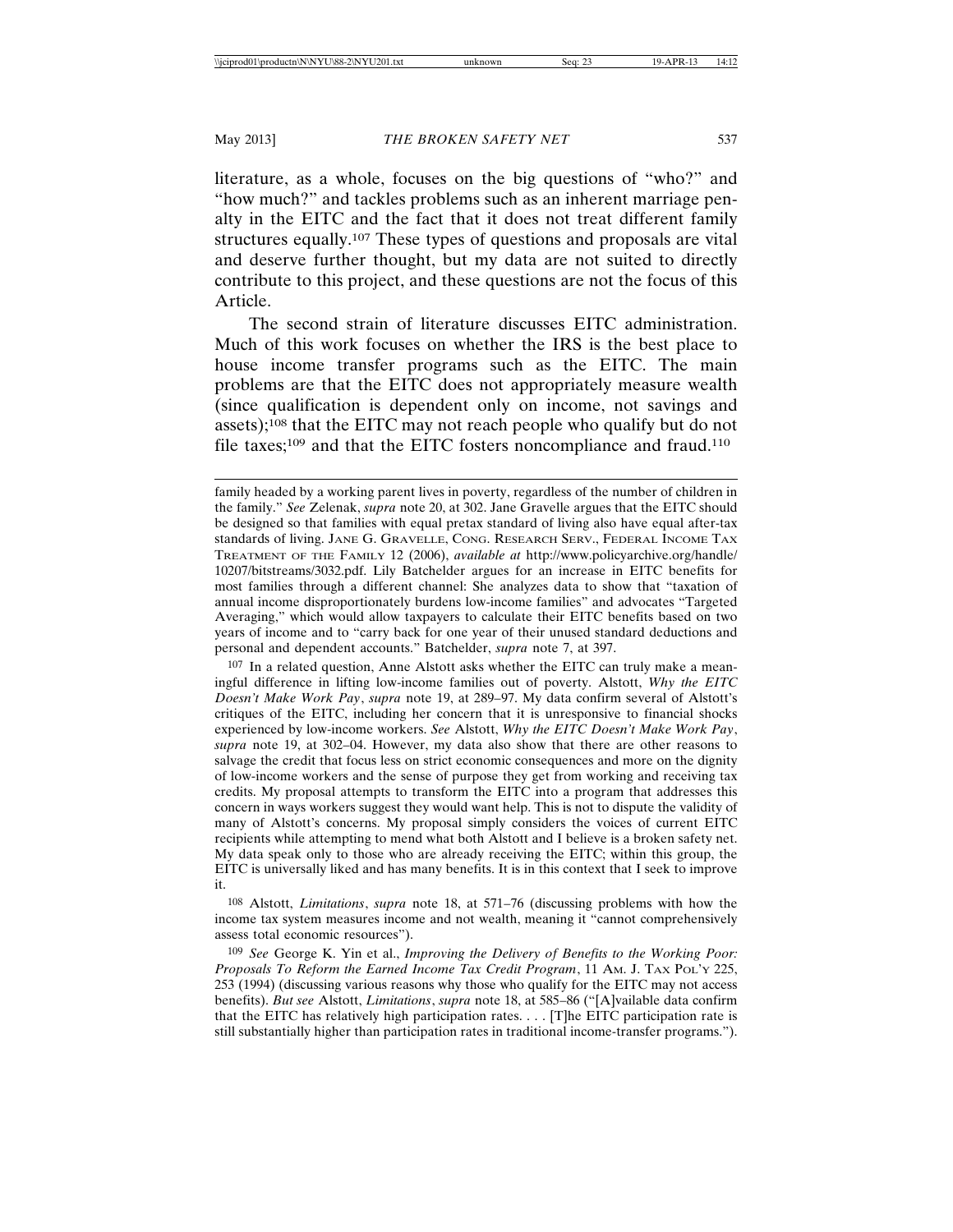literature, as a whole, focuses on the big questions of "who?" and "how much?" and tackles problems such as an inherent marriage penalty in the EITC and the fact that it does not treat different family structures equally.[107] These types of questions and proposals are vital and deserve further thought, but my data are not suited to directly contribute to this project, and these questions are not the focus of this Article.

The second strain of literature discusses EITC administration. Much of this work focuses on whether the IRS is the best place to house income transfer programs such as the EITC. The main problems are that the EITC does not appropriately measure wealth (since qualification is dependent only on income, not savings and assets);[108] that the EITC may not reach people who qualify but do not file taxes;[109] and that the EITC fosters noncompliance and fraud.[110]

---

family headed by a working parent lives in poverty, regardless of the number of children in the family." *See* Zelenak, *supra* note 20, at 302. Jane Gravelle argues that the EITC should be designed so that families with equal pretax standard of living also have equal after-tax standards of living. JANE G. GRAVELLE, CONG. RESEARCH SERV., FEDERAL INCOME TAX TREATMENT OF THE FAMILY 12 (2006), *available at* http://www.policyarchive.org/handle/10207/bitstreams/3032.pdf. Lily Batchelder argues for an increase in EITC benefits for most families through a different channel: She analyzes data to show that "taxation of annual income disproportionately burdens low-income families" and advocates "Targeted Averaging," which would allow taxpayers to calculate their EITC benefits based on two years of income and to "carry back for one year of their unused standard deductions and personal and dependent accounts." Batchelder, *supra* note 7, at 397.

[107] In a related question, Anne Alstott asks whether the EITC can truly make a meaningful difference in lifting low-income families out of poverty. Alstott, *Why the EITC Doesn't Make Work Pay*, *supra* note 19, at 289–97. My data confirm several of Alstott's critiques of the EITC, including her concern that it is unresponsive to financial shocks experienced by low-income workers. *See* Alstott, *Why the EITC Doesn't Make Work Pay*, *supra* note 19, at 302–04. However, my data also show that there are other reasons to salvage the credit that focus less on strict economic consequences and more on the dignity of low-income workers and the sense of purpose they get from working and receiving tax credits. My proposal attempts to transform the EITC into a program that addresses this concern in ways workers suggest they would want help. This is not to dispute the validity of many of Alstott's concerns. My proposal simply considers the voices of current EITC recipients while attempting to mend what both Alstott and I believe is a broken safety net. My data speak only to those who are already receiving the EITC; within this group, the EITC is universally liked and has many benefits. It is in this context that I seek to improve it.

[108] Alstott, *Limitations*, *supra* note 18, at 571–76 (discussing problems with how the income tax system measures income and not wealth, meaning it "cannot comprehensively assess total economic resources").

[109] *See* George K. Yin et al., *Improving the Delivery of Benefits to the Working Poor: Proposals To Reform the Earned Income Tax Credit Program*, 11 AM. J. TAX POL'Y 225, 253 (1994) (discussing various reasons why those who qualify for the EITC may not access benefits). *But see* Alstott, *Limitations*, *supra* note 18, at 585–86 ("[A]vailable data confirm that the EITC has relatively high participation rates. . . . [T]he EITC participation rate is still substantially higher than participation rates in traditional income-transfer programs.").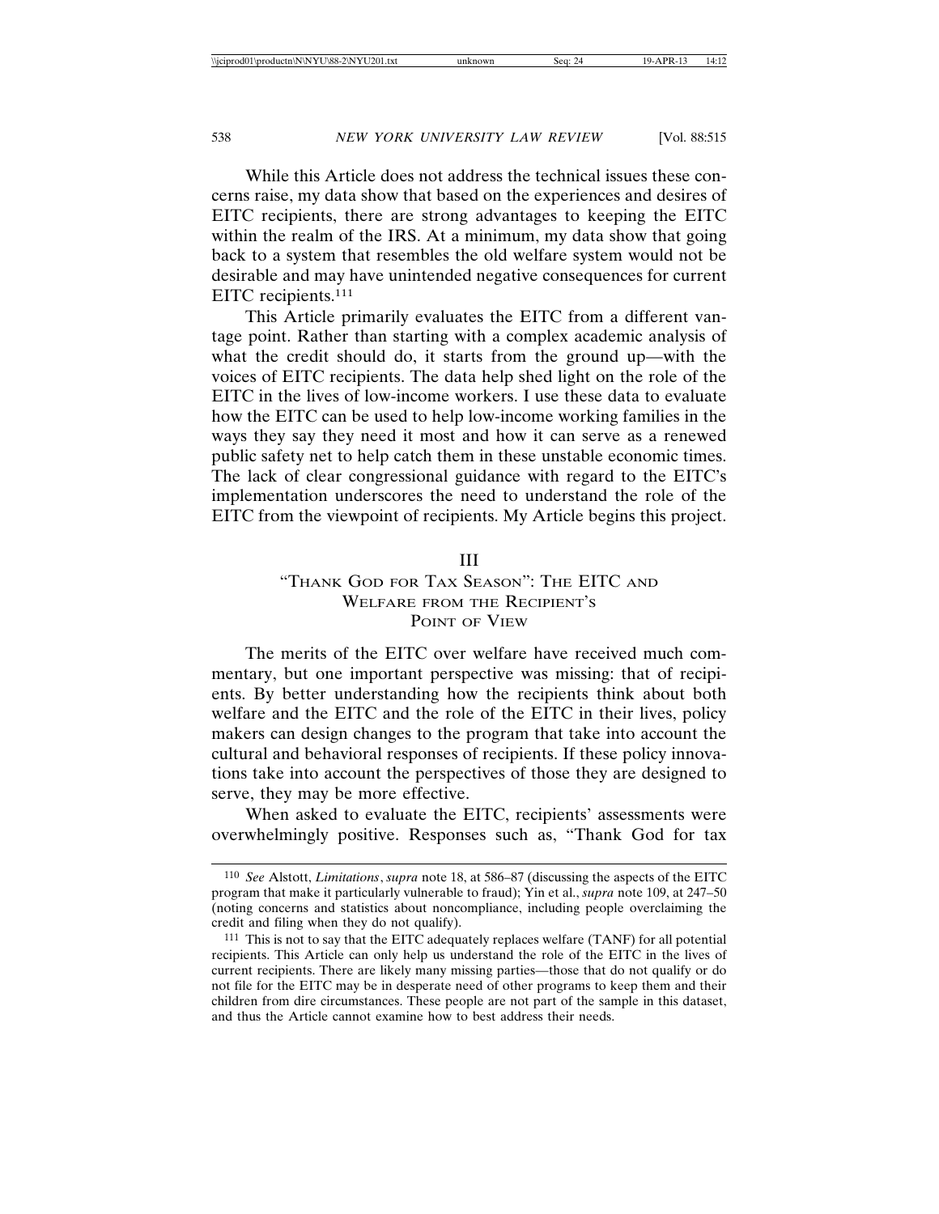While this Article does not address the technical issues these concerns raise, my data show that based on the experiences and desires of EITC recipients, there are strong advantages to keeping the EITC within the realm of the IRS. At a minimum, my data show that going back to a system that resembles the old welfare system would not be desirable and may have unintended negative consequences for current EITC recipients.[111]

This Article primarily evaluates the EITC from a different vantage point. Rather than starting with a complex academic analysis of what the credit should do, it starts from the ground up—with the voices of EITC recipients. The data help shed light on the role of the EITC in the lives of low-income workers. I use these data to evaluate how the EITC can be used to help low-income working families in the ways they say they need it most and how it can serve as a renewed public safety net to help catch them in these unstable economic times. The lack of clear congressional guidance with regard to the EITC's implementation underscores the need to understand the role of the EITC from the viewpoint of recipients. My Article begins this project.

## III
## "Thank God for Tax Season": The EITC and Welfare from the Recipient's Point of View

The merits of the EITC over welfare have received much commentary, but one important perspective was missing: that of recipients. By better understanding how the recipients think about both welfare and the EITC and the role of the EITC in their lives, policy makers can design changes to the program that take into account the cultural and behavioral responses of recipients. If these policy innovations take into account the perspectives of those they are designed to serve, they may be more effective.

When asked to evaluate the EITC, recipients' assessments were overwhelmingly positive. Responses such as, "Thank God for tax

---

[110] *See* Alstott, *Limitations*, *supra* note 18, at 586–87 (discussing the aspects of the EITC program that make it particularly vulnerable to fraud); Yin et al., *supra* note 109, at 247–50 (noting concerns and statistics about noncompliance, including people overclaiming the credit and filing when they do not qualify).

[111] This is not to say that the EITC adequately replaces welfare (TANF) for all potential recipients. This Article can only help us understand the role of the EITC in the lives of current recipients. There are likely many missing parties—those that do not qualify or do not file for the EITC may be in desperate need of other programs to keep them and their children from dire circumstances. These people are not part of the sample in this dataset, and thus the Article cannot examine how to best address their needs.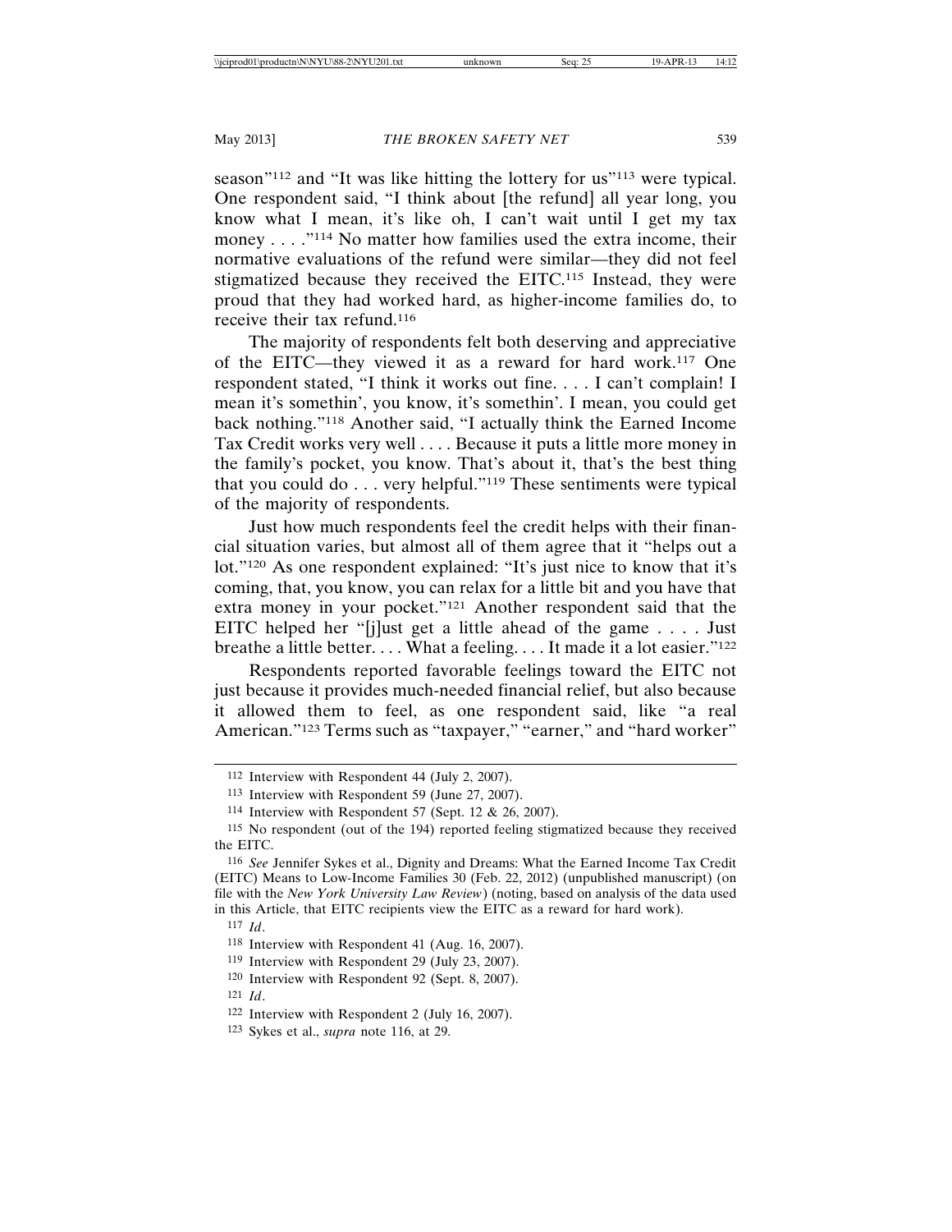season"[112] and "It was like hitting the lottery for us"[113] were typical. One respondent said, "I think about [the refund] all year long, you know what I mean, it's like oh, I can't wait until I get my tax money . . . ."[114] No matter how families used the extra income, their normative evaluations of the refund were similar—they did not feel stigmatized because they received the EITC.[115] Instead, they were proud that they had worked hard, as higher-income families do, to receive their tax refund.[116]

The majority of respondents felt both deserving and appreciative of the EITC—they viewed it as a reward for hard work.[117] One respondent stated, "I think it works out fine. . . . I can't complain! I mean it's somethin', you know, it's somethin'. I mean, you could get back nothing."[118] Another said, "I actually think the Earned Income Tax Credit works very well . . . . Because it puts a little more money in the family's pocket, you know. That's about it, that's the best thing that you could do . . . very helpful."[119] These sentiments were typical of the majority of respondents.

Just how much respondents feel the credit helps with their financial situation varies, but almost all of them agree that it "helps out a lot."[120] As one respondent explained: "It's just nice to know that it's coming, that, you know, you can relax for a little bit and you have that extra money in your pocket."[121] Another respondent said that the EITC helped her "[j]ust get a little ahead of the game . . . . Just breathe a little better. . . . What a feeling. . . . It made it a lot easier."[122]

Respondents reported favorable feelings toward the EITC not just because it provides much-needed financial relief, but also because it allowed them to feel, as one respondent said, like "a real American."[123] Terms such as "taxpayer," "earner," and "hard worker"

---

[112] Interview with Respondent 44 (July 2, 2007).

[113] Interview with Respondent 59 (June 27, 2007).

[114] Interview with Respondent 57 (Sept. 12 & 26, 2007).

[115] No respondent (out of the 194) reported feeling stigmatized because they received the EITC.

[116] *See* Jennifer Sykes et al., Dignity and Dreams: What the Earned Income Tax Credit (EITC) Means to Low-Income Families 30 (Feb. 22, 2012) (unpublished manuscript) (on file with the *New York University Law Review*) (noting, based on analysis of the data used in this Article, that EITC recipients view the EITC as a reward for hard work).

[117] *Id*.

[118] Interview with Respondent 41 (Aug. 16, 2007).

[119] Interview with Respondent 29 (July 23, 2007).

[120] Interview with Respondent 92 (Sept. 8, 2007).

[121] *Id*.

[122] Interview with Respondent 2 (July 16, 2007).

[123] Sykes et al., *supra* note 116, at 29.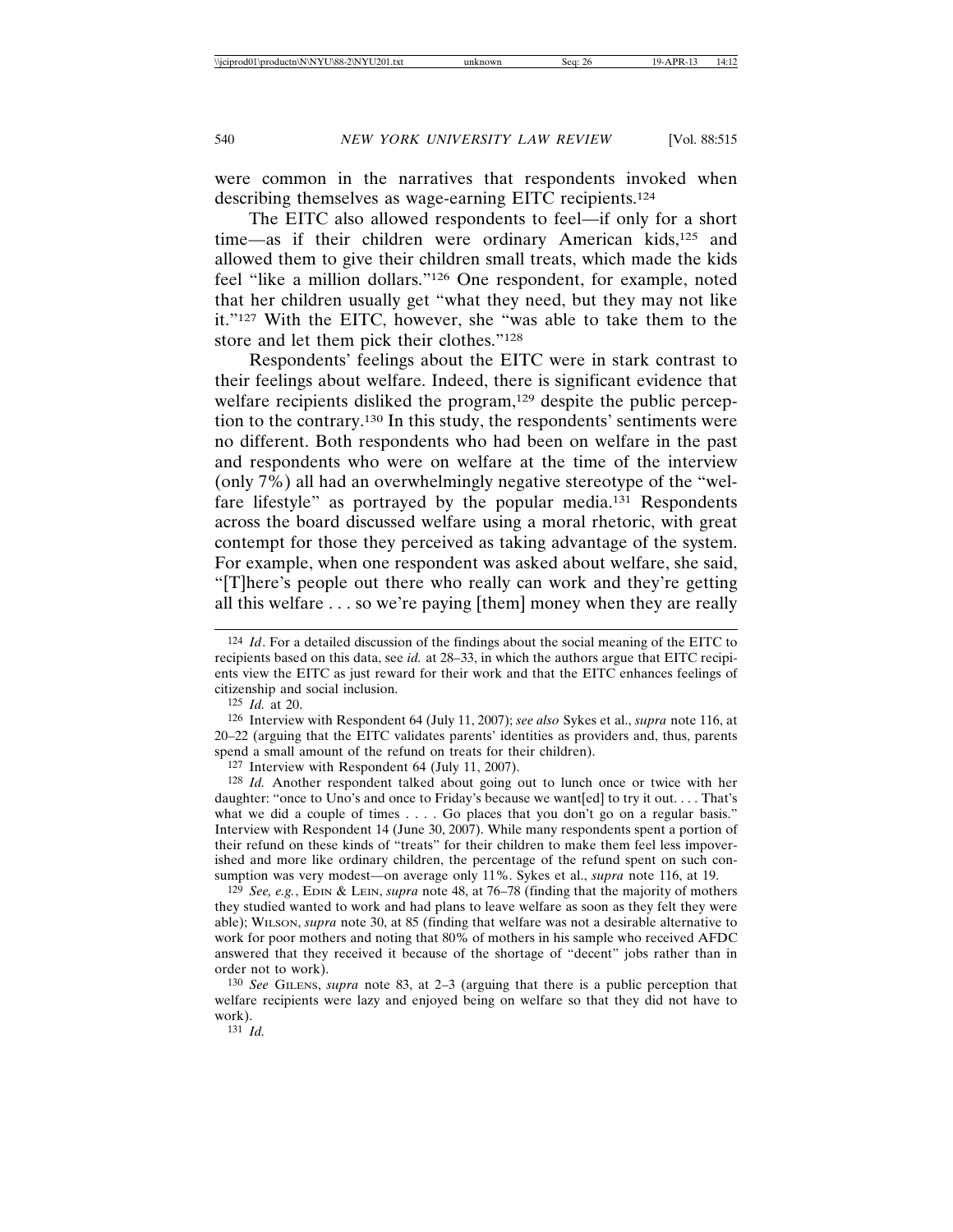were common in the narratives that respondents invoked when describing themselves as wage-earning EITC recipients.[124]

The EITC also allowed respondents to feel—if only for a short time—as if their children were ordinary American kids,[125] and allowed them to give their children small treats, which made the kids feel "like a million dollars."[126] One respondent, for example, noted that her children usually get "what they need, but they may not like it."[127] With the EITC, however, she "was able to take them to the store and let them pick their clothes."[128]

Respondents' feelings about the EITC were in stark contrast to their feelings about welfare. Indeed, there is significant evidence that welfare recipients disliked the program,[129] despite the public perception to the contrary.[130] In this study, the respondents' sentiments were no different. Both respondents who had been on welfare in the past and respondents who were on welfare at the time of the interview (only 7%) all had an overwhelmingly negative stereotype of the "welfare lifestyle" as portrayed by the popular media.[131] Respondents across the board discussed welfare using a moral rhetoric, with great contempt for those they perceived as taking advantage of the system. For example, when one respondent was asked about welfare, she said, "[T]here's people out there who really can work and they're getting all this welfare . . . so we're paying [them] money when they are really

---

[124] *Id*. For a detailed discussion of the findings about the social meaning of the EITC to recipients based on this data, see *id.* at 28–33, in which the authors argue that EITC recipients view the EITC as just reward for their work and that the EITC enhances feelings of citizenship and social inclusion.

[125] *Id.* at 20.

[126] Interview with Respondent 64 (July 11, 2007); *see also* Sykes et al., *supra* note 116, at 20–22 (arguing that the EITC validates parents' identities as providers and, thus, parents spend a small amount of the refund on treats for their children).

[127] Interview with Respondent 64 (July 11, 2007).

[128] *Id.* Another respondent talked about going out to lunch once or twice with her daughter: "once to Uno's and once to Friday's because we want[ed] to try it out. . . . That's what we did a couple of times . . . . Go places that you don't go on a regular basis." Interview with Respondent 14 (June 30, 2007). While many respondents spent a portion of their refund on these kinds of "treats" for their children to make them feel less impoverished and more like ordinary children, the percentage of the refund spent on such consumption was very modest—on average only 11%. Sykes et al., *supra* note 116, at 19.

[129] *See, e.g.*, EDIN & LEIN, *supra* note 48, at 76–78 (finding that the majority of mothers they studied wanted to work and had plans to leave welfare as soon as they felt they were able); WILSON, *supra* note 30, at 85 (finding that welfare was not a desirable alternative to work for poor mothers and noting that 80% of mothers in his sample who received AFDC answered that they received it because of the shortage of "decent" jobs rather than in order not to work).

[130] *See* GILENS, *supra* note 83, at 2–3 (arguing that there is a public perception that welfare recipients were lazy and enjoyed being on welfare so that they did not have to work).

[131] *Id.*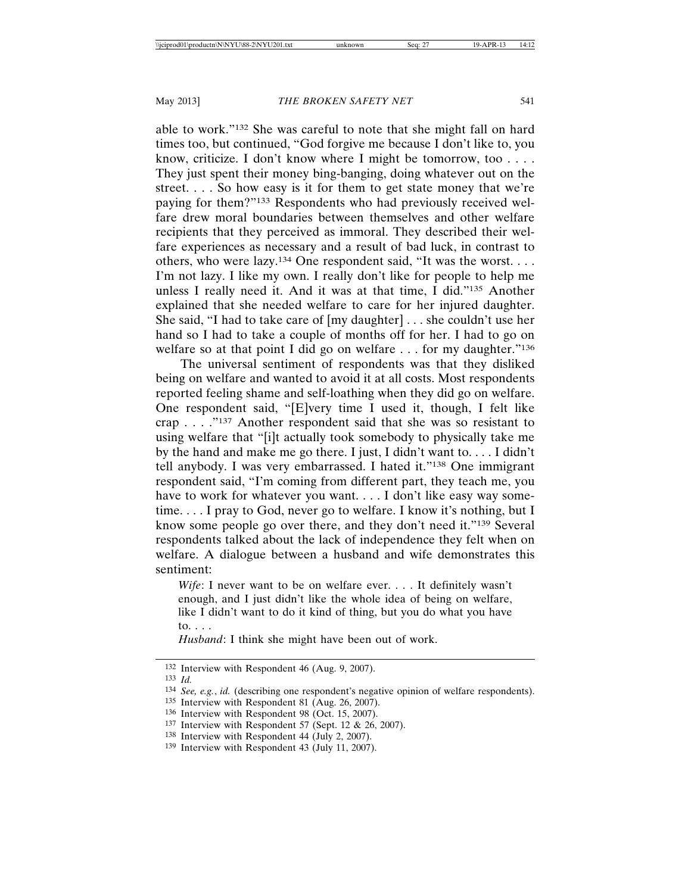able to work."[132] She was careful to note that she might fall on hard times too, but continued, "God forgive me because I don't like to, you know, criticize. I don't know where I might be tomorrow, too . . . . They just spent their money bing-banging, doing whatever out on the street. . . . So how easy is it for them to get state money that we're paying for them?"[133] Respondents who had previously received welfare drew moral boundaries between themselves and other welfare recipients that they perceived as immoral. They described their welfare experiences as necessary and a result of bad luck, in contrast to others, who were lazy.[134] One respondent said, "It was the worst. . . . I'm not lazy. I like my own. I really don't like for people to help me unless I really need it. And it was at that time, I did."[135] Another explained that she needed welfare to care for her injured daughter. She said, "I had to take care of [my daughter] . . . she couldn't use her hand so I had to take a couple of months off for her. I had to go on welfare so at that point I did go on welfare . . . for my daughter."[136]

The universal sentiment of respondents was that they disliked being on welfare and wanted to avoid it at all costs. Most respondents reported feeling shame and self-loathing when they did go on welfare. One respondent said, "[E]very time I used it, though, I felt like crap . . . ."[137] Another respondent said that she was so resistant to using welfare that "[i]t actually took somebody to physically take me by the hand and make me go there. I just, I didn't want to. . . . I didn't tell anybody. I was very embarrassed. I hated it."[138] One immigrant respondent said, "I'm coming from different part, they teach me, you have to work for whatever you want. . . . I don't like easy way sometime. . . . I pray to God, never go to welfare. I know it's nothing, but I know some people go over there, and they don't need it."[139] Several respondents talked about the lack of independence they felt when on welfare. A dialogue between a husband and wife demonstrates this sentiment:

> *Wife*: I never want to be on welfare ever. . . . It definitely wasn't enough, and I just didn't like the whole idea of being on welfare, like I didn't want to do it kind of thing, but you do what you have to. . . .
>
> *Husband*: I think she might have been out of work.

---

132 Interview with Respondent 46 (Aug. 9, 2007).

133 *Id.*

134 *See, e.g.*, *id.* (describing one respondent's negative opinion of welfare respondents).

135 Interview with Respondent 81 (Aug. 26, 2007).

136 Interview with Respondent 98 (Oct. 15, 2007).

137 Interview with Respondent 57 (Sept. 12 & 26, 2007).

138 Interview with Respondent 44 (July 2, 2007).

139 Interview with Respondent 43 (July 11, 2007).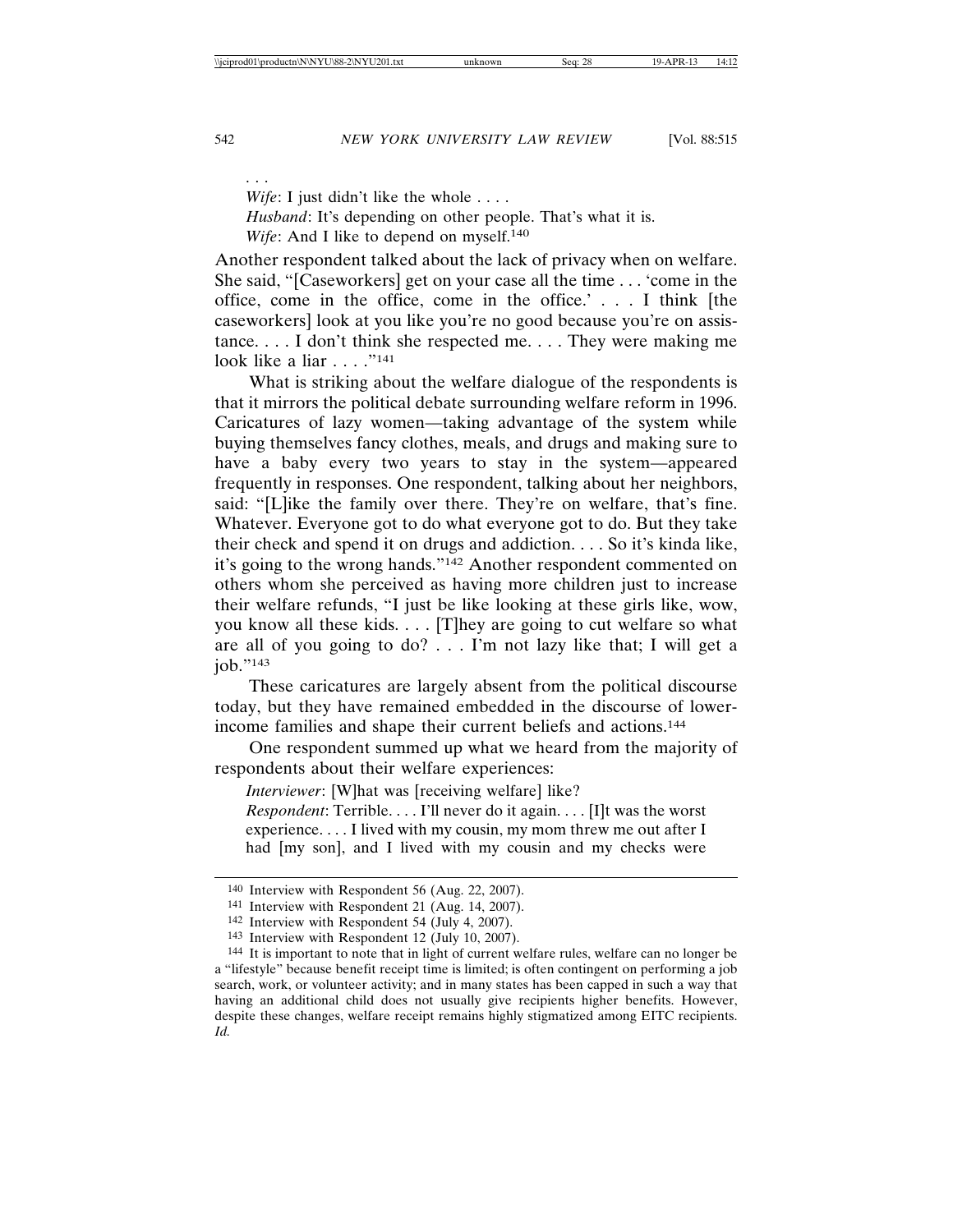. . .

*Wife*: I just didn't like the whole . . . .

*Husband*: It's depending on other people. That's what it is.

*Wife*: And I like to depend on myself.[140]

Another respondent talked about the lack of privacy when on welfare. She said, "[Caseworkers] get on your case all the time . . . 'come in the office, come in the office, come in the office.' . . . I think [the caseworkers] look at you like you're no good because you're on assistance. . . . I don't think she respected me. . . . They were making me look like a liar . . . ."[141]

What is striking about the welfare dialogue of the respondents is that it mirrors the political debate surrounding welfare reform in 1996. Caricatures of lazy women—taking advantage of the system while buying themselves fancy clothes, meals, and drugs and making sure to have a baby every two years to stay in the system—appeared frequently in responses. One respondent, talking about her neighbors, said: "[L]ike the family over there. They're on welfare, that's fine. Whatever. Everyone got to do what everyone got to do. But they take their check and spend it on drugs and addiction. . . . So it's kinda like, it's going to the wrong hands."[142] Another respondent commented on others whom she perceived as having more children just to increase their welfare refunds, "I just be like looking at these girls like, wow, you know all these kids. . . . [T]hey are going to cut welfare so what are all of you going to do? . . . I'm not lazy like that; I will get a job."[143]

These caricatures are largely absent from the political discourse today, but they have remained embedded in the discourse of lower-income families and shape their current beliefs and actions.[144]

One respondent summed up what we heard from the majority of respondents about their welfare experiences:

*Interviewer*: [W]hat was [receiving welfare] like?

*Respondent*: Terrible. . . . I'll never do it again. . . . [I]t was the worst experience. . . . I lived with my cousin, my mom threw me out after I had [my son], and I lived with my cousin and my checks were

---

[140] Interview with Respondent 56 (Aug. 22, 2007).

[141] Interview with Respondent 21 (Aug. 14, 2007).

[142] Interview with Respondent 54 (July 4, 2007).

[143] Interview with Respondent 12 (July 10, 2007).

[144] It is important to note that in light of current welfare rules, welfare can no longer be a "lifestyle" because benefit receipt time is limited; is often contingent on performing a job search, work, or volunteer activity; and in many states has been capped in such a way that having an additional child does not usually give recipients higher benefits. However, despite these changes, welfare receipt remains highly stigmatized among EITC recipients. *Id.*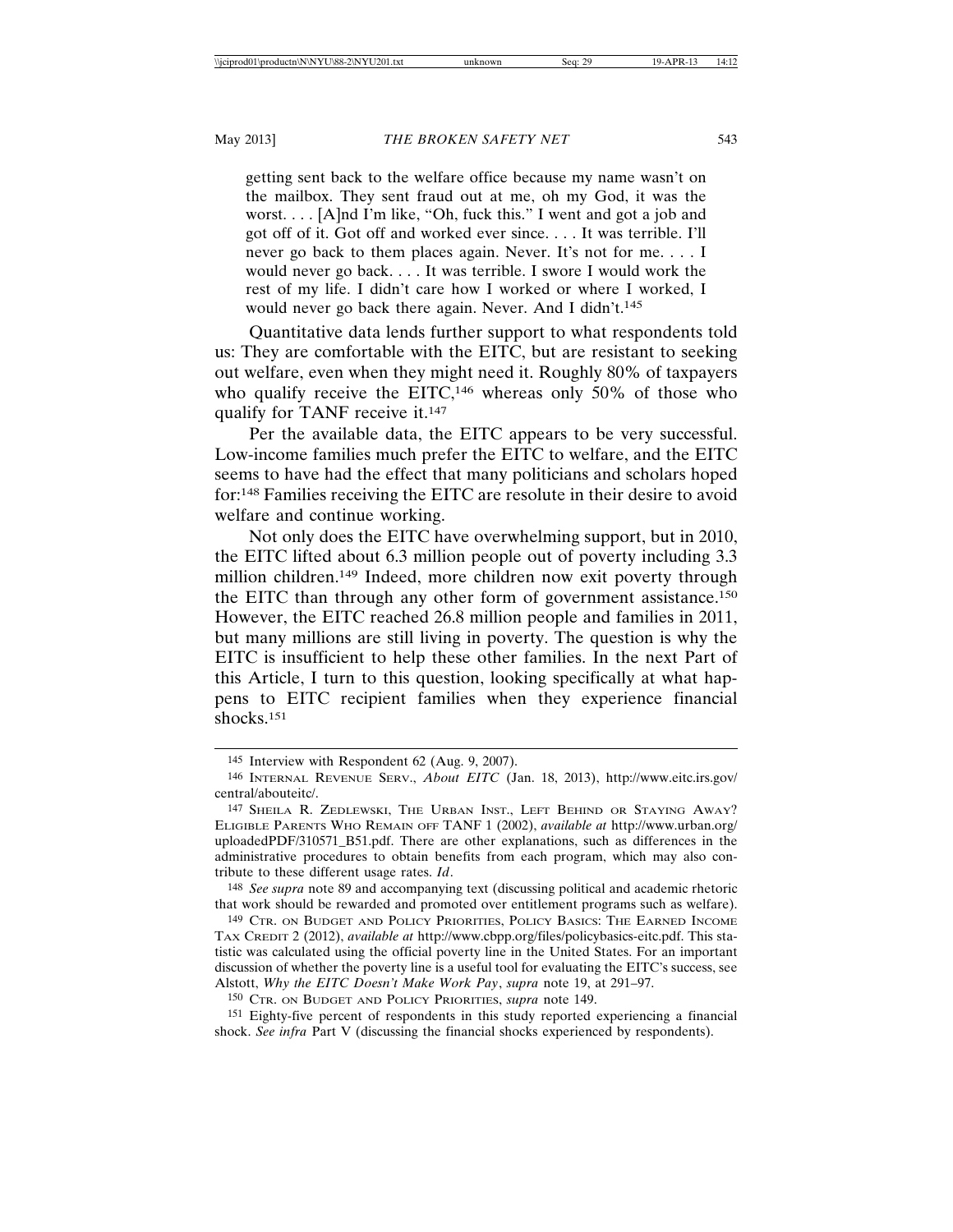> getting sent back to the welfare office because my name wasn't on the mailbox. They sent fraud out at me, oh my God, it was the worst. . . . [A]nd I'm like, "Oh, fuck this." I went and got a job and got off of it. Got off and worked ever since. . . . It was terrible. I'll never go back to them places again. Never. It's not for me. . . . I would never go back. . . . It was terrible. I swore I would work the rest of my life. I didn't care how I worked or where I worked, I would never go back there again. Never. And I didn't.[145]

Quantitative data lends further support to what respondents told us: They are comfortable with the EITC, but are resistant to seeking out welfare, even when they might need it. Roughly 80% of taxpayers who qualify receive the EITC,[146] whereas only 50% of those who qualify for TANF receive it.[147]

Per the available data, the EITC appears to be very successful. Low-income families much prefer the EITC to welfare, and the EITC seems to have had the effect that many politicians and scholars hoped for:[148] Families receiving the EITC are resolute in their desire to avoid welfare and continue working.

Not only does the EITC have overwhelming support, but in 2010, the EITC lifted about 6.3 million people out of poverty including 3.3 million children.[149] Indeed, more children now exit poverty through the EITC than through any other form of government assistance.[150] However, the EITC reached 26.8 million people and families in 2011, but many millions are still living in poverty. The question is why the EITC is insufficient to help these other families. In the next Part of this Article, I turn to this question, looking specifically at what happens to EITC recipient families when they experience financial shocks.[151]

---

145 Interview with Respondent 62 (Aug. 9, 2007).

146 INTERNAL REVENUE SERV., *About EITC* (Jan. 18, 2013), http://www.eitc.irs.gov/central/abouteitc/.

147 SHEILA R. ZEDLEWSKI, THE URBAN INST., LEFT BEHIND OR STAYING AWAY? ELIGIBLE PARENTS WHO REMAIN OFF TANF 1 (2002), *available at* http://www.urban.org/uploadedPDF/310571_B51.pdf. There are other explanations, such as differences in the administrative procedures to obtain benefits from each program, which may also contribute to these different usage rates. *Id*.

148 *See supra* note 89 and accompanying text (discussing political and academic rhetoric that work should be rewarded and promoted over entitlement programs such as welfare).

149 CTR. ON BUDGET AND POLICY PRIORITIES, POLICY BASICS: THE EARNED INCOME TAX CREDIT 2 (2012), *available at* http://www.cbpp.org/files/policybasics-eitc.pdf. This statistic was calculated using the official poverty line in the United States. For an important discussion of whether the poverty line is a useful tool for evaluating the EITC's success, see Alstott, *Why the EITC Doesn't Make Work Pay*, *supra* note 19, at 291–97.

150 CTR. ON BUDGET AND POLICY PRIORITIES, *supra* note 149.

151 Eighty-five percent of respondents in this study reported experiencing a financial shock. *See infra* Part V (discussing the financial shocks experienced by respondents).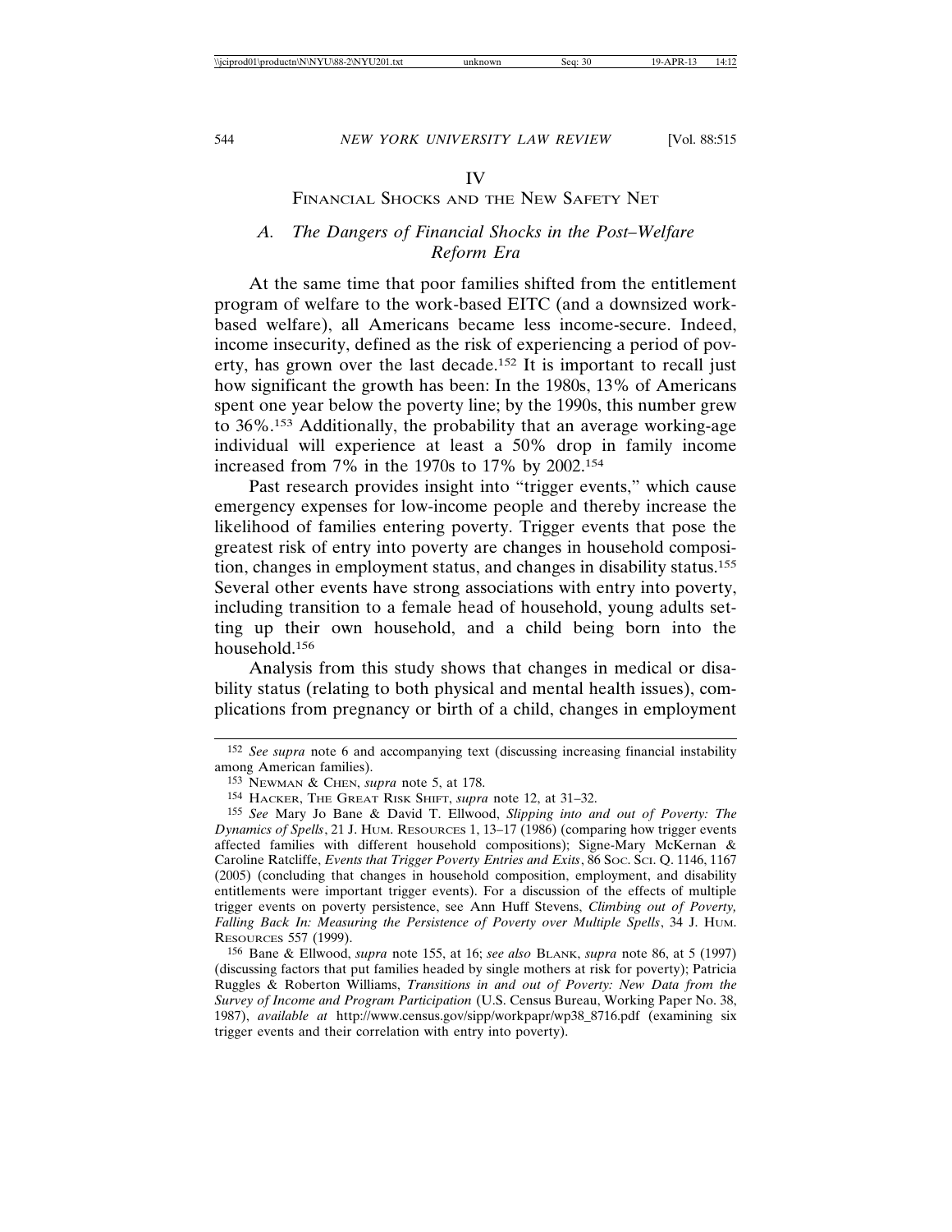# IV

## Financial Shocks and the New Safety Net

### *A. The Dangers of Financial Shocks in the Post–Welfare Reform Era*

At the same time that poor families shifted from the entitlement program of welfare to the work-based EITC (and a downsized work-based welfare), all Americans became less income-secure. Indeed, income insecurity, defined as the risk of experiencing a period of poverty, has grown over the last decade.[152] It is important to recall just how significant the growth has been: In the 1980s, 13% of Americans spent one year below the poverty line; by the 1990s, this number grew to 36%.[153] Additionally, the probability that an average working-age individual will experience at least a 50% drop in family income increased from 7% in the 1970s to 17% by 2002.[154]

Past research provides insight into "trigger events," which cause emergency expenses for low-income people and thereby increase the likelihood of families entering poverty. Trigger events that pose the greatest risk of entry into poverty are changes in household composition, changes in employment status, and changes in disability status.[155] Several other events have strong associations with entry into poverty, including transition to a female head of household, young adults setting up their own household, and a child being born into the household.[156]

Analysis from this study shows that changes in medical or disability status (relating to both physical and mental health issues), complications from pregnancy or birth of a child, changes in employment

---

[152] *See supra* note 6 and accompanying text (discussing increasing financial instability among American families).

[153] Newman & Chen, *supra* note 5, at 178.

[154] Hacker, The Great Risk Shift, *supra* note 12, at 31–32.

[155] *See* Mary Jo Bane & David T. Ellwood, *Slipping into and out of Poverty: The Dynamics of Spells*, 21 J. Hum. Resources 1, 13–17 (1986) (comparing how trigger events affected families with different household compositions); Signe-Mary McKernan & Caroline Ratcliffe, *Events that Trigger Poverty Entries and Exits*, 86 Soc. Sci. Q. 1146, 1167 (2005) (concluding that changes in household composition, employment, and disability entitlements were important trigger events). For a discussion of the effects of multiple trigger events on poverty persistence, see Ann Huff Stevens, *Climbing out of Poverty, Falling Back In: Measuring the Persistence of Poverty over Multiple Spells*, 34 J. Hum. Resources 557 (1999).

[156] Bane & Ellwood, *supra* note 155, at 16; *see also* Blank, *supra* note 86, at 5 (1997) (discussing factors that put families headed by single mothers at risk for poverty); Patricia Ruggles & Roberton Williams, *Transitions in and out of Poverty: New Data from the Survey of Income and Program Participation* (U.S. Census Bureau, Working Paper No. 38, 1987), *available at* http://www.census.gov/sipp/workpapr/wp38_8716.pdf (examining six trigger events and their correlation with entry into poverty).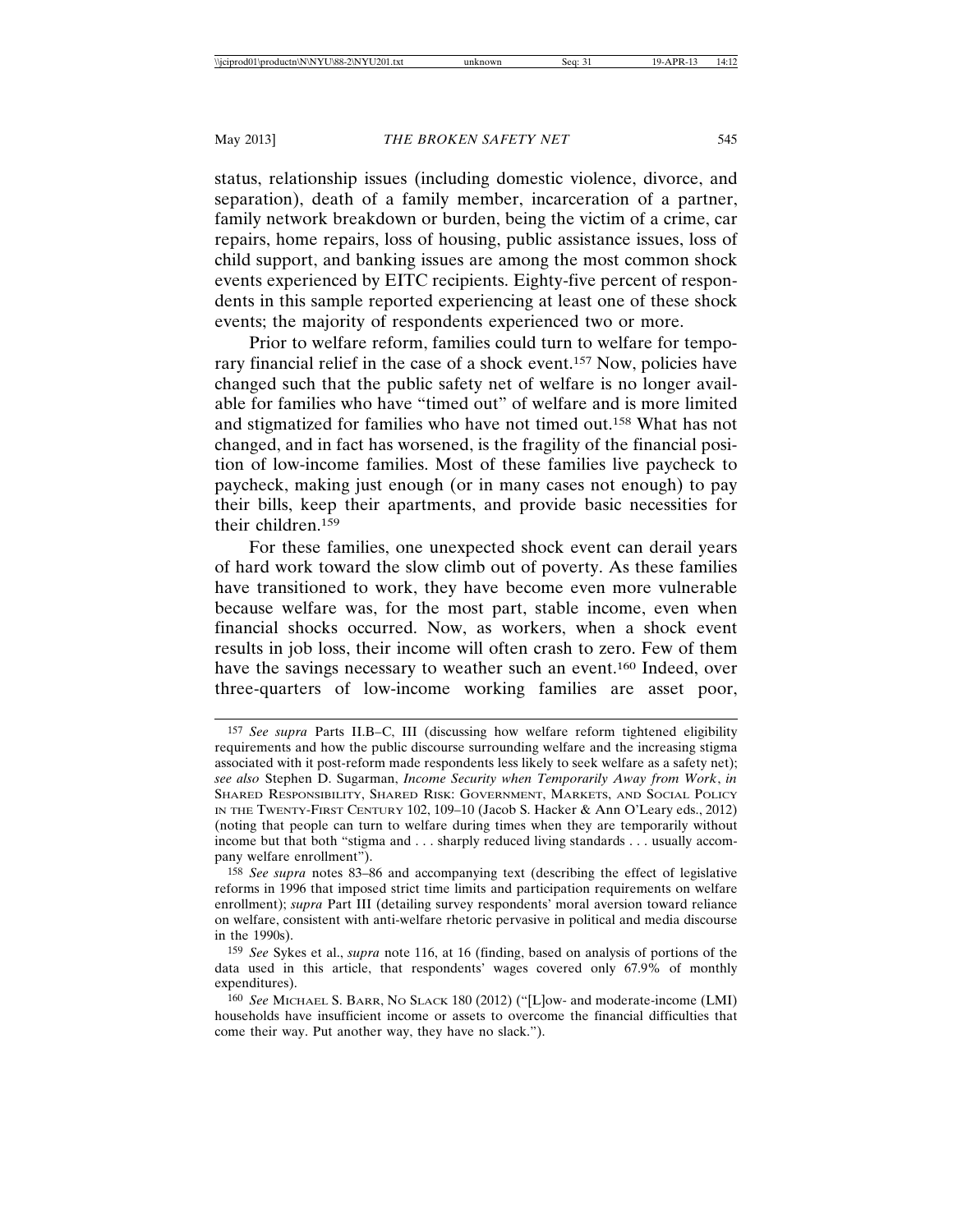status, relationship issues (including domestic violence, divorce, and separation), death of a family member, incarceration of a partner, family network breakdown or burden, being the victim of a crime, car repairs, home repairs, loss of housing, public assistance issues, loss of child support, and banking issues are among the most common shock events experienced by EITC recipients. Eighty-five percent of respondents in this sample reported experiencing at least one of these shock events; the majority of respondents experienced two or more.

Prior to welfare reform, families could turn to welfare for temporary financial relief in the case of a shock event.[157] Now, policies have changed such that the public safety net of welfare is no longer available for families who have "timed out" of welfare and is more limited and stigmatized for families who have not timed out.[158] What has not changed, and in fact has worsened, is the fragility of the financial position of low-income families. Most of these families live paycheck to paycheck, making just enough (or in many cases not enough) to pay their bills, keep their apartments, and provide basic necessities for their children.[159]

For these families, one unexpected shock event can derail years of hard work toward the slow climb out of poverty. As these families have transitioned to work, they have become even more vulnerable because welfare was, for the most part, stable income, even when financial shocks occurred. Now, as workers, when a shock event results in job loss, their income will often crash to zero. Few of them have the savings necessary to weather such an event.[160] Indeed, over three-quarters of low-income working families are asset poor,

---

[157] *See supra* Parts II.B–C, III (discussing how welfare reform tightened eligibility requirements and how the public discourse surrounding welfare and the increasing stigma associated with it post-reform made respondents less likely to seek welfare as a safety net); *see also* Stephen D. Sugarman, *Income Security when Temporarily Away from Work*, *in* SHARED RESPONSIBILITY, SHARED RISK: GOVERNMENT, MARKETS, AND SOCIAL POLICY IN THE TWENTY-FIRST CENTURY 102, 109–10 (Jacob S. Hacker & Ann O'Leary eds., 2012) (noting that people can turn to welfare during times when they are temporarily without income but that both "stigma and . . . sharply reduced living standards . . . usually accompany welfare enrollment").

[158] *See supra* notes 83–86 and accompanying text (describing the effect of legislative reforms in 1996 that imposed strict time limits and participation requirements on welfare enrollment); *supra* Part III (detailing survey respondents' moral aversion toward reliance on welfare, consistent with anti-welfare rhetoric pervasive in political and media discourse in the 1990s).

[159] *See* Sykes et al., *supra* note 116, at 16 (finding, based on analysis of portions of the data used in this article, that respondents' wages covered only 67.9% of monthly expenditures).

[160] *See* MICHAEL S. BARR, NO SLACK 180 (2012) ("[L]ow- and moderate-income (LMI) households have insufficient income or assets to overcome the financial difficulties that come their way. Put another way, they have no slack.").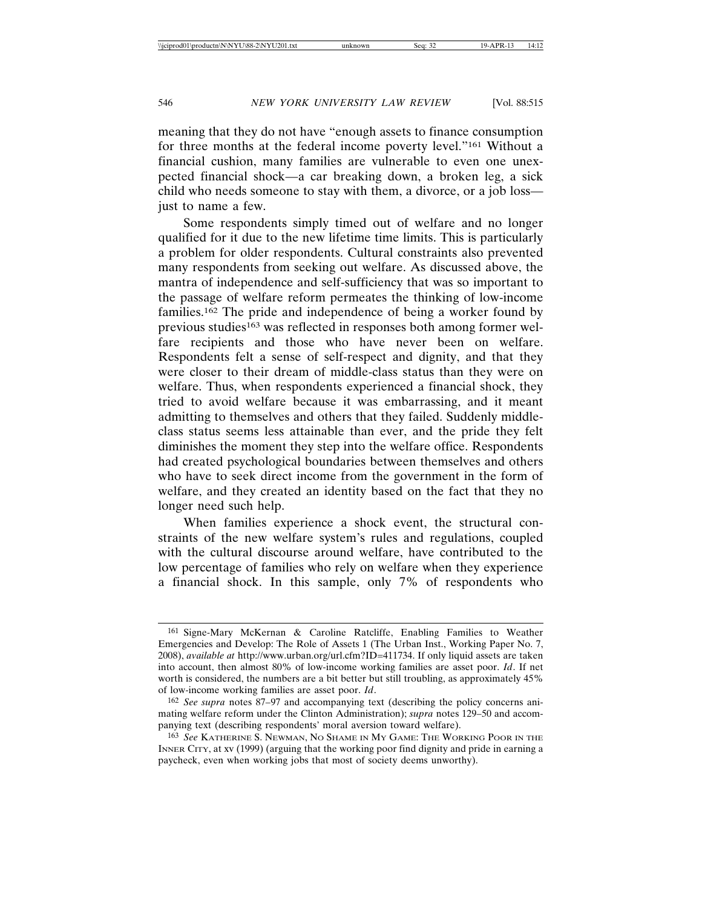meaning that they do not have "enough assets to finance consumption for three months at the federal income poverty level."[161] Without a financial cushion, many families are vulnerable to even one unexpected financial shock—a car breaking down, a broken leg, a sick child who needs someone to stay with them, a divorce, or a job loss—just to name a few.

Some respondents simply timed out of welfare and no longer qualified for it due to the new lifetime time limits. This is particularly a problem for older respondents. Cultural constraints also prevented many respondents from seeking out welfare. As discussed above, the mantra of independence and self-sufficiency that was so important to the passage of welfare reform permeates the thinking of low-income families.[162] The pride and independence of being a worker found by previous studies[163] was reflected in responses both among former welfare recipients and those who have never been on welfare. Respondents felt a sense of self-respect and dignity, and that they were closer to their dream of middle-class status than they were on welfare. Thus, when respondents experienced a financial shock, they tried to avoid welfare because it was embarrassing, and it meant admitting to themselves and others that they failed. Suddenly middle-class status seems less attainable than ever, and the pride they felt diminishes the moment they step into the welfare office. Respondents had created psychological boundaries between themselves and others who have to seek direct income from the government in the form of welfare, and they created an identity based on the fact that they no longer need such help.

When families experience a shock event, the structural constraints of the new welfare system's rules and regulations, coupled with the cultural discourse around welfare, have contributed to the low percentage of families who rely on welfare when they experience a financial shock. In this sample, only 7% of respondents who

---

161 Signe-Mary McKernan & Caroline Ratcliffe, Enabling Families to Weather Emergencies and Develop: The Role of Assets 1 (The Urban Inst., Working Paper No. 7, 2008), *available at* http://www.urban.org/url.cfm?ID=411734. If only liquid assets are taken into account, then almost 80% of low-income working families are asset poor. *Id*. If net worth is considered, the numbers are a bit better but still troubling, as approximately 45% of low-income working families are asset poor. *Id*.

162 *See supra* notes 87–97 and accompanying text (describing the policy concerns animating welfare reform under the Clinton Administration); *supra* notes 129–50 and accompanying text (describing respondents' moral aversion toward welfare).

163 *See* KATHERINE S. NEWMAN, NO SHAME IN MY GAME: THE WORKING POOR IN THE INNER CITY, at xv (1999) (arguing that the working poor find dignity and pride in earning a paycheck, even when working jobs that most of society deems unworthy).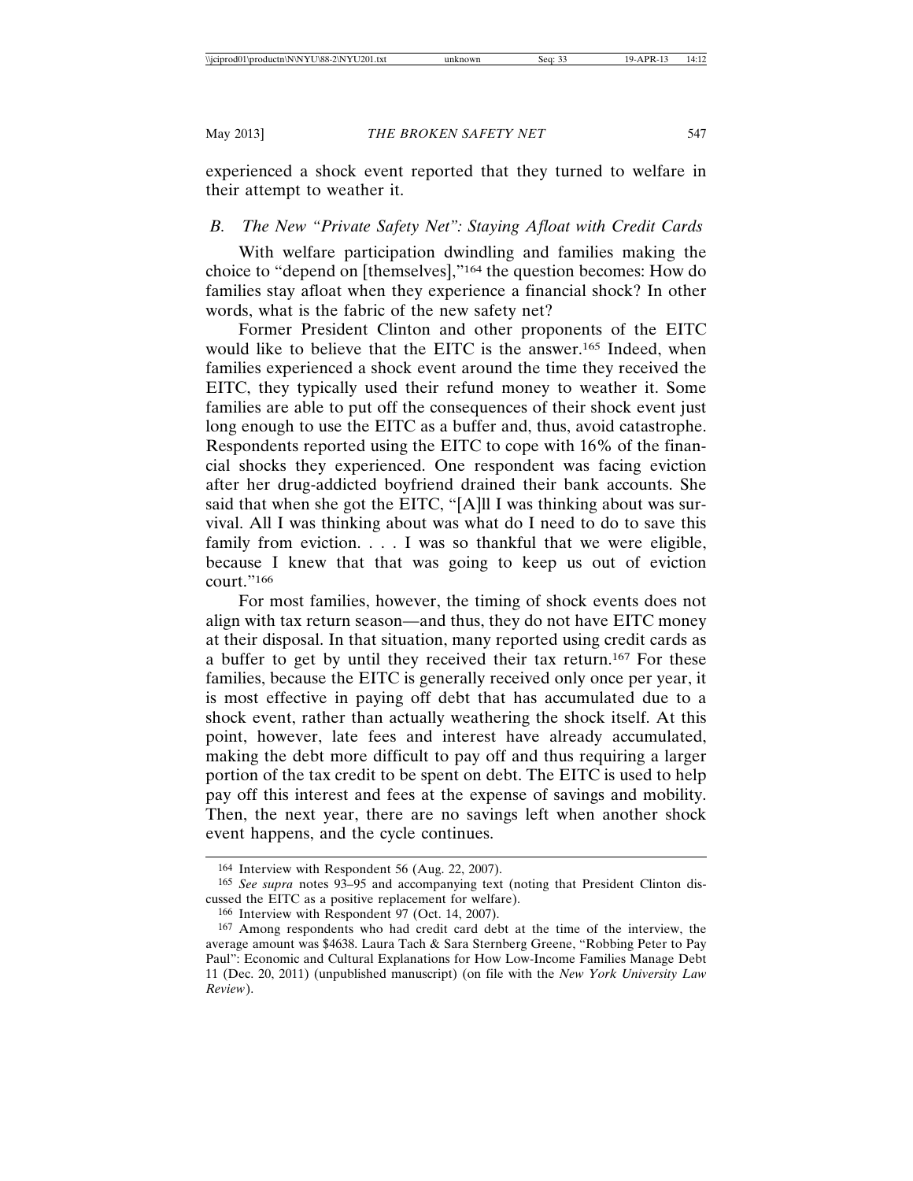experienced a shock event reported that they turned to welfare in their attempt to weather it.

### *B. The New "Private Safety Net": Staying Afloat with Credit Cards*

With welfare participation dwindling and families making the choice to "depend on [themselves],"[164] the question becomes: How do families stay afloat when they experience a financial shock? In other words, what is the fabric of the new safety net?

Former President Clinton and other proponents of the EITC would like to believe that the EITC is the answer.[165] Indeed, when families experienced a shock event around the time they received the EITC, they typically used their refund money to weather it. Some families are able to put off the consequences of their shock event just long enough to use the EITC as a buffer and, thus, avoid catastrophe. Respondents reported using the EITC to cope with 16% of the financial shocks they experienced. One respondent was facing eviction after her drug-addicted boyfriend drained their bank accounts. She said that when she got the EITC, "[A]ll I was thinking about was survival. All I was thinking about was what do I need to do to save this family from eviction. . . . I was so thankful that we were eligible, because I knew that that was going to keep us out of eviction court."[166]

For most families, however, the timing of shock events does not align with tax return season—and thus, they do not have EITC money at their disposal. In that situation, many reported using credit cards as a buffer to get by until they received their tax return.[167] For these families, because the EITC is generally received only once per year, it is most effective in paying off debt that has accumulated due to a shock event, rather than actually weathering the shock itself. At this point, however, late fees and interest have already accumulated, making the debt more difficult to pay off and thus requiring a larger portion of the tax credit to be spent on debt. The EITC is used to help pay off this interest and fees at the expense of savings and mobility. Then, the next year, there are no savings left when another shock event happens, and the cycle continues.

---

164 Interview with Respondent 56 (Aug. 22, 2007).

165 *See supra* notes 93–95 and accompanying text (noting that President Clinton discussed the EITC as a positive replacement for welfare).

166 Interview with Respondent 97 (Oct. 14, 2007).

167 Among respondents who had credit card debt at the time of the interview, the average amount was $4638. Laura Tach & Sara Sternberg Greene, "Robbing Peter to Pay Paul": Economic and Cultural Explanations for How Low-Income Families Manage Debt 11 (Dec. 20, 2011) (unpublished manuscript) (on file with the *New York University Law Review*).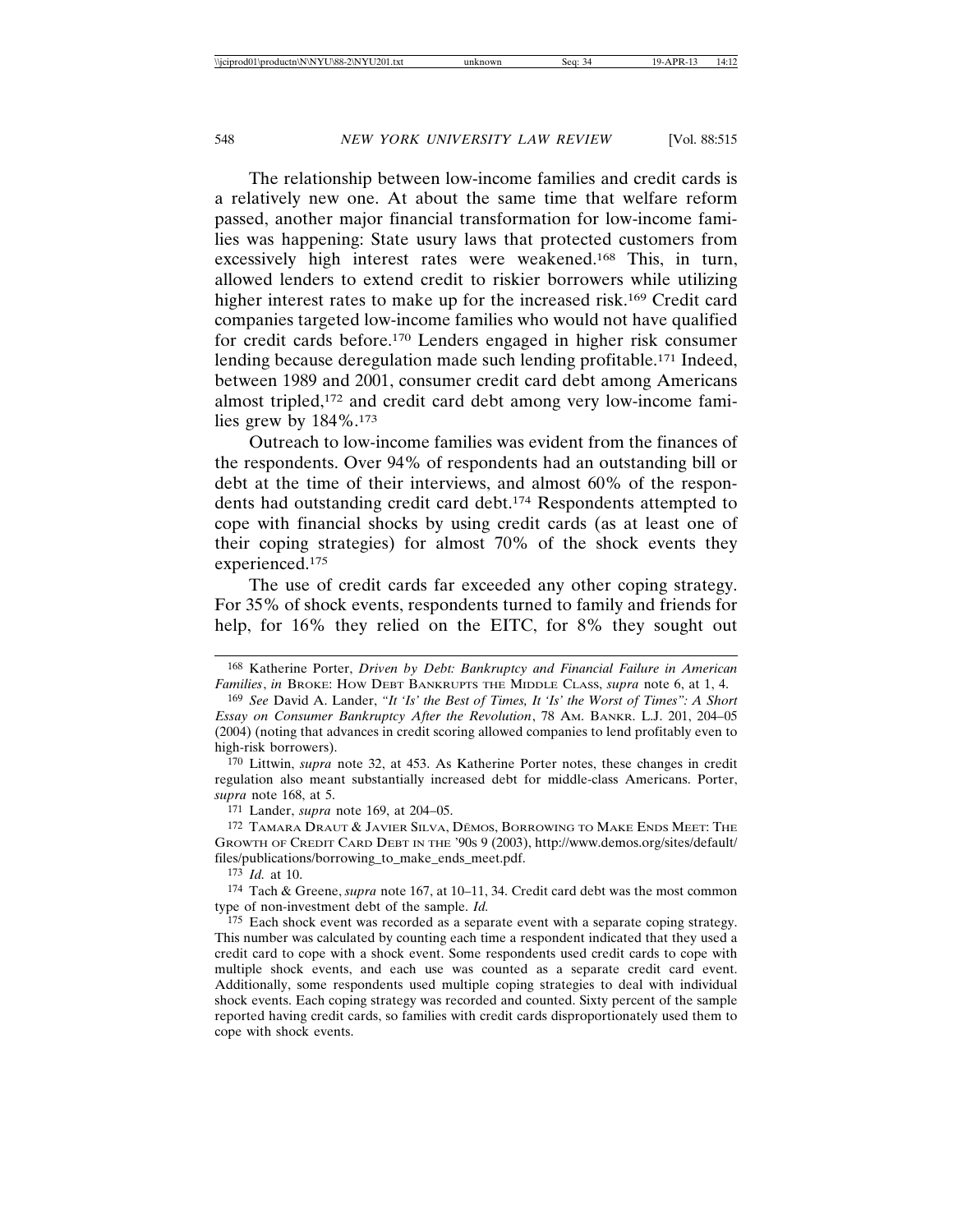The relationship between low-income families and credit cards is a relatively new one. At about the same time that welfare reform passed, another major financial transformation for low-income families was happening: State usury laws that protected customers from excessively high interest rates were weakened.[168] This, in turn, allowed lenders to extend credit to riskier borrowers while utilizing higher interest rates to make up for the increased risk.[169] Credit card companies targeted low-income families who would not have qualified for credit cards before.[170] Lenders engaged in higher risk consumer lending because deregulation made such lending profitable.[171] Indeed, between 1989 and 2001, consumer credit card debt among Americans almost tripled,[172] and credit card debt among very low-income families grew by 184%.[173]

Outreach to low-income families was evident from the finances of the respondents. Over 94% of respondents had an outstanding bill or debt at the time of their interviews, and almost 60% of the respondents had outstanding credit card debt.[174] Respondents attempted to cope with financial shocks by using credit cards (as at least one of their coping strategies) for almost 70% of the shock events they experienced.[175]

The use of credit cards far exceeded any other coping strategy. For 35% of shock events, respondents turned to family and friends for help, for 16% they relied on the EITC, for 8% they sought out

---

[168] Katherine Porter, *Driven by Debt: Bankruptcy and Financial Failure in American Families*, *in* BROKE: HOW DEBT BANKRUPTS THE MIDDLE CLASS, *supra* note 6, at 1, 4.

[169] *See* David A. Lander, *"It 'Is' the Best of Times, It 'Is' the Worst of Times": A Short Essay on Consumer Bankruptcy After the Revolution*, 78 AM. BANKR. L.J. 201, 204–05 (2004) (noting that advances in credit scoring allowed companies to lend profitably even to high-risk borrowers).

[170] Littwin, *supra* note 32, at 453. As Katherine Porter notes, these changes in credit regulation also meant substantially increased debt for middle-class Americans. Porter, *supra* note 168, at 5.

[171] Lander, *supra* note 169, at 204–05.

[172] TAMARA DRAUT & JAVIER SILVA, DĒMOS, BORROWING TO MAKE ENDS MEET: THE GROWTH OF CREDIT CARD DEBT IN THE '90s 9 (2003), http://www.demos.org/sites/default/files/publications/borrowing_to_make_ends_meet.pdf.

[173] *Id.* at 10.

[174] Tach & Greene, *supra* note 167, at 10–11, 34. Credit card debt was the most common type of non-investment debt of the sample. *Id.*

[175] Each shock event was recorded as a separate event with a separate coping strategy. This number was calculated by counting each time a respondent indicated that they used a credit card to cope with a shock event. Some respondents used credit cards to cope with multiple shock events, and each use was counted as a separate credit card event. Additionally, some respondents used multiple coping strategies to deal with individual shock events. Each coping strategy was recorded and counted. Sixty percent of the sample reported having credit cards, so families with credit cards disproportionately used them to cope with shock events.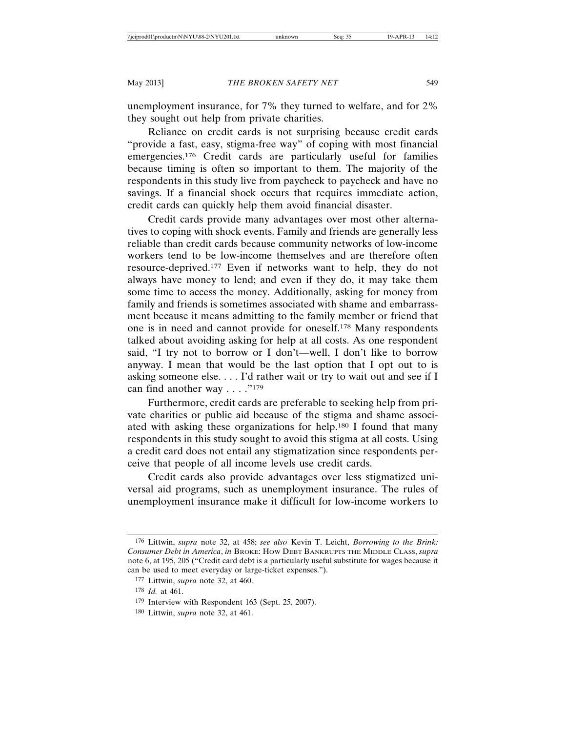unemployment insurance, for 7% they turned to welfare, and for 2% they sought out help from private charities.

Reliance on credit cards is not surprising because credit cards "provide a fast, easy, stigma-free way" of coping with most financial emergencies.[176] Credit cards are particularly useful for families because timing is often so important to them. The majority of the respondents in this study live from paycheck to paycheck and have no savings. If a financial shock occurs that requires immediate action, credit cards can quickly help them avoid financial disaster.

Credit cards provide many advantages over most other alternatives to coping with shock events. Family and friends are generally less reliable than credit cards because community networks of low-income workers tend to be low-income themselves and are therefore often resource-deprived.[177] Even if networks want to help, they do not always have money to lend; and even if they do, it may take them some time to access the money. Additionally, asking for money from family and friends is sometimes associated with shame and embarrassment because it means admitting to the family member or friend that one is in need and cannot provide for oneself.[178] Many respondents talked about avoiding asking for help at all costs. As one respondent said, "I try not to borrow or I don't—well, I don't like to borrow anyway. I mean that would be the last option that I opt out to is asking someone else. . . . I'd rather wait or try to wait out and see if I can find another way . . . ."[179]

Furthermore, credit cards are preferable to seeking help from private charities or public aid because of the stigma and shame associated with asking these organizations for help.[180] I found that many respondents in this study sought to avoid this stigma at all costs. Using a credit card does not entail any stigmatization since respondents perceive that people of all income levels use credit cards.

Credit cards also provide advantages over less stigmatized universal aid programs, such as unemployment insurance. The rules of unemployment insurance make it difficult for low-income workers to

---

[176] Littwin, *supra* note 32, at 458; *see also* Kevin T. Leicht, *Borrowing to the Brink: Consumer Debt in America*, *in* BROKE: HOW DEBT BANKRUPTS THE MIDDLE CLASS, *supra* note 6, at 195, 205 ("Credit card debt is a particularly useful substitute for wages because it can be used to meet everyday or large-ticket expenses.").

[177] Littwin, *supra* note 32, at 460.

[178] *Id.* at 461.

[179] Interview with Respondent 163 (Sept. 25, 2007).

[180] Littwin, *supra* note 32, at 461.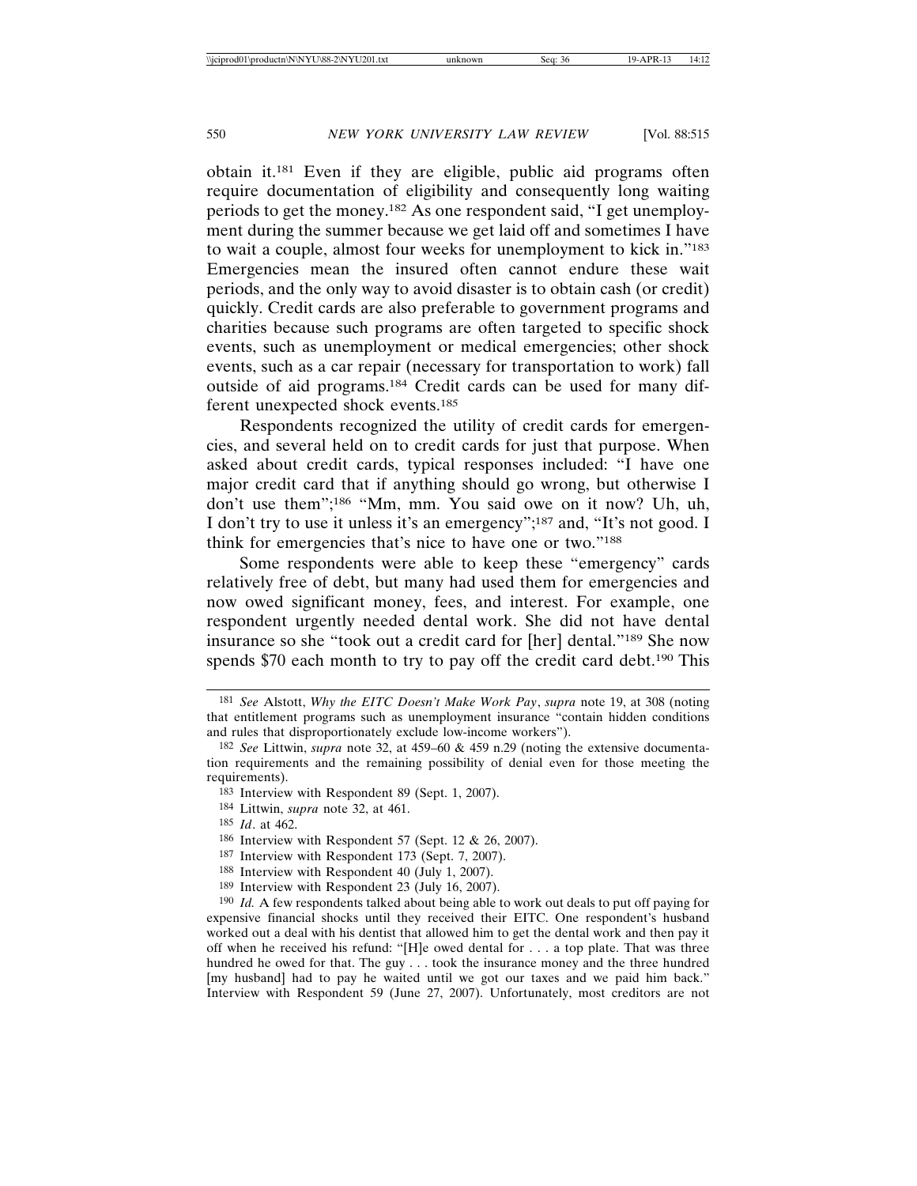obtain it.[181] Even if they are eligible, public aid programs often require documentation of eligibility and consequently long waiting periods to get the money.[182] As one respondent said, "I get unemployment during the summer because we get laid off and sometimes I have to wait a couple, almost four weeks for unemployment to kick in."[183] Emergencies mean the insured often cannot endure these wait periods, and the only way to avoid disaster is to obtain cash (or credit) quickly. Credit cards are also preferable to government programs and charities because such programs are often targeted to specific shock events, such as unemployment or medical emergencies; other shock events, such as a car repair (necessary for transportation to work) fall outside of aid programs.[184] Credit cards can be used for many different unexpected shock events.[185]

Respondents recognized the utility of credit cards for emergencies, and several held on to credit cards for just that purpose. When asked about credit cards, typical responses included: "I have one major credit card that if anything should go wrong, but otherwise I don't use them";[186] "Mm, mm. You said owe on it now? Uh, uh, I don't try to use it unless it's an emergency";[187] and, "It's not good. I think for emergencies that's nice to have one or two."[188]

Some respondents were able to keep these "emergency" cards relatively free of debt, but many had used them for emergencies and now owed significant money, fees, and interest. For example, one respondent urgently needed dental work. She did not have dental insurance so she "took out a credit card for [her] dental."[189] She now spends $70 each month to try to pay off the credit card debt.[190] This

---

[181] *See* Alstott, *Why the EITC Doesn't Make Work Pay*, *supra* note 19, at 308 (noting that entitlement programs such as unemployment insurance "contain hidden conditions and rules that disproportionately exclude low-income workers").

[182] *See* Littwin, *supra* note 32, at 459–60 & 459 n.29 (noting the extensive documentation requirements and the remaining possibility of denial even for those meeting the requirements).

[183] Interview with Respondent 89 (Sept. 1, 2007).

[184] Littwin, *supra* note 32, at 461.

[185] *Id*. at 462.

[186] Interview with Respondent 57 (Sept. 12 & 26, 2007).

[187] Interview with Respondent 173 (Sept. 7, 2007).

[188] Interview with Respondent 40 (July 1, 2007).

[189] Interview with Respondent 23 (July 16, 2007).

[190] *Id.* A few respondents talked about being able to work out deals to put off paying for expensive financial shocks until they received their EITC. One respondent's husband worked out a deal with his dentist that allowed him to get the dental work and then pay it off when he received his refund: "[H]e owed dental for . . . a top plate. That was three hundred he owed for that. The guy . . . took the insurance money and the three hundred [my husband] had to pay he waited until we got our taxes and we paid him back." Interview with Respondent 59 (June 27, 2007). Unfortunately, most creditors are not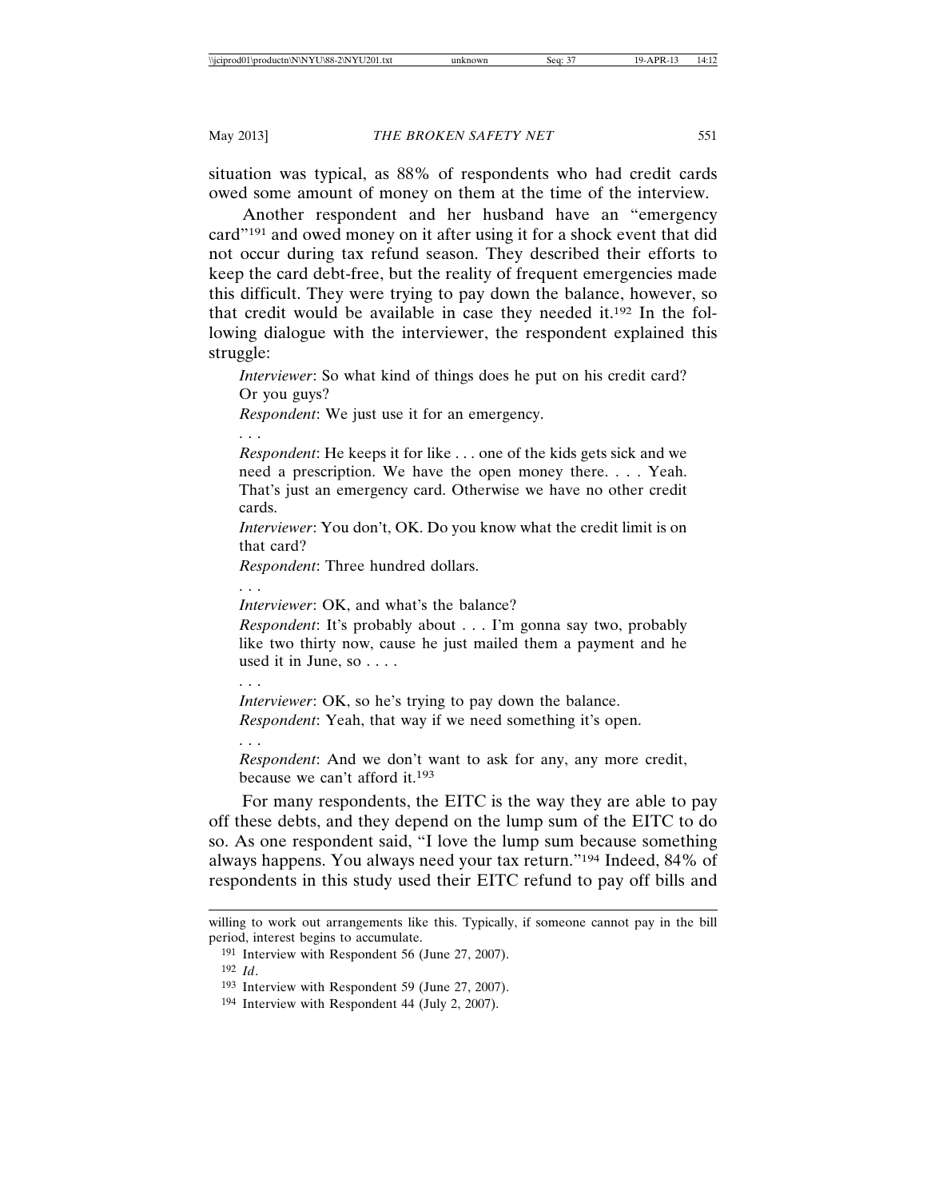situation was typical, as 88% of respondents who had credit cards owed some amount of money on them at the time of the interview.

Another respondent and her husband have an "emergency card"[191] and owed money on it after using it for a shock event that did not occur during tax refund season. They described their efforts to keep the card debt-free, but the reality of frequent emergencies made this difficult. They were trying to pay down the balance, however, so that credit would be available in case they needed it.[192] In the following dialogue with the interviewer, the respondent explained this struggle:

> *Interviewer*: So what kind of things does he put on his credit card? Or you guys?
>
> *Respondent*: We just use it for an emergency.
>
> . . .
>
> *Respondent*: He keeps it for like . . . one of the kids gets sick and we need a prescription. We have the open money there. . . . Yeah. That's just an emergency card. Otherwise we have no other credit cards.
>
> *Interviewer*: You don't, OK. Do you know what the credit limit is on that card?
>
> *Respondent*: Three hundred dollars.
>
> . . .
>
> *Interviewer*: OK, and what's the balance?
>
> *Respondent*: It's probably about . . . I'm gonna say two, probably like two thirty now, cause he just mailed them a payment and he used it in June, so . . . .
>
> . . .
>
> *Interviewer*: OK, so he's trying to pay down the balance.
>
> *Respondent*: Yeah, that way if we need something it's open.
>
> . . .
>
> *Respondent*: And we don't want to ask for any, any more credit, because we can't afford it.[193]

For many respondents, the EITC is the way they are able to pay off these debts, and they depend on the lump sum of the EITC to do so. As one respondent said, "I love the lump sum because something always happens. You always need your tax return."[194] Indeed, 84% of respondents in this study used their EITC refund to pay off bills and

---

willing to work out arrangements like this. Typically, if someone cannot pay in the bill period, interest begins to accumulate.

[191] Interview with Respondent 56 (June 27, 2007).

[192] *Id*.

[193] Interview with Respondent 59 (June 27, 2007).

[194] Interview with Respondent 44 (July 2, 2007).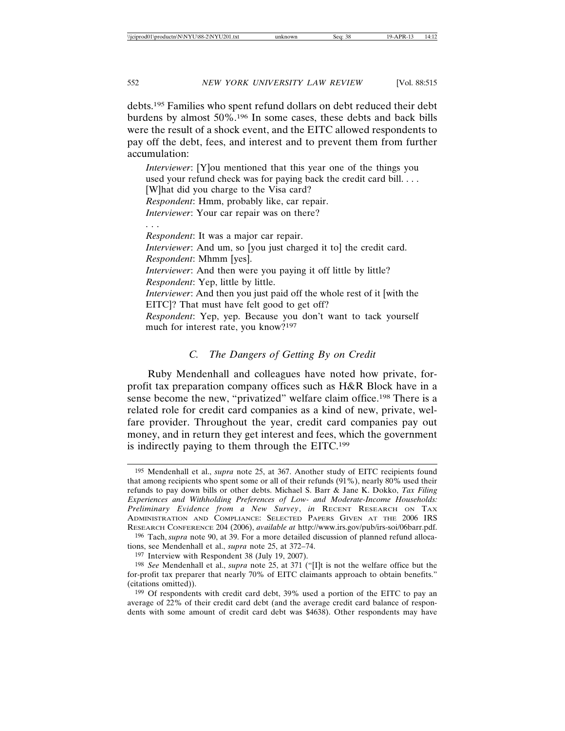debts.[195] Families who spent refund dollars on debt reduced their debt burdens by almost 50%.[196] In some cases, these debts and back bills were the result of a shock event, and the EITC allowed respondents to pay off the debt, fees, and interest and to prevent them from further accumulation:

> *Interviewer*: [Y]ou mentioned that this year one of the things you used your refund check was for paying back the credit card bill. . . . [W]hat did you charge to the Visa card?
> *Respondent*: Hmm, probably like, car repair.
> *Interviewer*: Your car repair was on there?
> . . .
> *Respondent*: It was a major car repair.
> *Interviewer*: And um, so [you just charged it to] the credit card.
> *Respondent*: Mhmm [yes].
> *Interviewer*: And then were you paying it off little by little?
> *Respondent*: Yep, little by little.
> *Interviewer*: And then you just paid off the whole rest of it [with the EITC]? That must have felt good to get off?
> *Respondent*: Yep, yep. Because you don't want to tack yourself much for interest rate, you know?[197]

### *C. The Dangers of Getting By on Credit*

Ruby Mendenhall and colleagues have noted how private, for-profit tax preparation company offices such as H&R Block have in a sense become the new, "privatized" welfare claim office.[198] There is a related role for credit card companies as a kind of new, private, welfare provider. Throughout the year, credit card companies pay out money, and in return they get interest and fees, which the government is indirectly paying to them through the EITC.[199]

---

[195] Mendenhall et al., *supra* note 25, at 367. Another study of EITC recipients found that among recipients who spent some or all of their refunds (91%), nearly 80% used their refunds to pay down bills or other debts. Michael S. Barr & Jane K. Dokko, *Tax Filing Experiences and Withholding Preferences of Low- and Moderate-Income Households: Preliminary Evidence from a New Survey*, *in* RECENT RESEARCH ON TAX ADMINISTRATION AND COMPLIANCE: SELECTED PAPERS GIVEN AT THE 2006 IRS RESEARCH CONFERENCE 204 (2006), *available at* http://www.irs.gov/pub/irs-soi/06barr.pdf.

[196] Tach, *supra* note 90, at 39. For a more detailed discussion of planned refund allocations, see Mendenhall et al., *supra* note 25, at 372–74.

[197] Interview with Respondent 38 (July 19, 2007).

[198] *See* Mendenhall et al., *supra* note 25, at 371 ("[I]t is not the welfare office but the for-profit tax preparer that nearly 70% of EITC claimants approach to obtain benefits." (citations omitted)).

[199] Of respondents with credit card debt, 39% used a portion of the EITC to pay an average of 22% of their credit card debt (and the average credit card balance of respondents with some amount of credit card debt was $4638). Other respondents may have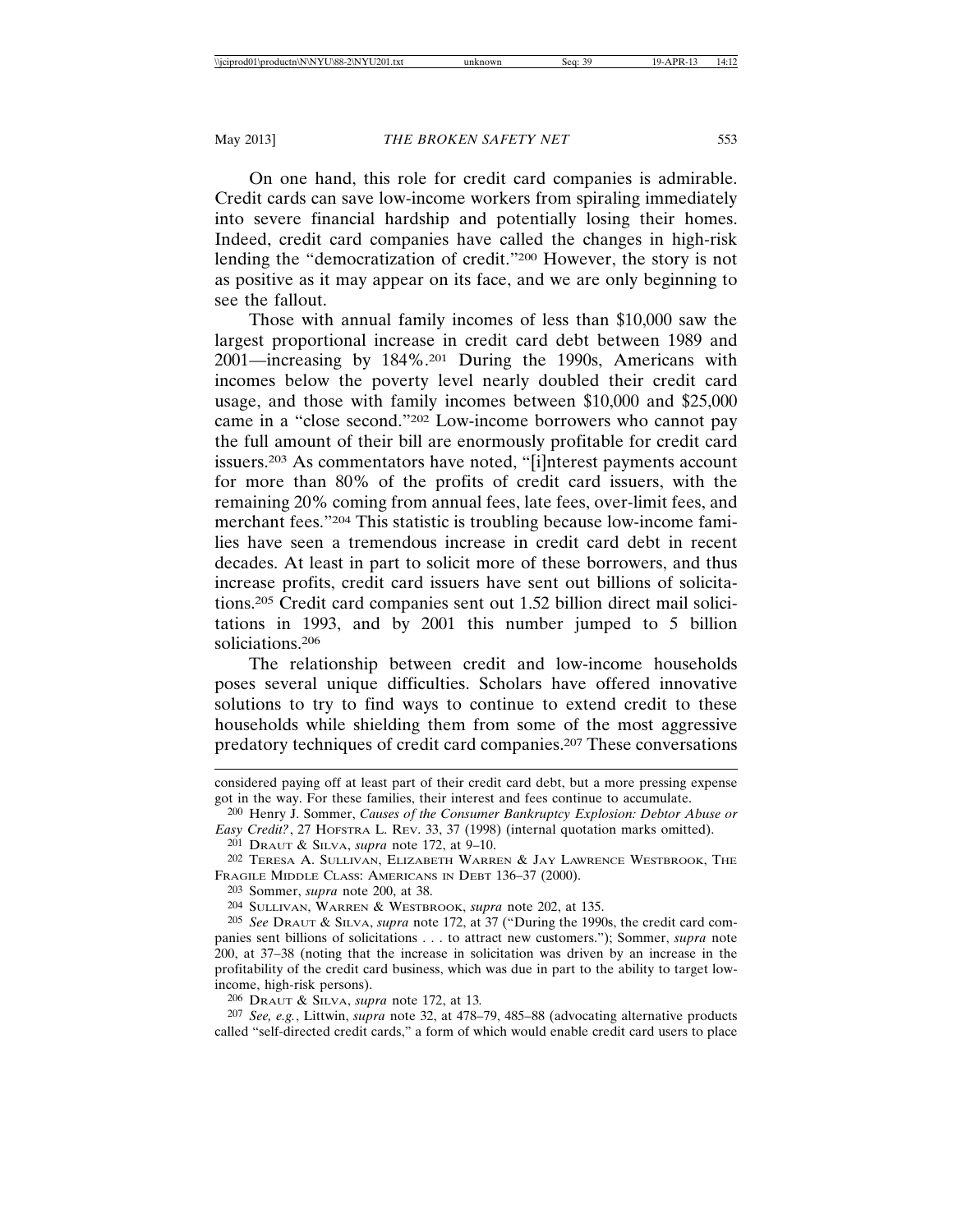On one hand, this role for credit card companies is admirable. Credit cards can save low-income workers from spiraling immediately into severe financial hardship and potentially losing their homes. Indeed, credit card companies have called the changes in high-risk lending the "democratization of credit."[200] However, the story is not as positive as it may appear on its face, and we are only beginning to see the fallout.

Those with annual family incomes of less than $10,000 saw the largest proportional increase in credit card debt between 1989 and 2001—increasing by 184%.[201] During the 1990s, Americans with incomes below the poverty level nearly doubled their credit card usage, and those with family incomes between $10,000 and $25,000 came in a "close second."[202] Low-income borrowers who cannot pay the full amount of their bill are enormously profitable for credit card issuers.[203] As commentators have noted, "[i]nterest payments account for more than 80% of the profits of credit card issuers, with the remaining 20% coming from annual fees, late fees, over-limit fees, and merchant fees."[204] This statistic is troubling because low-income families have seen a tremendous increase in credit card debt in recent decades. At least in part to solicit more of these borrowers, and thus increase profits, credit card issuers have sent out billions of solicitations.[205] Credit card companies sent out 1.52 billion direct mail solicitations in 1993, and by 2001 this number jumped to 5 billion soliciations.[206]

The relationship between credit and low-income households poses several unique difficulties. Scholars have offered innovative solutions to try to find ways to continue to extend credit to these households while shielding them from some of the most aggressive predatory techniques of credit card companies.[207] These conversations

---

considered paying off at least part of their credit card debt, but a more pressing expense got in the way. For these families, their interest and fees continue to accumulate.

[200] Henry J. Sommer, *Causes of the Consumer Bankruptcy Explosion: Debtor Abuse or Easy Credit?*, 27 Hofstra L. Rev. 33, 37 (1998) (internal quotation marks omitted).

[201] Draut & Silva, *supra* note 172, at 9–10.

[202] Teresa A. Sullivan, Elizabeth Warren & Jay Lawrence Westbrook, The Fragile Middle Class: Americans in Debt 136–37 (2000).

[203] Sommer, *supra* note 200, at 38.

[204] Sullivan, Warren & Westbrook, *supra* note 202, at 135.

[205] *See* Draut & Silva, *supra* note 172, at 37 ("During the 1990s, the credit card companies sent billions of solicitations . . . to attract new customers."); Sommer, *supra* note 200, at 37–38 (noting that the increase in solicitation was driven by an increase in the profitability of the credit card business, which was due in part to the ability to target low-income, high-risk persons).

[206] Draut & Silva, *supra* note 172, at 13.

[207] *See, e.g.*, Littwin, *supra* note 32, at 478–79, 485–88 (advocating alternative products called "self-directed credit cards," a form of which would enable credit card users to place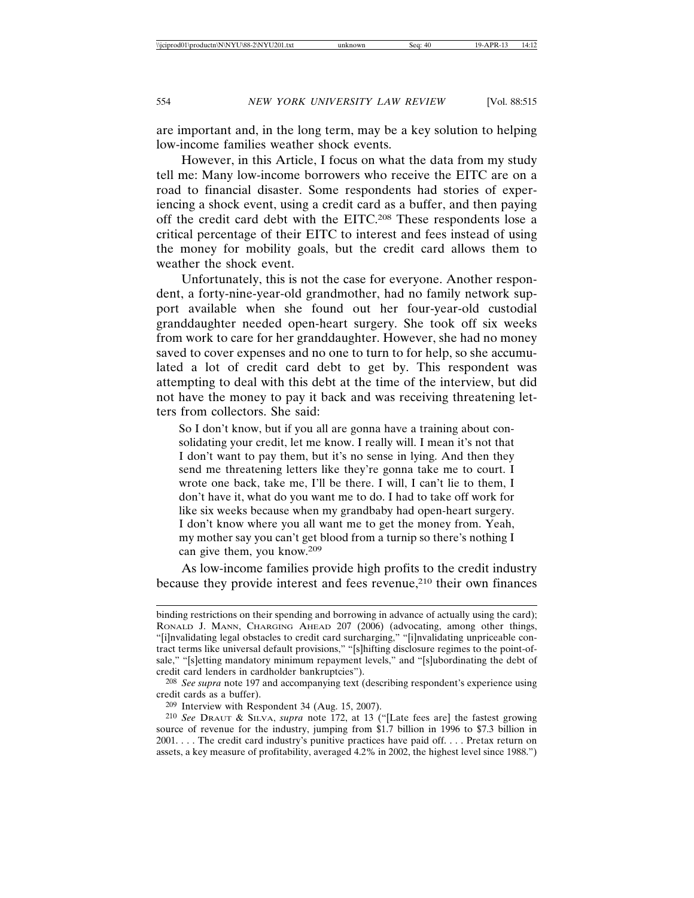are important and, in the long term, may be a key solution to helping low-income families weather shock events.

However, in this Article, I focus on what the data from my study tell me: Many low-income borrowers who receive the EITC are on a road to financial disaster. Some respondents had stories of experiencing a shock event, using a credit card as a buffer, and then paying off the credit card debt with the EITC.[208] These respondents lose a critical percentage of their EITC to interest and fees instead of using the money for mobility goals, but the credit card allows them to weather the shock event.

Unfortunately, this is not the case for everyone. Another respondent, a forty-nine-year-old grandmother, had no family network support available when she found out her four-year-old custodial granddaughter needed open-heart surgery. She took off six weeks from work to care for her granddaughter. However, she had no money saved to cover expenses and no one to turn to for help, so she accumulated a lot of credit card debt to get by. This respondent was attempting to deal with this debt at the time of the interview, but did not have the money to pay it back and was receiving threatening letters from collectors. She said:

> So I don't know, but if you all are gonna have a training about consolidating your credit, let me know. I really will. I mean it's not that I don't want to pay them, but it's no sense in lying. And then they send me threatening letters like they're gonna take me to court. I wrote one back, take me, I'll be there. I will, I can't lie to them, I don't have it, what do you want me to do. I had to take off work for like six weeks because when my grandbaby had open-heart surgery. I don't know where you all want me to get the money from. Yeah, my mother say you can't get blood from a turnip so there's nothing I can give them, you know.[209]

As low-income families provide high profits to the credit industry because they provide interest and fees revenue,[210] their own finances

---

binding restrictions on their spending and borrowing in advance of actually using the card); RONALD J. MANN, CHARGING AHEAD 207 (2006) (advocating, among other things, "[i]nvalidating legal obstacles to credit card surcharging," "[i]nvalidating unpriceable contract terms like universal default provisions," "[s]hifting disclosure regimes to the point-of-sale," "[s]etting mandatory minimum repayment levels," and "[s]ubordinating the debt of credit card lenders in cardholder bankruptcies").

[208] *See supra* note 197 and accompanying text (describing respondent's experience using credit cards as a buffer).

[209] Interview with Respondent 34 (Aug. 15, 2007).

[210] *See* DRAUT & SILVA, *supra* note 172, at 13 ("[Late fees are] the fastest growing source of revenue for the industry, jumping from $1.7 billion in 1996 to $7.3 billion in 2001. . . . The credit card industry's punitive practices have paid off. . . . Pretax return on assets, a key measure of profitability, averaged 4.2% in 2002, the highest level since 1988.")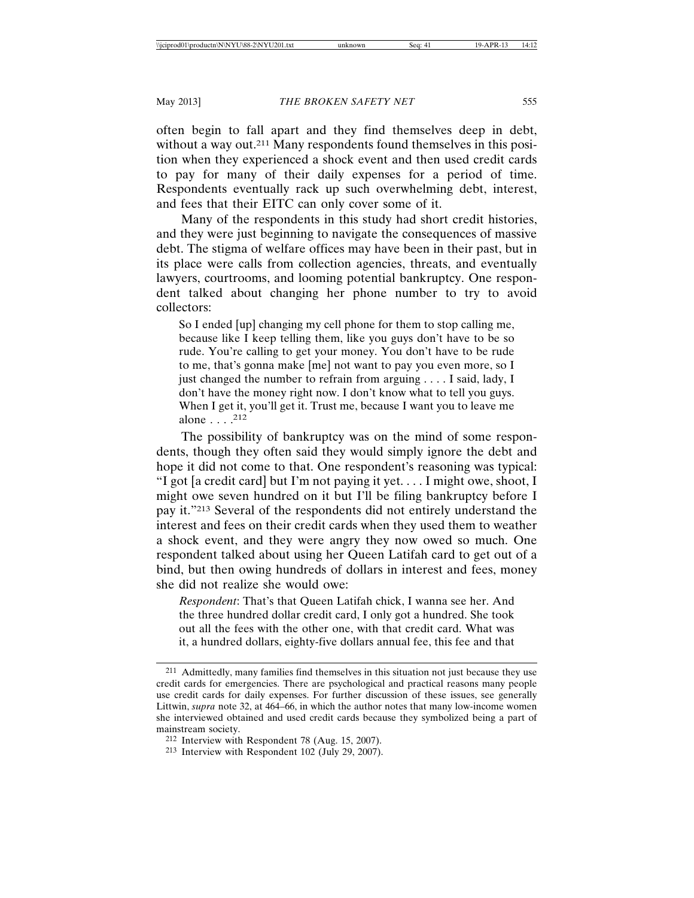often begin to fall apart and they find themselves deep in debt, without a way out.[211] Many respondents found themselves in this position when they experienced a shock event and then used credit cards to pay for many of their daily expenses for a period of time. Respondents eventually rack up such overwhelming debt, interest, and fees that their EITC can only cover some of it.

Many of the respondents in this study had short credit histories, and they were just beginning to navigate the consequences of massive debt. The stigma of welfare offices may have been in their past, but in its place were calls from collection agencies, threats, and eventually lawyers, courtrooms, and looming potential bankruptcy. One respondent talked about changing her phone number to try to avoid collectors:

> So I ended [up] changing my cell phone for them to stop calling me, because like I keep telling them, like you guys don't have to be so rude. You're calling to get your money. You don't have to be rude to me, that's gonna make [me] not want to pay you even more, so I just changed the number to refrain from arguing . . . . I said, lady, I don't have the money right now. I don't know what to tell you guys. When I get it, you'll get it. Trust me, because I want you to leave me alone . . . .[212]

The possibility of bankruptcy was on the mind of some respondents, though they often said they would simply ignore the debt and hope it did not come to that. One respondent's reasoning was typical: "I got [a credit card] but I'm not paying it yet. . . . I might owe, shoot, I might owe seven hundred on it but I'll be filing bankruptcy before I pay it."[213] Several of the respondents did not entirely understand the interest and fees on their credit cards when they used them to weather a shock event, and they were angry they now owed so much. One respondent talked about using her Queen Latifah card to get out of a bind, but then owing hundreds of dollars in interest and fees, money she did not realize she would owe:

> *Respondent*: That's that Queen Latifah chick, I wanna see her. And the three hundred dollar credit card, I only got a hundred. She took out all the fees with the other one, with that credit card. What was it, a hundred dollars, eighty-five dollars annual fee, this fee and that

---

[211] Admittedly, many families find themselves in this situation not just because they use credit cards for emergencies. There are psychological and practical reasons many people use credit cards for daily expenses. For further discussion of these issues, see generally Littwin, *supra* note 32, at 464–66, in which the author notes that many low-income women she interviewed obtained and used credit cards because they symbolized being a part of mainstream society.

[212] Interview with Respondent 78 (Aug. 15, 2007).

[213] Interview with Respondent 102 (July 29, 2007).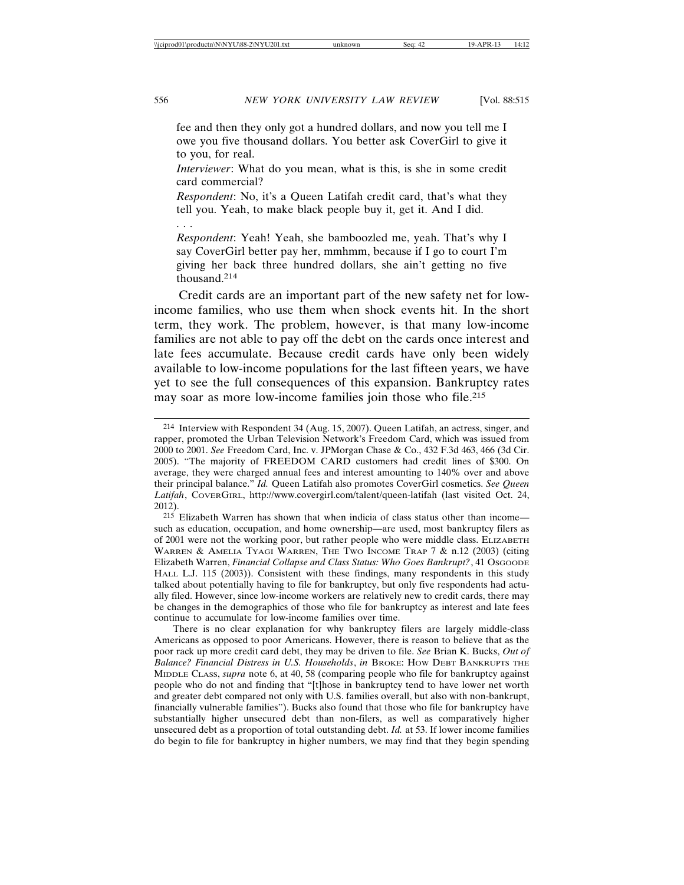fee and then they only got a hundred dollars, and now you tell me I owe you five thousand dollars. You better ask CoverGirl to give it to you, for real.

*Interviewer*: What do you mean, what is this, is she in some credit card commercial?

*Respondent*: No, it's a Queen Latifah credit card, that's what they tell you. Yeah, to make black people buy it, get it. And I did.

. . .

*Respondent*: Yeah! Yeah, she bamboozled me, yeah. That's why I say CoverGirl better pay her, mmhmm, because if I go to court I'm giving her back three hundred dollars, she ain't getting no five thousand.[214]

Credit cards are an important part of the new safety net for low-income families, who use them when shock events hit. In the short term, they work. The problem, however, is that many low-income families are not able to pay off the debt on the cards once interest and late fees accumulate. Because credit cards have only been widely available to low-income populations for the last fifteen years, we have yet to see the full consequences of this expansion. Bankruptcy rates may soar as more low-income families join those who file.[215]

---

[214] Interview with Respondent 34 (Aug. 15, 2007). Queen Latifah, an actress, singer, and rapper, promoted the Urban Television Network's Freedom Card, which was issued from 2000 to 2001. *See* Freedom Card, Inc. v. JPMorgan Chase & Co., 432 F.3d 463, 466 (3d Cir. 2005). "The majority of FREEDOM CARD customers had credit lines of $300. On average, they were charged annual fees and interest amounting to 140% over and above their principal balance." *Id.* Queen Latifah also promotes CoverGirl cosmetics. *See Queen Latifah*, COVERGIRL, http://www.covergirl.com/talent/queen-latifah (last visited Oct. 24, 2012).

[215] Elizabeth Warren has shown that when indicia of class status other than income—such as education, occupation, and home ownership—are used, most bankruptcy filers as of 2001 were not the working poor, but rather people who were middle class. ELIZABETH WARREN & AMELIA TYAGI WARREN, THE TWO INCOME TRAP 7 & n.12 (2003) (citing Elizabeth Warren, *Financial Collapse and Class Status: Who Goes Bankrupt?*, 41 OSGOODE HALL L.J. 115 (2003)). Consistent with these findings, many respondents in this study talked about potentially having to file for bankruptcy, but only five respondents had actually filed. However, since low-income workers are relatively new to credit cards, there may be changes in the demographics of those who file for bankruptcy as interest and late fees continue to accumulate for low-income families over time.

There is no clear explanation for why bankruptcy filers are largely middle-class Americans as opposed to poor Americans. However, there is reason to believe that as the poor rack up more credit card debt, they may be driven to file. *See* Brian K. Bucks, *Out of Balance? Financial Distress in U.S. Households*, *in* BROKE: HOW DEBT BANKRUPTS THE MIDDLE CLASS, *supra* note 6, at 40, 58 (comparing people who file for bankruptcy against people who do not and finding that "[t]hose in bankruptcy tend to have lower net worth and greater debt compared not only with U.S. families overall, but also with non-bankrupt, financially vulnerable families"). Bucks also found that those who file for bankruptcy have substantially higher unsecured debt than non-filers, as well as comparatively higher unsecured debt as a proportion of total outstanding debt. *Id.* at 53. If lower income families do begin to file for bankruptcy in higher numbers, we may find that they begin spending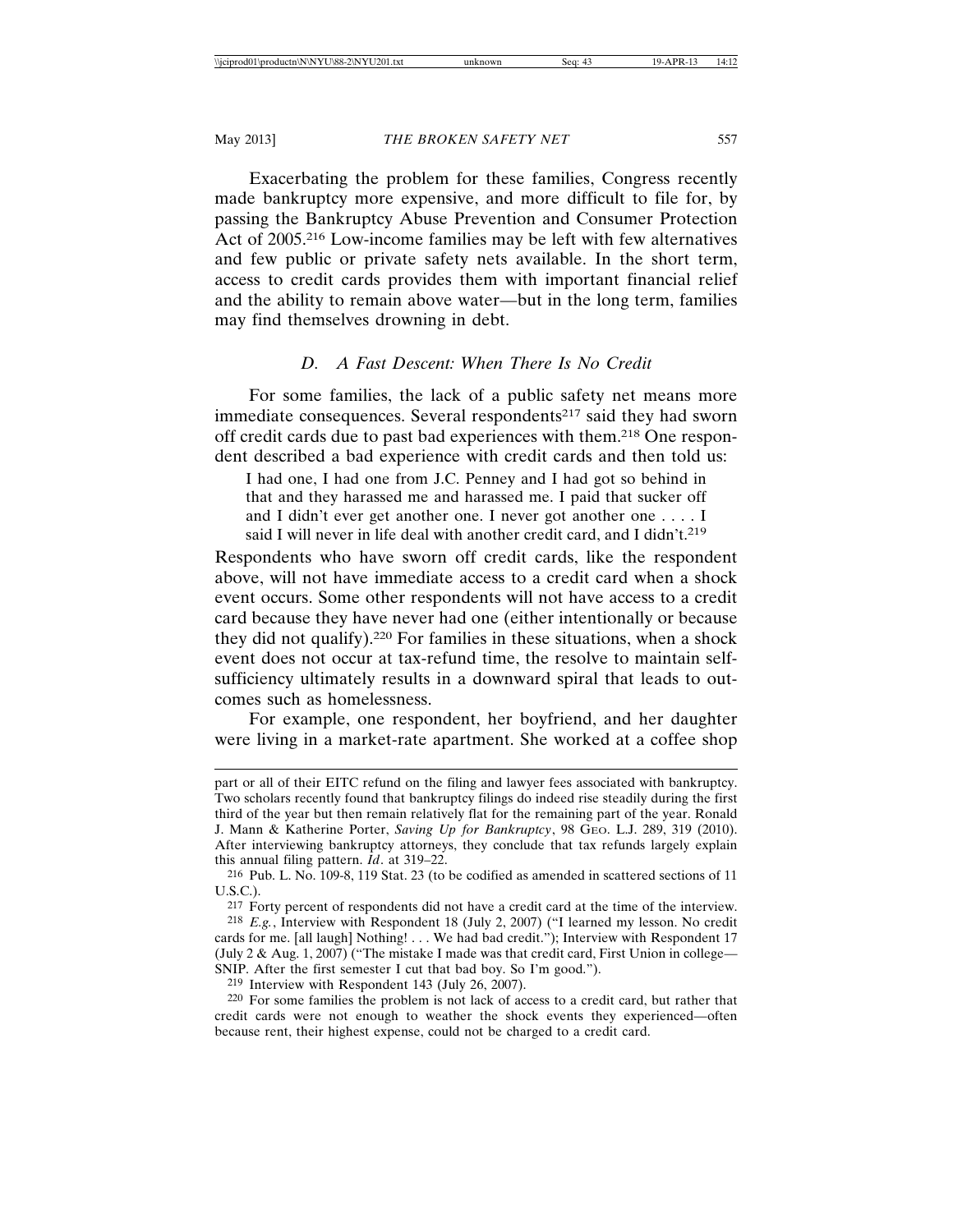Exacerbating the problem for these families, Congress recently made bankruptcy more expensive, and more difficult to file for, by passing the Bankruptcy Abuse Prevention and Consumer Protection Act of 2005.[216] Low-income families may be left with few alternatives and few public or private safety nets available. In the short term, access to credit cards provides them with important financial relief and the ability to remain above water—but in the long term, families may find themselves drowning in debt.

### *D. A Fast Descent: When There Is No Credit*

For some families, the lack of a public safety net means more immediate consequences. Several respondents[217] said they had sworn off credit cards due to past bad experiences with them.[218] One respondent described a bad experience with credit cards and then told us:

> I had one, I had one from J.C. Penney and I had got so behind in that and they harassed me and harassed me. I paid that sucker off and I didn't ever get another one. I never got another one . . . . I said I will never in life deal with another credit card, and I didn't.[219]

Respondents who have sworn off credit cards, like the respondent above, will not have immediate access to a credit card when a shock event occurs. Some other respondents will not have access to a credit card because they have never had one (either intentionally or because they did not qualify).[220] For families in these situations, when a shock event does not occur at tax-refund time, the resolve to maintain self-sufficiency ultimately results in a downward spiral that leads to outcomes such as homelessness.

For example, one respondent, her boyfriend, and her daughter were living in a market-rate apartment. She worked at a coffee shop

---

part or all of their EITC refund on the filing and lawyer fees associated with bankruptcy. Two scholars recently found that bankruptcy filings do indeed rise steadily during the first third of the year but then remain relatively flat for the remaining part of the year. Ronald J. Mann & Katherine Porter, *Saving Up for Bankruptcy*, 98 GEO. L.J. 289, 319 (2010). After interviewing bankruptcy attorneys, they conclude that tax refunds largely explain this annual filing pattern. *Id.* at 319–22.

216 Pub. L. No. 109-8, 119 Stat. 23 (to be codified as amended in scattered sections of 11 U.S.C.).

217 Forty percent of respondents did not have a credit card at the time of the interview.

218 *E.g.*, Interview with Respondent 18 (July 2, 2007) ("I learned my lesson. No credit cards for me. [all laugh] Nothing! . . . We had bad credit."); Interview with Respondent 17 (July 2 & Aug. 1, 2007) ("The mistake I made was that credit card, First Union in college—SNIP. After the first semester I cut that bad boy. So I'm good.").

219 Interview with Respondent 143 (July 26, 2007).

220 For some families the problem is not lack of access to a credit card, but rather that credit cards were not enough to weather the shock events they experienced—often because rent, their highest expense, could not be charged to a credit card.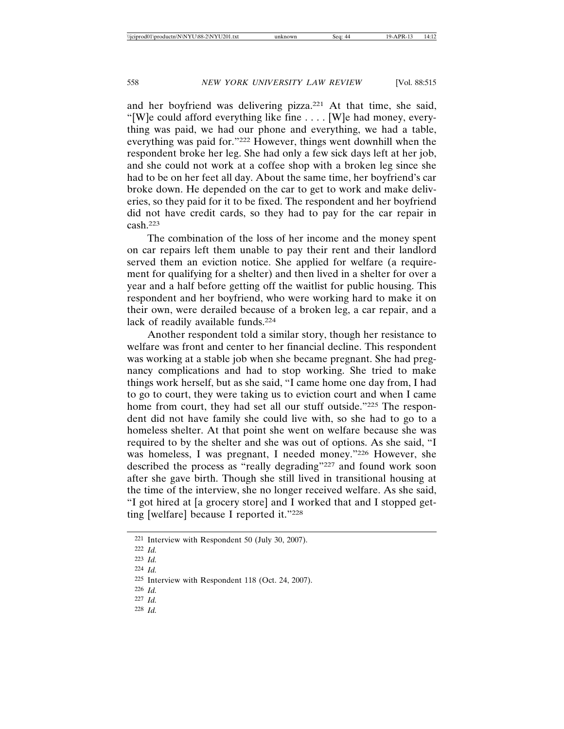and her boyfriend was delivering pizza.[221] At that time, she said, "[W]e could afford everything like fine . . . . [W]e had money, everything was paid, we had our phone and everything, we had a table, everything was paid for."[222] However, things went downhill when the respondent broke her leg. She had only a few sick days left at her job, and she could not work at a coffee shop with a broken leg since she had to be on her feet all day. About the same time, her boyfriend's car broke down. He depended on the car to get to work and make deliveries, so they paid for it to be fixed. The respondent and her boyfriend did not have credit cards, so they had to pay for the car repair in cash.[223]

The combination of the loss of her income and the money spent on car repairs left them unable to pay their rent and their landlord served them an eviction notice. She applied for welfare (a requirement for qualifying for a shelter) and then lived in a shelter for over a year and a half before getting off the waitlist for public housing. This respondent and her boyfriend, who were working hard to make it on their own, were derailed because of a broken leg, a car repair, and a lack of readily available funds.[224]

Another respondent told a similar story, though her resistance to welfare was front and center to her financial decline. This respondent was working at a stable job when she became pregnant. She had pregnancy complications and had to stop working. She tried to make things work herself, but as she said, "I came home one day from, I had to go to court, they were taking us to eviction court and when I came home from court, they had set all our stuff outside."[225] The respondent did not have family she could live with, so she had to go to a homeless shelter. At that point she went on welfare because she was required to by the shelter and she was out of options. As she said, "I was homeless, I was pregnant, I needed money."[226] However, she described the process as "really degrading"[227] and found work soon after she gave birth. Though she still lived in transitional housing at the time of the interview, she no longer received welfare. As she said, "I got hired at [a grocery store] and I worked that and I stopped getting [welfare] because I reported it."[228]

---

[221] Interview with Respondent 50 (July 30, 2007).

[222] *Id.*

[223] *Id.*

[224] *Id.*

[225] Interview with Respondent 118 (Oct. 24, 2007).

[226] *Id.*

[227] *Id.*

[228] *Id.*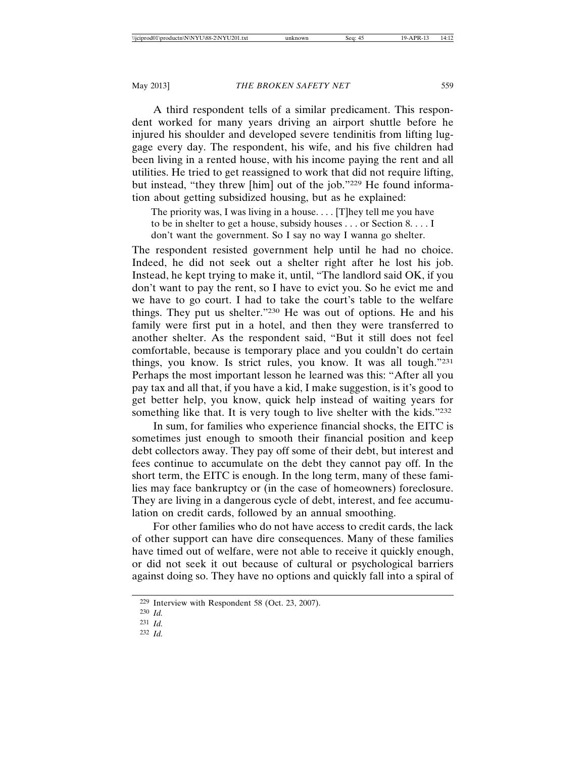A third respondent tells of a similar predicament. This respondent worked for many years driving an airport shuttle before he injured his shoulder and developed severe tendinitis from lifting luggage every day. The respondent, his wife, and his five children had been living in a rented house, with his income paying the rent and all utilities. He tried to get reassigned to work that did not require lifting, but instead, "they threw [him] out of the job."[229] He found information about getting subsidized housing, but as he explained:

> The priority was, I was living in a house. . . . [T]hey tell me you have to be in shelter to get a house, subsidy houses . . . or Section 8. . . . I don't want the government. So I say no way I wanna go shelter.

The respondent resisted government help until he had no choice. Indeed, he did not seek out a shelter right after he lost his job. Instead, he kept trying to make it, until, "The landlord said OK, if you don't want to pay the rent, so I have to evict you. So he evict me and we have to go court. I had to take the court's table to the welfare things. They put us shelter."[230] He was out of options. He and his family were first put in a hotel, and then they were transferred to another shelter. As the respondent said, "But it still does not feel comfortable, because is temporary place and you couldn't do certain things, you know. Is strict rules, you know. It was all tough."[231] Perhaps the most important lesson he learned was this: "After all you pay tax and all that, if you have a kid, I make suggestion, is it's good to get better help, you know, quick help instead of waiting years for something like that. It is very tough to live shelter with the kids."[232]

In sum, for families who experience financial shocks, the EITC is sometimes just enough to smooth their financial position and keep debt collectors away. They pay off some of their debt, but interest and fees continue to accumulate on the debt they cannot pay off. In the short term, the EITC is enough. In the long term, many of these families may face bankruptcy or (in the case of homeowners) foreclosure. They are living in a dangerous cycle of debt, interest, and fee accumulation on credit cards, followed by an annual smoothing.

For other families who do not have access to credit cards, the lack of other support can have dire consequences. Many of these families have timed out of welfare, were not able to receive it quickly enough, or did not seek it out because of cultural or psychological barriers against doing so. They have no options and quickly fall into a spiral of

---

[229] Interview with Respondent 58 (Oct. 23, 2007).

[230] *Id.*

[231] *Id.*

[232] *Id.*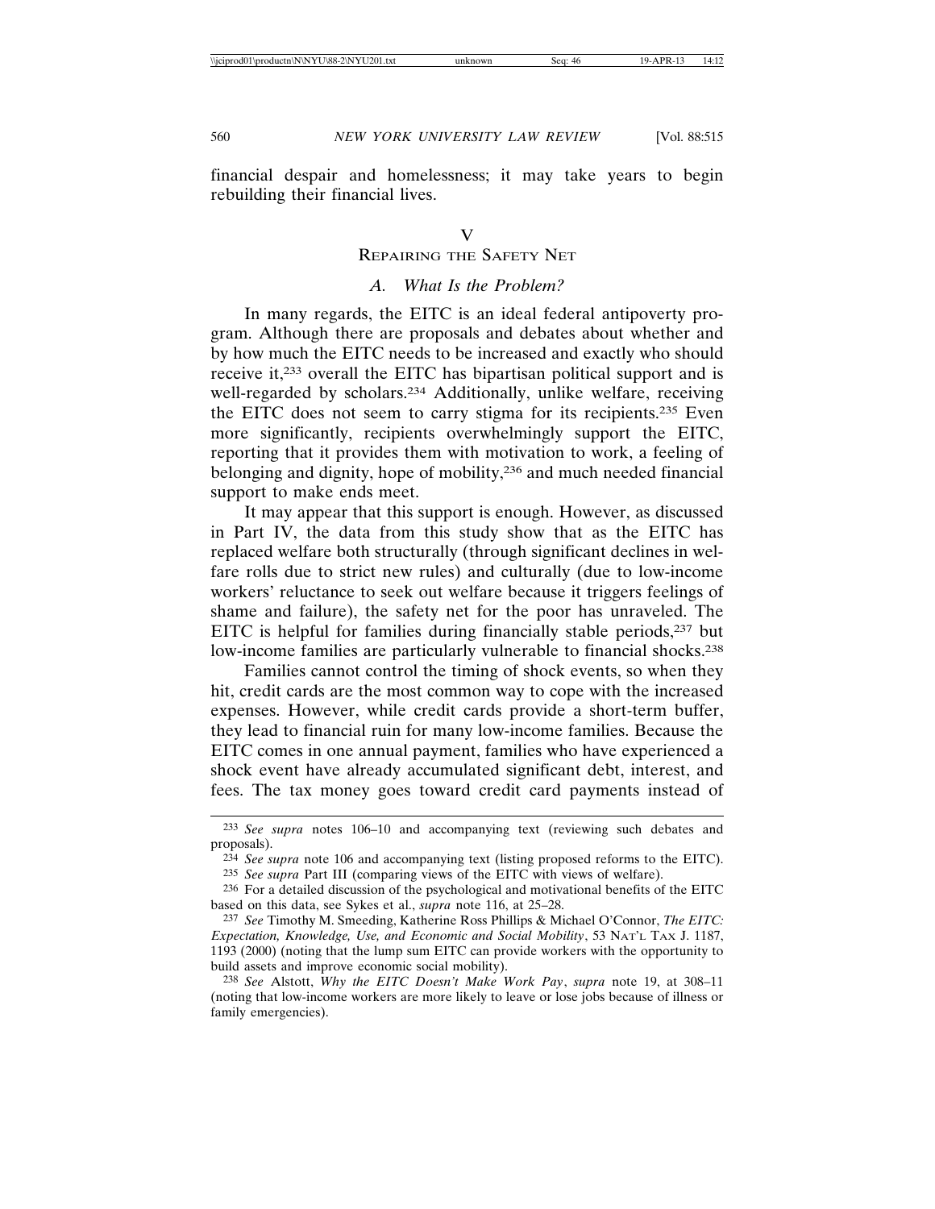financial despair and homelessness; it may take years to begin rebuilding their financial lives.

## V
## Repairing the Safety Net

### A. What Is the Problem?

In many regards, the EITC is an ideal federal antipoverty program. Although there are proposals and debates about whether and by how much the EITC needs to be increased and exactly who should receive it,[233] overall the EITC has bipartisan political support and is well-regarded by scholars.[234] Additionally, unlike welfare, receiving the EITC does not seem to carry stigma for its recipients.[235] Even more significantly, recipients overwhelmingly support the EITC, reporting that it provides them with motivation to work, a feeling of belonging and dignity, hope of mobility,[236] and much needed financial support to make ends meet.

It may appear that this support is enough. However, as discussed in Part IV, the data from this study show that as the EITC has replaced welfare both structurally (through significant declines in welfare rolls due to strict new rules) and culturally (due to low-income workers' reluctance to seek out welfare because it triggers feelings of shame and failure), the safety net for the poor has unraveled. The EITC is helpful for families during financially stable periods,[237] but low-income families are particularly vulnerable to financial shocks.[238]

Families cannot control the timing of shock events, so when they hit, credit cards are the most common way to cope with the increased expenses. However, while credit cards provide a short-term buffer, they lead to financial ruin for many low-income families. Because the EITC comes in one annual payment, families who have experienced a shock event have already accumulated significant debt, interest, and fees. The tax money goes toward credit card payments instead of

---

[233] *See supra* notes 106–10 and accompanying text (reviewing such debates and proposals).

[234] *See supra* note 106 and accompanying text (listing proposed reforms to the EITC).

[235] *See supra* Part III (comparing views of the EITC with views of welfare).

[236] For a detailed discussion of the psychological and motivational benefits of the EITC based on this data, see Sykes et al., *supra* note 116, at 25–28.

[237] *See* Timothy M. Smeeding, Katherine Ross Phillips & Michael O'Connor, *The EITC: Expectation, Knowledge, Use, and Economic and Social Mobility*, 53 Nat'l Tax J. 1187, 1193 (2000) (noting that the lump sum EITC can provide workers with the opportunity to build assets and improve economic social mobility).

[238] *See* Alstott, *Why the EITC Doesn't Make Work Pay*, *supra* note 19, at 308–11 (noting that low-income workers are more likely to leave or lose jobs because of illness or family emergencies).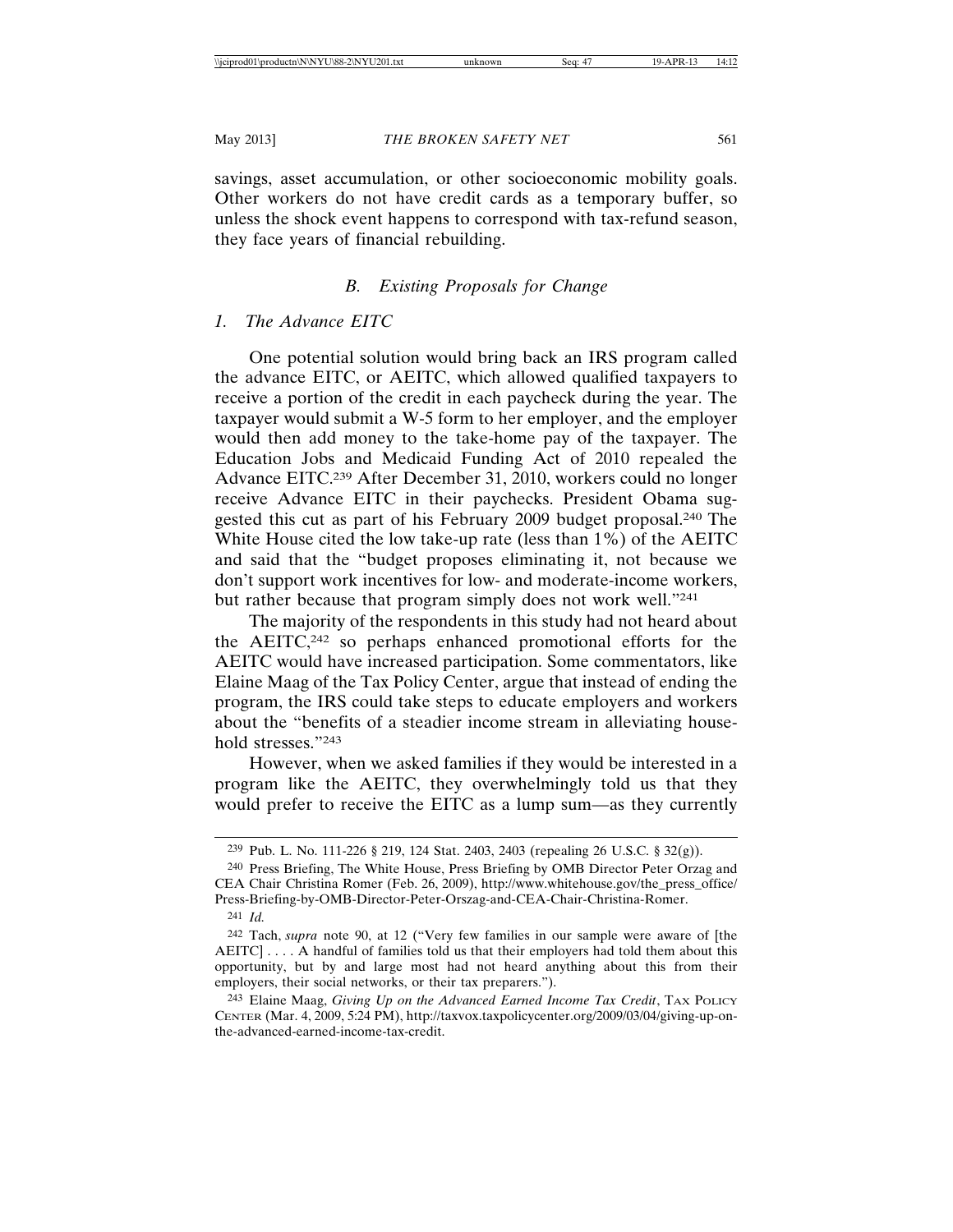savings, asset accumulation, or other socioeconomic mobility goals. Other workers do not have credit cards as a temporary buffer, so unless the shock event happens to correspond with tax-refund season, they face years of financial rebuilding.

### B. *Existing Proposals for Change*

#### 1. *The Advance EITC*

One potential solution would bring back an IRS program called the advance EITC, or AEITC, which allowed qualified taxpayers to receive a portion of the credit in each paycheck during the year. The taxpayer would submit a W-5 form to her employer, and the employer would then add money to the take-home pay of the taxpayer. The Education Jobs and Medicaid Funding Act of 2010 repealed the Advance EITC.[239] After December 31, 2010, workers could no longer receive Advance EITC in their paychecks. President Obama suggested this cut as part of his February 2009 budget proposal.[240] The White House cited the low take-up rate (less than 1%) of the AEITC and said that the "budget proposes eliminating it, not because we don't support work incentives for low- and moderate-income workers, but rather because that program simply does not work well."[241]

The majority of the respondents in this study had not heard about the AEITC,[242] so perhaps enhanced promotional efforts for the AEITC would have increased participation. Some commentators, like Elaine Maag of the Tax Policy Center, argue that instead of ending the program, the IRS could take steps to educate employers and workers about the "benefits of a steadier income stream in alleviating household stresses."[243]

However, when we asked families if they would be interested in a program like the AEITC, they overwhelmingly told us that they would prefer to receive the EITC as a lump sum—as they currently

---

[239] Pub. L. No. 111-226 § 219, 124 Stat. 2403, 2403 (repealing 26 U.S.C. § 32(g)).

[240] Press Briefing, The White House, Press Briefing by OMB Director Peter Orzag and CEA Chair Christina Romer (Feb. 26, 2009), http://www.whitehouse.gov/the_press_office/Press-Briefing-by-OMB-Director-Peter-Orszag-and-CEA-Chair-Christina-Romer.

[241] *Id.*

[242] Tach, *supra* note 90, at 12 ("Very few families in our sample were aware of [the AEITC] . . . . A handful of families told us that their employers had told them about this opportunity, but by and large most had not heard anything about this from their employers, their social networks, or their tax preparers.").

[243] Elaine Maag, *Giving Up on the Advanced Earned Income Tax Credit*, TAX POLICY CENTER (Mar. 4, 2009, 5:24 PM), http://taxvox.taxpolicycenter.org/2009/03/04/giving-up-on-the-advanced-earned-income-tax-credit.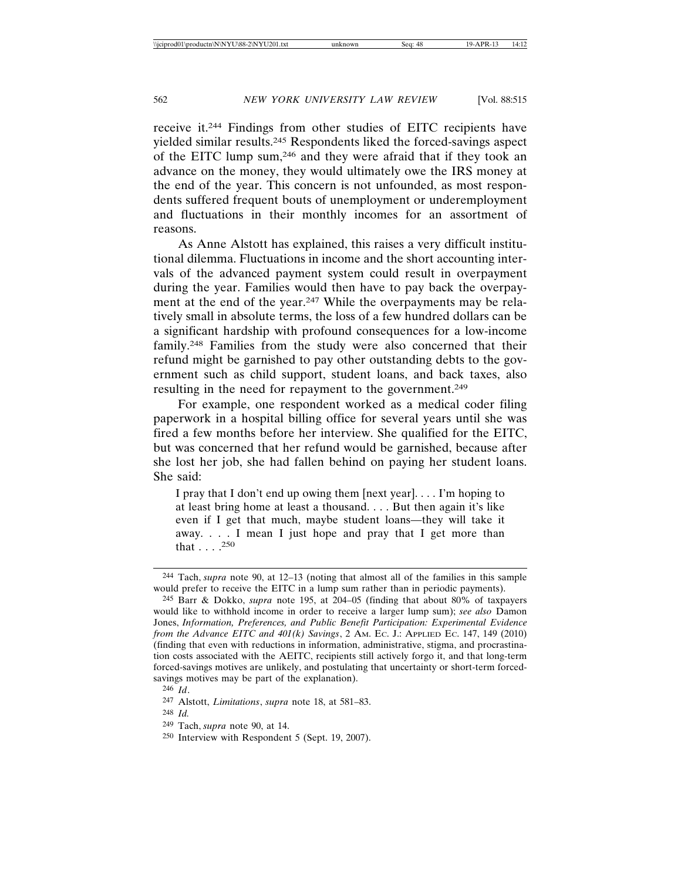receive it.[244] Findings from other studies of EITC recipients have yielded similar results.[245] Respondents liked the forced-savings aspect of the EITC lump sum,[246] and they were afraid that if they took an advance on the money, they would ultimately owe the IRS money at the end of the year. This concern is not unfounded, as most respondents suffered frequent bouts of unemployment or underemployment and fluctuations in their monthly incomes for an assortment of reasons.

As Anne Alstott has explained, this raises a very difficult institutional dilemma. Fluctuations in income and the short accounting intervals of the advanced payment system could result in overpayment during the year. Families would then have to pay back the overpayment at the end of the year.[247] While the overpayments may be relatively small in absolute terms, the loss of a few hundred dollars can be a significant hardship with profound consequences for a low-income family.[248] Families from the study were also concerned that their refund might be garnished to pay other outstanding debts to the government such as child support, student loans, and back taxes, also resulting in the need for repayment to the government.[249]

For example, one respondent worked as a medical coder filing paperwork in a hospital billing office for several years until she was fired a few months before her interview. She qualified for the EITC, but was concerned that her refund would be garnished, because after she lost her job, she had fallen behind on paying her student loans. She said:

> I pray that I don't end up owing them [next year]. . . . I'm hoping to at least bring home at least a thousand. . . . But then again it's like even if I get that much, maybe student loans—they will take it away. . . . I mean I just hope and pray that I get more than that . . . .[250]

---

[244] Tach, *supra* note 90, at 12–13 (noting that almost all of the families in this sample would prefer to receive the EITC in a lump sum rather than in periodic payments).

[245] Barr & Dokko, *supra* note 195, at 204–05 (finding that about 80% of taxpayers would like to withhold income in order to receive a larger lump sum); *see also* Damon Jones, *Information, Preferences, and Public Benefit Participation: Experimental Evidence from the Advance EITC and 401(k) Savings*, 2 AM. EC. J.: APPLIED EC. 147, 149 (2010) (finding that even with reductions in information, administrative, stigma, and procrastination costs associated with the AEITC, recipients still actively forgo it, and that long-term forced-savings motives are unlikely, and postulating that uncertainty or short-term forced-savings motives may be part of the explanation).

[246] *Id*.

[247] Alstott, *Limitations*, *supra* note 18, at 581–83.

[248] *Id.*

[249] Tach, *supra* note 90, at 14.

[250] Interview with Respondent 5 (Sept. 19, 2007).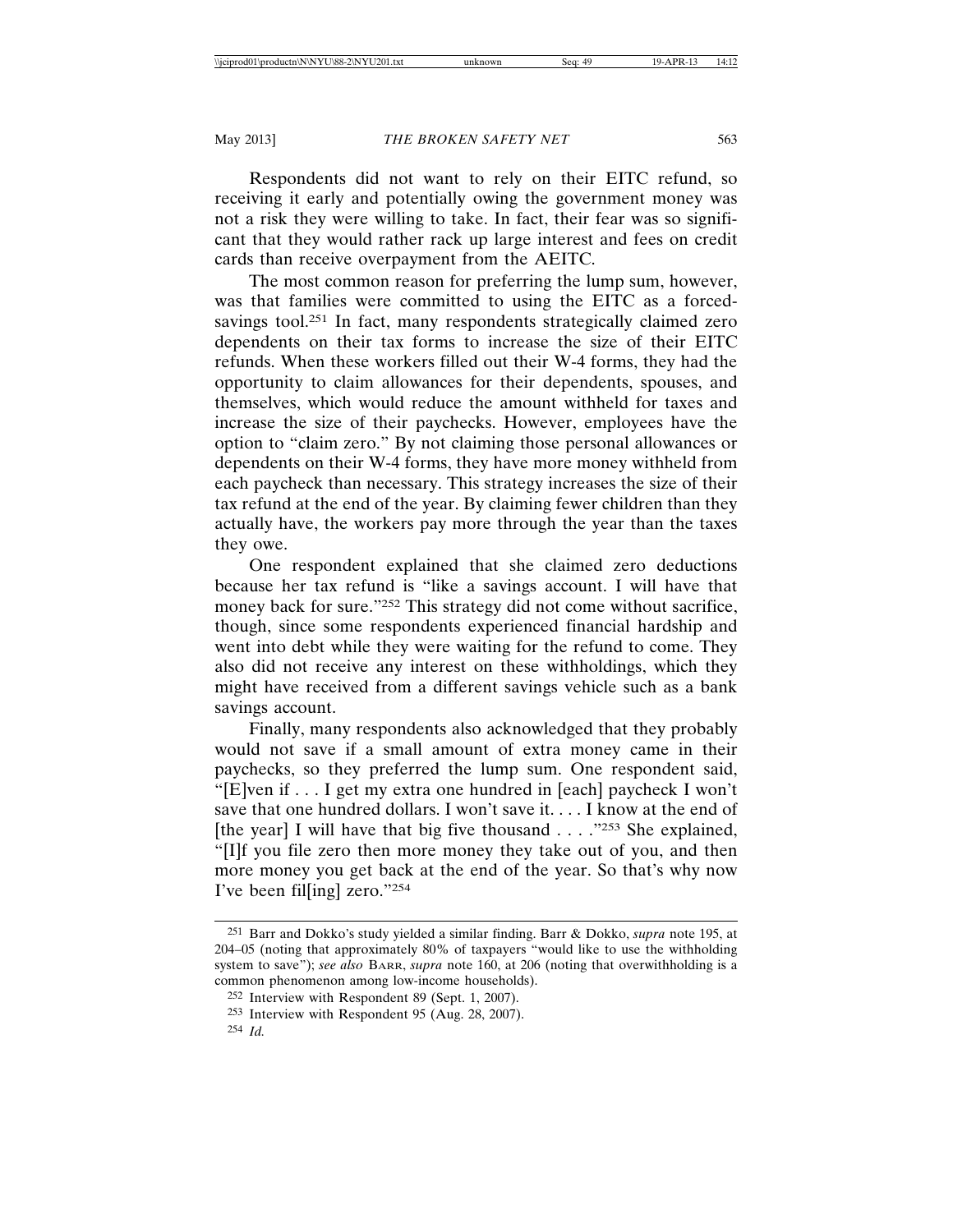Respondents did not want to rely on their EITC refund, so receiving it early and potentially owing the government money was not a risk they were willing to take. In fact, their fear was so significant that they would rather rack up large interest and fees on credit cards than receive overpayment from the AEITC.

The most common reason for preferring the lump sum, however, was that families were committed to using the EITC as a forced-savings tool.[251] In fact, many respondents strategically claimed zero dependents on their tax forms to increase the size of their EITC refunds. When these workers filled out their W-4 forms, they had the opportunity to claim allowances for their dependents, spouses, and themselves, which would reduce the amount withheld for taxes and increase the size of their paychecks. However, employees have the option to "claim zero." By not claiming those personal allowances or dependents on their W-4 forms, they have more money withheld from each paycheck than necessary. This strategy increases the size of their tax refund at the end of the year. By claiming fewer children than they actually have, the workers pay more through the year than the taxes they owe.

One respondent explained that she claimed zero deductions because her tax refund is "like a savings account. I will have that money back for sure."[252] This strategy did not come without sacrifice, though, since some respondents experienced financial hardship and went into debt while they were waiting for the refund to come. They also did not receive any interest on these withholdings, which they might have received from a different savings vehicle such as a bank savings account.

Finally, many respondents also acknowledged that they probably would not save if a small amount of extra money came in their paychecks, so they preferred the lump sum. One respondent said, "[E]ven if . . . I get my extra one hundred in [each] paycheck I won't save that one hundred dollars. I won't save it. . . . I know at the end of [the year] I will have that big five thousand . . . ."[253] She explained, "[I]f you file zero then more money they take out of you, and then more money you get back at the end of the year. So that's why now I've been fil[ing] zero."[254]

---

[251] Barr and Dokko's study yielded a similar finding. Barr & Dokko, *supra* note 195, at 204–05 (noting that approximately 80% of taxpayers "would like to use the withholding system to save"); *see also* BARR, *supra* note 160, at 206 (noting that overwithholding is a common phenomenon among low-income households).

[252] Interview with Respondent 89 (Sept. 1, 2007).

[253] Interview with Respondent 95 (Aug. 28, 2007).

[254] *Id.*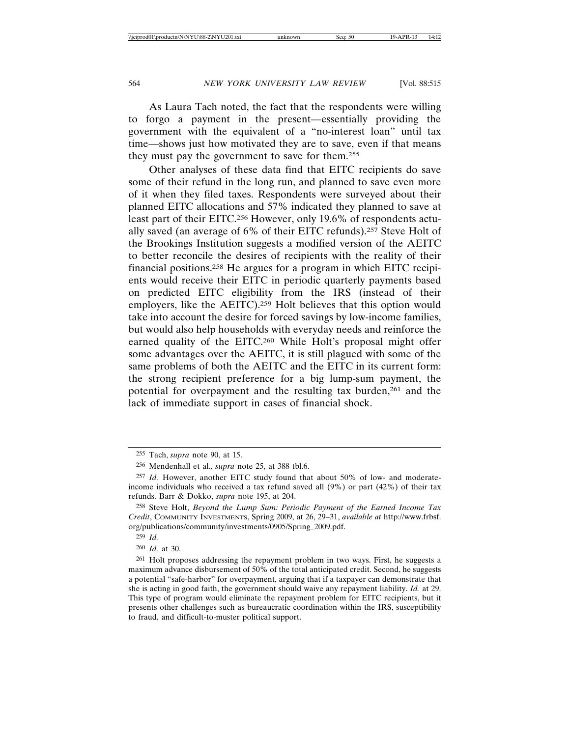As Laura Tach noted, the fact that the respondents were willing to forgo a payment in the present—essentially providing the government with the equivalent of a "no-interest loan" until tax time—shows just how motivated they are to save, even if that means they must pay the government to save for them.[255]

Other analyses of these data find that EITC recipients do save some of their refund in the long run, and planned to save even more of it when they filed taxes. Respondents were surveyed about their planned EITC allocations and 57% indicated they planned to save at least part of their EITC.[256] However, only 19.6% of respondents actually saved (an average of 6% of their EITC refunds).[257] Steve Holt of the Brookings Institution suggests a modified version of the AEITC to better reconcile the desires of recipients with the reality of their financial positions.[258] He argues for a program in which EITC recipients would receive their EITC in periodic quarterly payments based on predicted EITC eligibility from the IRS (instead of their employers, like the AEITC).[259] Holt believes that this option would take into account the desire for forced savings by low-income families, but would also help households with everyday needs and reinforce the earned quality of the EITC.[260] While Holt's proposal might offer some advantages over the AEITC, it is still plagued with some of the same problems of both the AEITC and the EITC in its current form: the strong recipient preference for a big lump-sum payment, the potential for overpayment and the resulting tax burden,[261] and the lack of immediate support in cases of financial shock.

---

[255] Tach, *supra* note 90, at 15.

[256] Mendenhall et al., *supra* note 25, at 388 tbl.6.

[257] *Id*. However, another EITC study found that about 50% of low- and moderate-income individuals who received a tax refund saved all (9%) or part (42%) of their tax refunds. Barr & Dokko, *supra* note 195, at 204.

[258] Steve Holt, *Beyond the Lump Sum: Periodic Payment of the Earned Income Tax Credit*, COMMUNITY INVESTMENTS, Spring 2009, at 26, 29–31, *available at* http://www.frbsf.org/publications/community/investments/0905/Spring_2009.pdf.

[259] *Id.*

[260] *Id.* at 30.

[261] Holt proposes addressing the repayment problem in two ways. First, he suggests a maximum advance disbursement of 50% of the total anticipated credit. Second, he suggests a potential "safe-harbor" for overpayment, arguing that if a taxpayer can demonstrate that she is acting in good faith, the government should waive any repayment liability. *Id.* at 29. This type of program would eliminate the repayment problem for EITC recipients, but it presents other challenges such as bureaucratic coordination within the IRS, susceptibility to fraud, and difficult-to-muster political support.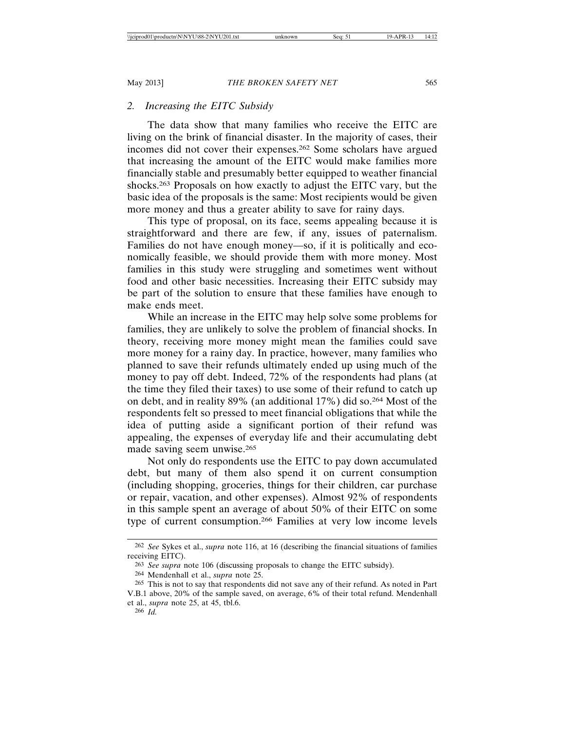### 2. *Increasing the EITC Subsidy*

The data show that many families who receive the EITC are living on the brink of financial disaster. In the majority of cases, their incomes did not cover their expenses.[262] Some scholars have argued that increasing the amount of the EITC would make families more financially stable and presumably better equipped to weather financial shocks.[263] Proposals on how exactly to adjust the EITC vary, but the basic idea of the proposals is the same: Most recipients would be given more money and thus a greater ability to save for rainy days.

This type of proposal, on its face, seems appealing because it is straightforward and there are few, if any, issues of paternalism. Families do not have enough money—so, if it is politically and economically feasible, we should provide them with more money. Most families in this study were struggling and sometimes went without food and other basic necessities. Increasing their EITC subsidy may be part of the solution to ensure that these families have enough to make ends meet.

While an increase in the EITC may help solve some problems for families, they are unlikely to solve the problem of financial shocks. In theory, receiving more money might mean the families could save more money for a rainy day. In practice, however, many families who planned to save their refunds ultimately ended up using much of the money to pay off debt. Indeed, 72% of the respondents had plans (at the time they filed their taxes) to use some of their refund to catch up on debt, and in reality 89% (an additional 17%) did so.[264] Most of the respondents felt so pressed to meet financial obligations that while the idea of putting aside a significant portion of their refund was appealing, the expenses of everyday life and their accumulating debt made saving seem unwise.[265]

Not only do respondents use the EITC to pay down accumulated debt, but many of them also spend it on current consumption (including shopping, groceries, things for their children, car purchase or repair, vacation, and other expenses). Almost 92% of respondents in this sample spent an average of about 50% of their EITC on some type of current consumption.[266] Families at very low income levels

---

[262] *See* Sykes et al., *supra* note 116, at 16 (describing the financial situations of families receiving EITC).

[263] *See supra* note 106 (discussing proposals to change the EITC subsidy).

[264] Mendenhall et al., *supra* note 25.

[265] This is not to say that respondents did not save any of their refund. As noted in Part V.B.1 above, 20% of the sample saved, on average, 6% of their total refund. Mendenhall et al., *supra* note 25, at 45, tbl.6.

[266] *Id.*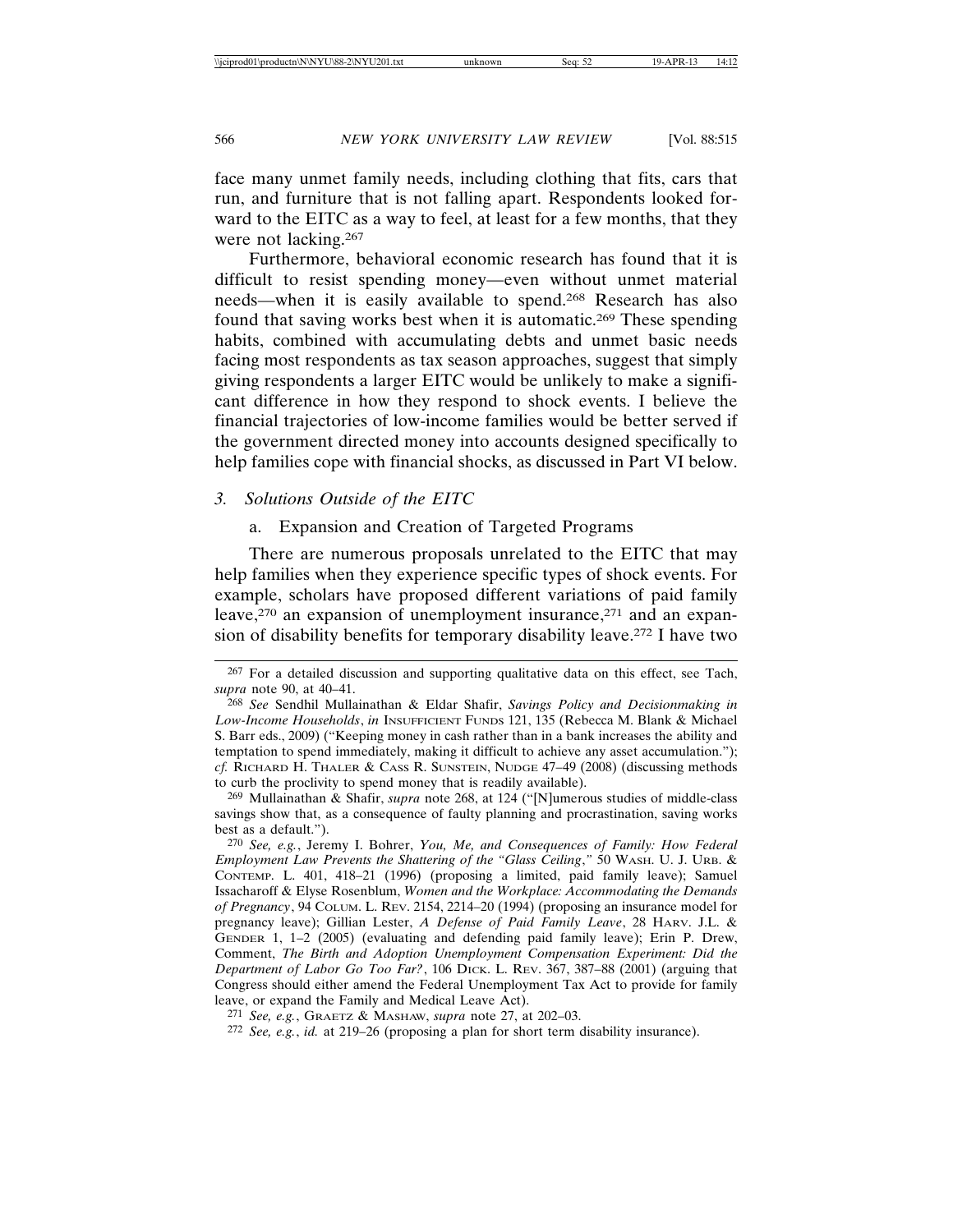face many unmet family needs, including clothing that fits, cars that run, and furniture that is not falling apart. Respondents looked forward to the EITC as a way to feel, at least for a few months, that they were not lacking.[267]

Furthermore, behavioral economic research has found that it is difficult to resist spending money—even without unmet material needs—when it is easily available to spend.[268] Research has also found that saving works best when it is automatic.[269] These spending habits, combined with accumulating debts and unmet basic needs facing most respondents as tax season approaches, suggest that simply giving respondents a larger EITC would be unlikely to make a significant difference in how they respond to shock events. I believe the financial trajectories of low-income families would be better served if the government directed money into accounts designed specifically to help families cope with financial shocks, as discussed in Part VI below.

### *3. Solutions Outside of the EITC*

#### a. Expansion and Creation of Targeted Programs

There are numerous proposals unrelated to the EITC that may help families when they experience specific types of shock events. For example, scholars have proposed different variations of paid family leave,[270] an expansion of unemployment insurance,[271] and an expansion of disability benefits for temporary disability leave.[272] I have two

---

[267] For a detailed discussion and supporting qualitative data on this effect, see Tach, *supra* note 90, at 40–41.

[268] *See* Sendhil Mullainathan & Eldar Shafir, *Savings Policy and Decisionmaking in Low-Income Households*, *in* INSUFFICIENT FUNDS 121, 135 (Rebecca M. Blank & Michael S. Barr eds., 2009) ("Keeping money in cash rather than in a bank increases the ability and temptation to spend immediately, making it difficult to achieve any asset accumulation."); *cf.* RICHARD H. THALER & CASS R. SUNSTEIN, NUDGE 47–49 (2008) (discussing methods to curb the proclivity to spend money that is readily available).

[269] Mullainathan & Shafir, *supra* note 268, at 124 ("[N]umerous studies of middle-class savings show that, as a consequence of faulty planning and procrastination, saving works best as a default.").

[270] *See, e.g.*, Jeremy I. Bohrer, *You, Me, and Consequences of Family: How Federal Employment Law Prevents the Shattering of the "Glass Ceiling*,*"* 50 WASH. U. J. URB. & CONTEMP. L. 401, 418–21 (1996) (proposing a limited, paid family leave); Samuel Issacharoff & Elyse Rosenblum, *Women and the Workplace: Accommodating the Demands of Pregnancy*, 94 COLUM. L. REV. 2154, 2214–20 (1994) (proposing an insurance model for pregnancy leave); Gillian Lester, *A Defense of Paid Family Leave*, 28 HARV. J.L. & GENDER 1, 1–2 (2005) (evaluating and defending paid family leave); Erin P. Drew, Comment, *The Birth and Adoption Unemployment Compensation Experiment: Did the Department of Labor Go Too Far?*, 106 DICK. L. REV. 367, 387–88 (2001) (arguing that Congress should either amend the Federal Unemployment Tax Act to provide for family leave, or expand the Family and Medical Leave Act).

[271] *See, e.g.*, GRAETZ & MASHAW, *supra* note 27, at 202–03.

[272] *See, e.g.*, *id.* at 219–26 (proposing a plan for short term disability insurance).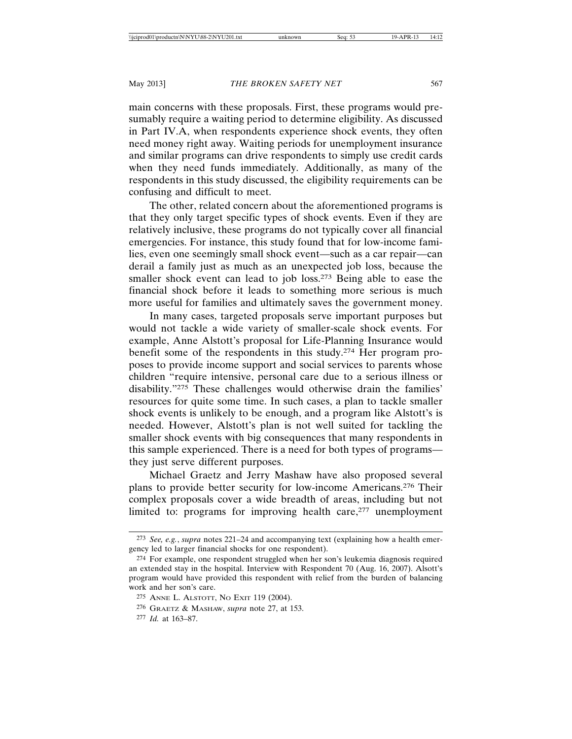main concerns with these proposals. First, these programs would presumably require a waiting period to determine eligibility. As discussed in Part IV.A, when respondents experience shock events, they often need money right away. Waiting periods for unemployment insurance and similar programs can drive respondents to simply use credit cards when they need funds immediately. Additionally, as many of the respondents in this study discussed, the eligibility requirements can be confusing and difficult to meet.

The other, related concern about the aforementioned programs is that they only target specific types of shock events. Even if they are relatively inclusive, these programs do not typically cover all financial emergencies. For instance, this study found that for low-income families, even one seemingly small shock event—such as a car repair—can derail a family just as much as an unexpected job loss, because the smaller shock event can lead to job loss.[273] Being able to ease the financial shock before it leads to something more serious is much more useful for families and ultimately saves the government money.

In many cases, targeted proposals serve important purposes but would not tackle a wide variety of smaller-scale shock events. For example, Anne Alstott's proposal for Life-Planning Insurance would benefit some of the respondents in this study.[274] Her program proposes to provide income support and social services to parents whose children "require intensive, personal care due to a serious illness or disability."[275] These challenges would otherwise drain the families' resources for quite some time. In such cases, a plan to tackle smaller shock events is unlikely to be enough, and a program like Alstott's is needed. However, Alstott's plan is not well suited for tackling the smaller shock events with big consequences that many respondents in this sample experienced. There is a need for both types of programs—they just serve different purposes.

Michael Graetz and Jerry Mashaw have also proposed several plans to provide better security for low-income Americans.[276] Their complex proposals cover a wide breadth of areas, including but not limited to: programs for improving health care,[277] unemployment

---

[273] *See, e.g.*, *supra* notes 221–24 and accompanying text (explaining how a health emergency led to larger financial shocks for one respondent).

[274] For example, one respondent struggled when her son's leukemia diagnosis required an extended stay in the hospital. Interview with Respondent 70 (Aug. 16, 2007). Alsott's program would have provided this respondent with relief from the burden of balancing work and her son's care.

[275] ANNE L. ALSTOTT, NO EXIT 119 (2004).

[276] GRAETZ & MASHAW, *supra* note 27, at 153.

[277] *Id.* at 163–87.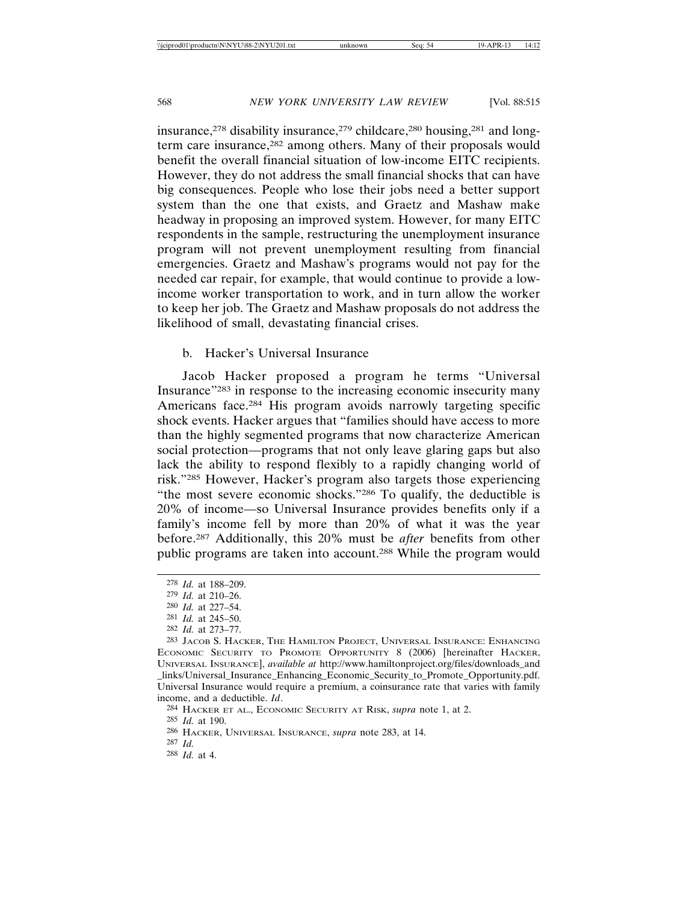insurance,[278] disability insurance,[279] childcare,[280] housing,[281] and long-term care insurance,[282] among others. Many of their proposals would benefit the overall financial situation of low-income EITC recipients. However, they do not address the small financial shocks that can have big consequences. People who lose their jobs need a better support system than the one that exists, and Graetz and Mashaw make headway in proposing an improved system. However, for many EITC respondents in the sample, restructuring the unemployment insurance program will not prevent unemployment resulting from financial emergencies. Graetz and Mashaw's programs would not pay for the needed car repair, for example, that would continue to provide a low-income worker transportation to work, and in turn allow the worker to keep her job. The Graetz and Mashaw proposals do not address the likelihood of small, devastating financial crises.

b. Hacker's Universal Insurance

Jacob Hacker proposed a program he terms "Universal Insurance"[283] in response to the increasing economic insecurity many Americans face.[284] His program avoids narrowly targeting specific shock events. Hacker argues that "families should have access to more than the highly segmented programs that now characterize American social protection—programs that not only leave glaring gaps but also lack the ability to respond flexibly to a rapidly changing world of risk."[285] However, Hacker's program also targets those experiencing "the most severe economic shocks."[286] To qualify, the deductible is 20% of income—so Universal Insurance provides benefits only if a family's income fell by more than 20% of what it was the year before.[287] Additionally, this 20% must be *after* benefits from other public programs are taken into account.[288] While the program would

---

278 *Id.* at 188–209.

279 *Id.* at 210–26.

280 *Id.* at 227–54.

281 *Id.* at 245–50.

282 *Id.* at 273–77.

283 Jacob S. Hacker, The Hamilton Project, Universal Insurance: Enhancing Economic Security to Promote Opportunity 8 (2006) [hereinafter Hacker, Universal Insurance], *available at* http://www.hamiltonproject.org/files/downloads_and_links/Universal_Insurance_Enhancing_Economic_Security_to_Promote_Opportunity.pdf. Universal Insurance would require a premium, a coinsurance rate that varies with family income, and a deductible. *Id*.

284 Hacker et al., Economic Security at Risk, *supra* note 1, at 2.

285 *Id.* at 190.

286 Hacker, Universal Insurance, *supra* note 283, at 14.

287 *Id.*

288 *Id.* at 4.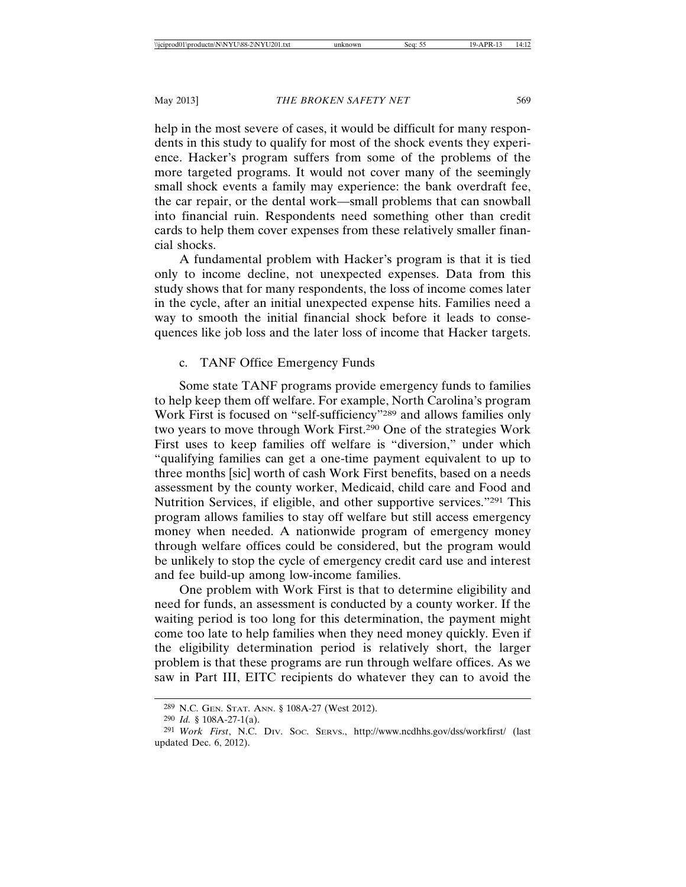help in the most severe of cases, it would be difficult for many respondents in this study to qualify for most of the shock events they experience. Hacker's program suffers from some of the problems of the more targeted programs. It would not cover many of the seemingly small shock events a family may experience: the bank overdraft fee, the car repair, or the dental work—small problems that can snowball into financial ruin. Respondents need something other than credit cards to help them cover expenses from these relatively smaller financial shocks.

A fundamental problem with Hacker's program is that it is tied only to income decline, not unexpected expenses. Data from this study shows that for many respondents, the loss of income comes later in the cycle, after an initial unexpected expense hits. Families need a way to smooth the initial financial shock before it leads to consequences like job loss and the later loss of income that Hacker targets.

c. TANF Office Emergency Funds

Some state TANF programs provide emergency funds to families to help keep them off welfare. For example, North Carolina's program Work First is focused on "self-sufficiency"[289] and allows families only two years to move through Work First.[290] One of the strategies Work First uses to keep families off welfare is "diversion," under which "qualifying families can get a one-time payment equivalent to up to three months [sic] worth of cash Work First benefits, based on a needs assessment by the county worker, Medicaid, child care and Food and Nutrition Services, if eligible, and other supportive services."[291] This program allows families to stay off welfare but still access emergency money when needed. A nationwide program of emergency money through welfare offices could be considered, but the program would be unlikely to stop the cycle of emergency credit card use and interest and fee build-up among low-income families.

One problem with Work First is that to determine eligibility and need for funds, an assessment is conducted by a county worker. If the waiting period is too long for this determination, the payment might come too late to help families when they need money quickly. Even if the eligibility determination period is relatively short, the larger problem is that these programs are run through welfare offices. As we saw in Part III, EITC recipients do whatever they can to avoid the

[289] N.C. GEN. STAT. ANN. § 108A-27 (West 2012).

[290] *Id.* § 108A-27-1(a).

[291] *Work First*, N.C. DIV. SOC. SERVS., http://www.ncdhhs.gov/dss/workfirst/ (last updated Dec. 6, 2012).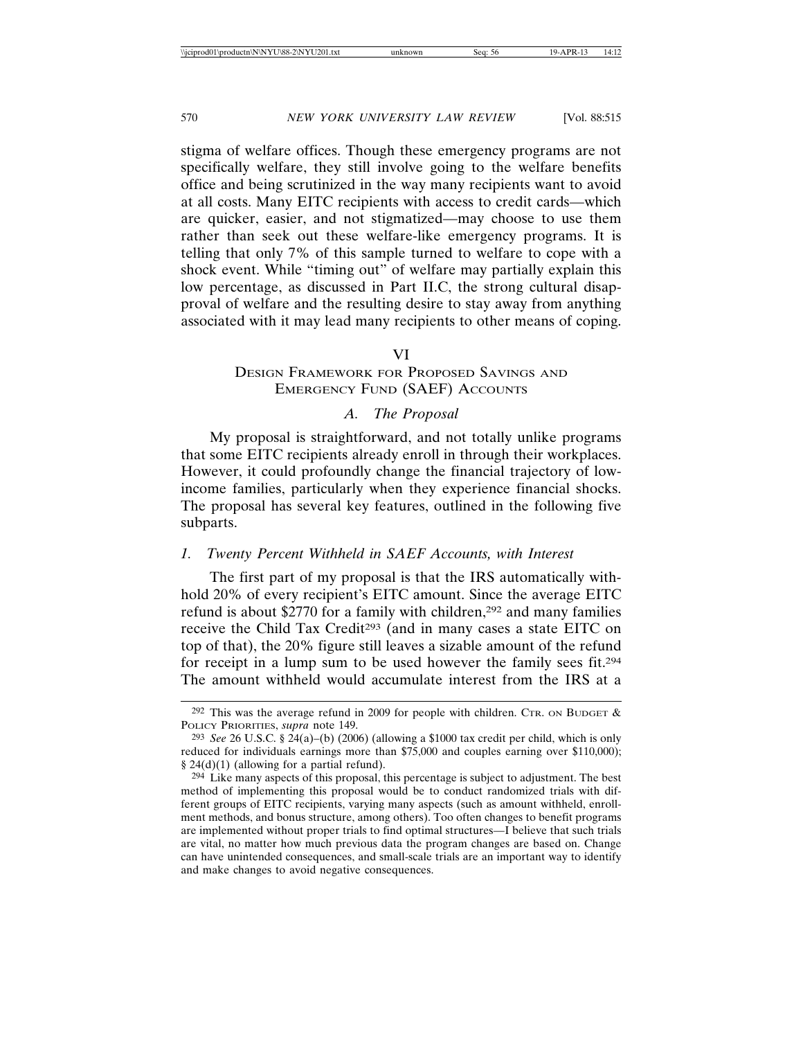stigma of welfare offices. Though these emergency programs are not specifically welfare, they still involve going to the welfare benefits office and being scrutinized in the way many recipients want to avoid at all costs. Many EITC recipients with access to credit cards—which are quicker, easier, and not stigmatized—may choose to use them rather than seek out these welfare-like emergency programs. It is telling that only 7% of this sample turned to welfare to cope with a shock event. While "timing out" of welfare may partially explain this low percentage, as discussed in Part II.C, the strong cultural disapproval of welfare and the resulting desire to stay away from anything associated with it may lead many recipients to other means of coping.

# VI
# Design Framework for Proposed Savings and Emergency Fund (SAEF) Accounts

## *A. The Proposal*

My proposal is straightforward, and not totally unlike programs that some EITC recipients already enroll in through their workplaces. However, it could profoundly change the financial trajectory of low-income families, particularly when they experience financial shocks. The proposal has several key features, outlined in the following five subparts.

### *1. Twenty Percent Withheld in SAEF Accounts, with Interest*

The first part of my proposal is that the IRS automatically withhold 20% of every recipient's EITC amount. Since the average EITC refund is about $2770 for a family with children,[292] and many families receive the Child Tax Credit[293] (and in many cases a state EITC on top of that), the 20% figure still leaves a sizable amount of the refund for receipt in a lump sum to be used however the family sees fit.[294] The amount withheld would accumulate interest from the IRS at a

---

[292] This was the average refund in 2009 for people with children. Ctr. on Budget & Policy Priorities, *supra* note 149.

[293] *See* 26 U.S.C. § 24(a)–(b) (2006) (allowing a $1000 tax credit per child, which is only reduced for individuals earnings more than $75,000 and couples earning over $110,000); § 24(d)(1) (allowing for a partial refund).

[294] Like many aspects of this proposal, this percentage is subject to adjustment. The best method of implementing this proposal would be to conduct randomized trials with different groups of EITC recipients, varying many aspects (such as amount withheld, enrollment methods, and bonus structure, among others). Too often changes to benefit programs are implemented without proper trials to find optimal structures—I believe that such trials are vital, no matter how much previous data the program changes are based on. Change can have unintended consequences, and small-scale trials are an important way to identify and make changes to avoid negative consequences.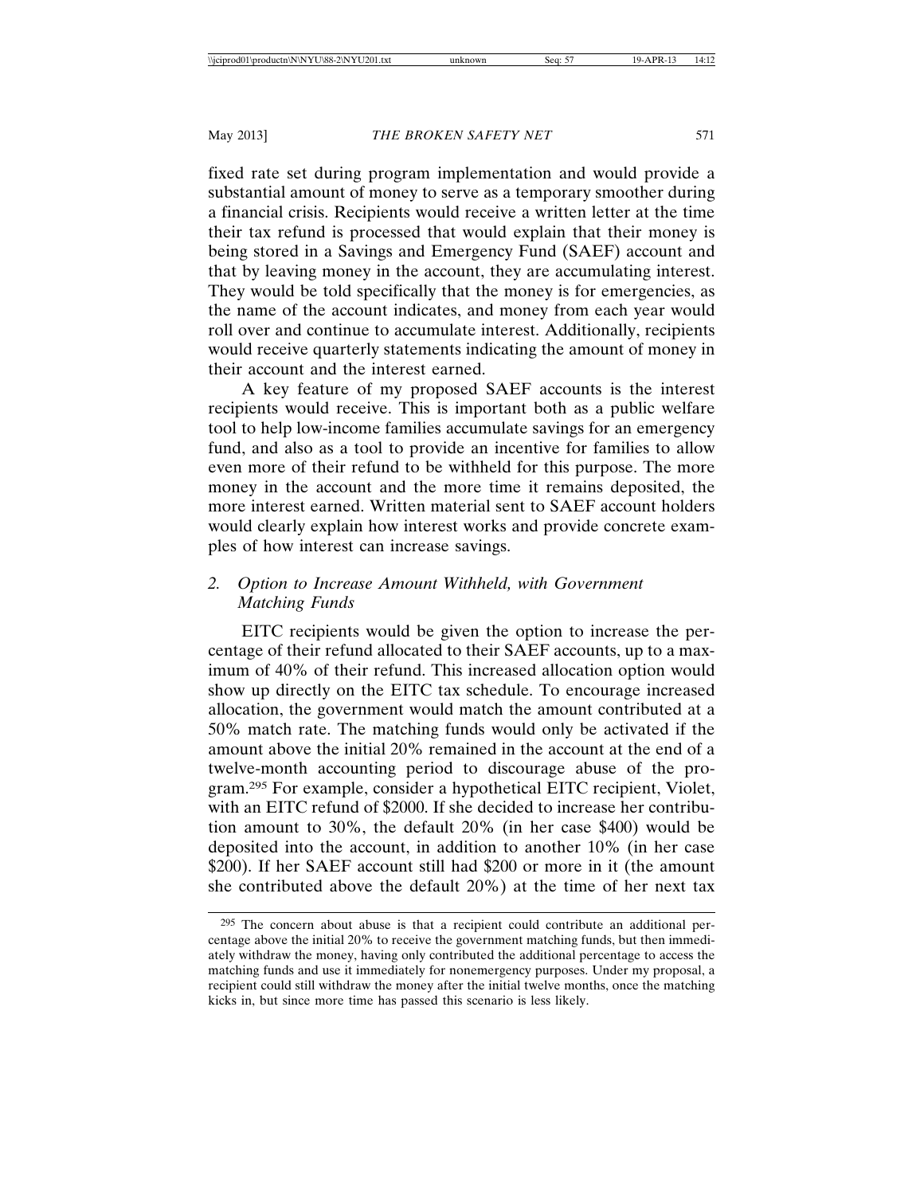fixed rate set during program implementation and would provide a substantial amount of money to serve as a temporary smoother during a financial crisis. Recipients would receive a written letter at the time their tax refund is processed that would explain that their money is being stored in a Savings and Emergency Fund (SAEF) account and that by leaving money in the account, they are accumulating interest. They would be told specifically that the money is for emergencies, as the name of the account indicates, and money from each year would roll over and continue to accumulate interest. Additionally, recipients would receive quarterly statements indicating the amount of money in their account and the interest earned.

A key feature of my proposed SAEF accounts is the interest recipients would receive. This is important both as a public welfare tool to help low-income families accumulate savings for an emergency fund, and also as a tool to provide an incentive for families to allow even more of their refund to be withheld for this purpose. The more money in the account and the more time it remains deposited, the more interest earned. Written material sent to SAEF account holders would clearly explain how interest works and provide concrete examples of how interest can increase savings.

### 2. *Option to Increase Amount Withheld, with Government Matching Funds*

EITC recipients would be given the option to increase the percentage of their refund allocated to their SAEF accounts, up to a maximum of 40% of their refund. This increased allocation option would show up directly on the EITC tax schedule. To encourage increased allocation, the government would match the amount contributed at a 50% match rate. The matching funds would only be activated if the amount above the initial 20% remained in the account at the end of a twelve-month accounting period to discourage abuse of the program.[295] For example, consider a hypothetical EITC recipient, Violet, with an EITC refund of $2000. If she decided to increase her contribution amount to 30%, the default 20% (in her case $400) would be deposited into the account, in addition to another 10% (in her case $200). If her SAEF account still had $200 or more in it (the amount she contributed above the default 20%) at the time of her next tax

---

[295] The concern about abuse is that a recipient could contribute an additional percentage above the initial 20% to receive the government matching funds, but then immediately withdraw the money, having only contributed the additional percentage to access the matching funds and use it immediately for nonemergency purposes. Under my proposal, a recipient could still withdraw the money after the initial twelve months, once the matching kicks in, but since more time has passed this scenario is less likely.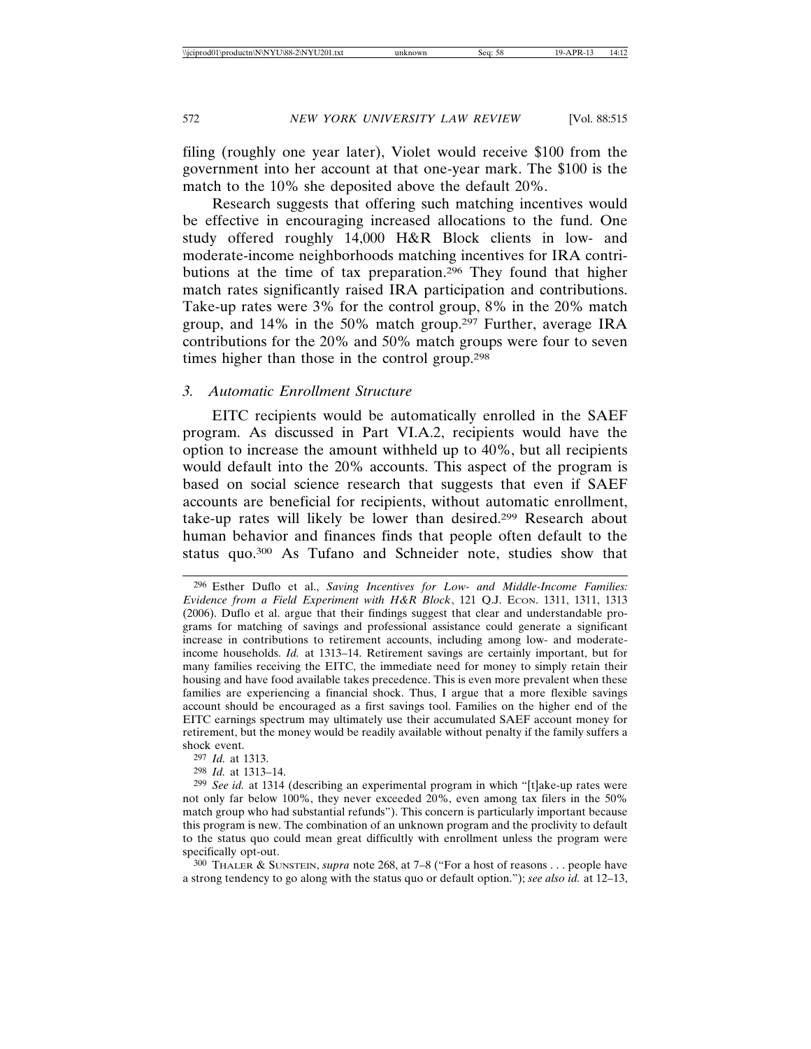filing (roughly one year later), Violet would receive $100 from the government into her account at that one-year mark. The $100 is the match to the 10% she deposited above the default 20%.

Research suggests that offering such matching incentives would be effective in encouraging increased allocations to the fund. One study offered roughly 14,000 H&R Block clients in low- and moderate-income neighborhoods matching incentives for IRA contributions at the time of tax preparation.[296] They found that higher match rates significantly raised IRA participation and contributions. Take-up rates were 3% for the control group, 8% in the 20% match group, and 14% in the 50% match group.[297] Further, average IRA contributions for the 20% and 50% match groups were four to seven times higher than those in the control group.[298]

### 3. *Automatic Enrollment Structure*

EITC recipients would be automatically enrolled in the SAEF program. As discussed in Part VI.A.2, recipients would have the option to increase the amount withheld up to 40%, but all recipients would default into the 20% accounts. This aspect of the program is based on social science research that suggests that even if SAEF accounts are beneficial for recipients, without automatic enrollment, take-up rates will likely be lower than desired.[299] Research about human behavior and finances finds that people often default to the status quo.[300] As Tufano and Schneider note, studies show that

---

[296] Esther Duflo et al., *Saving Incentives for Low- and Middle-Income Families: Evidence from a Field Experiment with H&R Block*, 121 Q.J. ECON. 1311, 1311, 1313 (2006). Duflo et al. argue that their findings suggest that clear and understandable programs for matching of savings and professional assistance could generate a significant increase in contributions to retirement accounts, including among low- and moderate-income households. *Id.* at 1313–14. Retirement savings are certainly important, but for many families receiving the EITC, the immediate need for money to simply retain their housing and have food available takes precedence. This is even more prevalent when these families are experiencing a financial shock. Thus, I argue that a more flexible savings account should be encouraged as a first savings tool. Families on the higher end of the EITC earnings spectrum may ultimately use their accumulated SAEF account money for retirement, but the money would be readily available without penalty if the family suffers a shock event.

[297] *Id.* at 1313.

[298] *Id.* at 1313–14.

[299] *See id.* at 1314 (describing an experimental program in which "[t]ake-up rates were not only far below 100%, they never exceeded 20%, even among tax filers in the 50% match group who had substantial refunds"). This concern is particularly important because this program is new. The combination of an unknown program and the proclivity to default to the status quo could mean great difficultly with enrollment unless the program were specifically opt-out.

[300] THALER & SUNSTEIN, *supra* note 268, at 7–8 ("For a host of reasons . . . people have a strong tendency to go along with the status quo or default option."); *see also id.* at 12–13,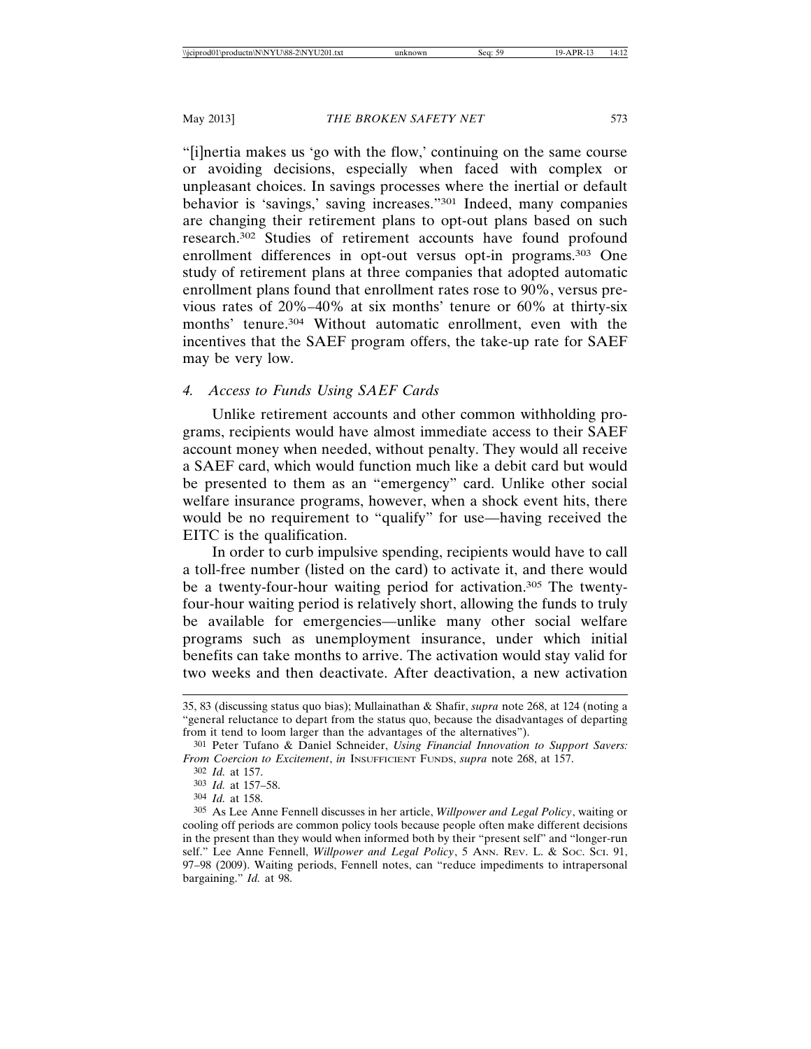"[i]nertia makes us 'go with the flow,' continuing on the same course or avoiding decisions, especially when faced with complex or unpleasant choices. In savings processes where the inertial or default behavior is 'savings,' saving increases."[301] Indeed, many companies are changing their retirement plans to opt-out plans based on such research.[302] Studies of retirement accounts have found profound enrollment differences in opt-out versus opt-in programs.[303] One study of retirement plans at three companies that adopted automatic enrollment plans found that enrollment rates rose to 90%, versus previous rates of 20%–40% at six months' tenure or 60% at thirty-six months' tenure.[304] Without automatic enrollment, even with the incentives that the SAEF program offers, the take-up rate for SAEF may be very low.

### 4. *Access to Funds Using SAEF Cards*

Unlike retirement accounts and other common withholding programs, recipients would have almost immediate access to their SAEF account money when needed, without penalty. They would all receive a SAEF card, which would function much like a debit card but would be presented to them as an "emergency" card. Unlike other social welfare insurance programs, however, when a shock event hits, there would be no requirement to "qualify" for use—having received the EITC is the qualification.

In order to curb impulsive spending, recipients would have to call a toll-free number (listed on the card) to activate it, and there would be a twenty-four-hour waiting period for activation.[305] The twenty-four-hour waiting period is relatively short, allowing the funds to truly be available for emergencies—unlike many other social welfare programs such as unemployment insurance, under which initial benefits can take months to arrive. The activation would stay valid for two weeks and then deactivate. After deactivation, a new activation

---

35, 83 (discussing status quo bias); Mullainathan & Shafir, *supra* note 268, at 124 (noting a "general reluctance to depart from the status quo, because the disadvantages of departing from it tend to loom larger than the advantages of the alternatives").

[301] Peter Tufano & Daniel Schneider, *Using Financial Innovation to Support Savers: From Coercion to Excitement*, *in* INSUFFICIENT FUNDS, *supra* note 268, at 157.

[302] *Id.* at 157.

[303] *Id.* at 157–58.

[304] *Id.* at 158.

[305] As Lee Anne Fennell discusses in her article, *Willpower and Legal Policy*, waiting or cooling off periods are common policy tools because people often make different decisions in the present than they would when informed both by their "present self" and "longer-run self." Lee Anne Fennell, *Willpower and Legal Policy*, 5 ANN. REV. L. & SOC. SCI. 91, 97–98 (2009). Waiting periods, Fennell notes, can "reduce impediments to intrapersonal bargaining." *Id.* at 98.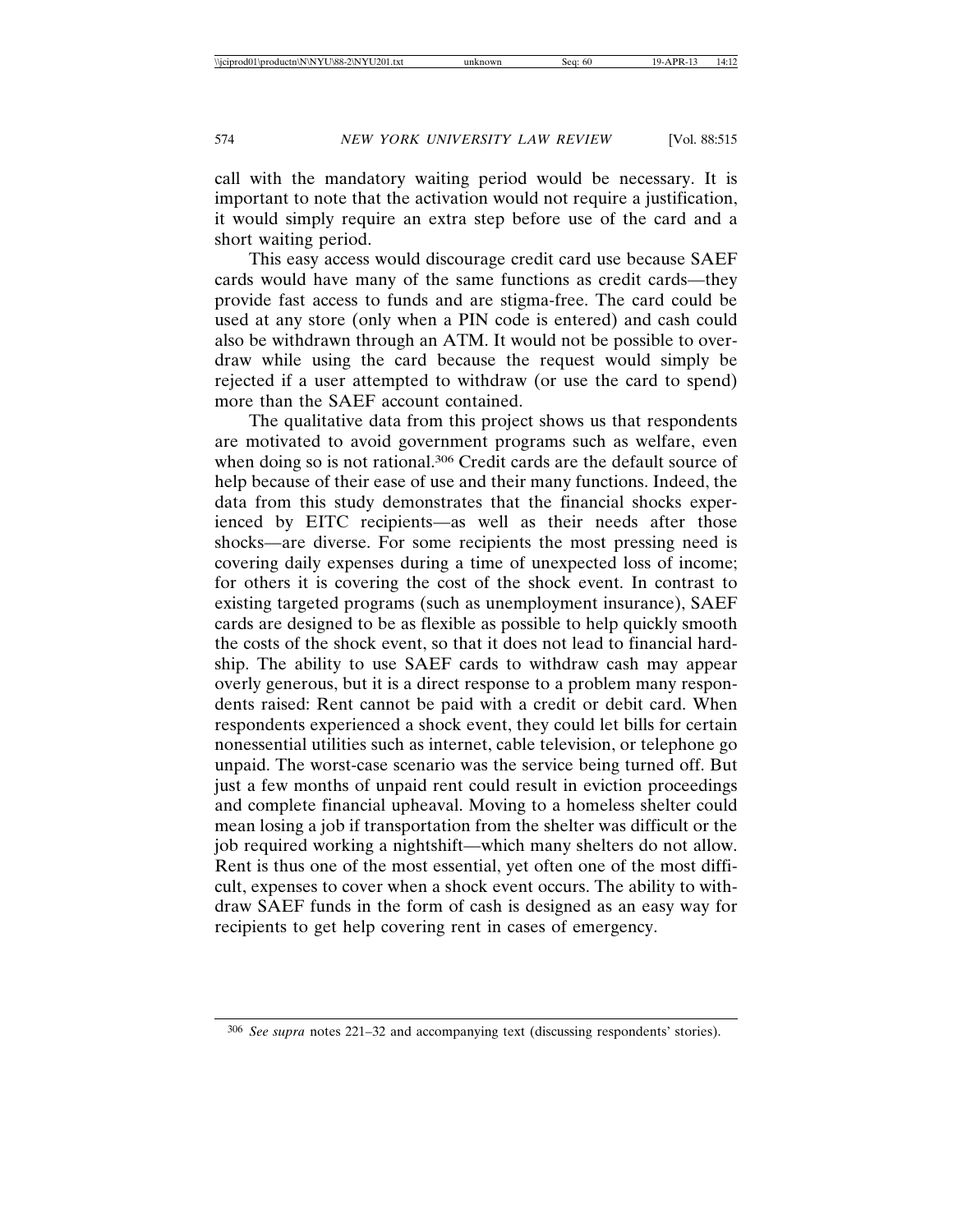call with the mandatory waiting period would be necessary. It is important to note that the activation would not require a justification, it would simply require an extra step before use of the card and a short waiting period.

This easy access would discourage credit card use because SAEF cards would have many of the same functions as credit cards—they provide fast access to funds and are stigma-free. The card could be used at any store (only when a PIN code is entered) and cash could also be withdrawn through an ATM. It would not be possible to overdraw while using the card because the request would simply be rejected if a user attempted to withdraw (or use the card to spend) more than the SAEF account contained.

The qualitative data from this project shows us that respondents are motivated to avoid government programs such as welfare, even when doing so is not rational.[306] Credit cards are the default source of help because of their ease of use and their many functions. Indeed, the data from this study demonstrates that the financial shocks experienced by EITC recipients—as well as their needs after those shocks—are diverse. For some recipients the most pressing need is covering daily expenses during a time of unexpected loss of income; for others it is covering the cost of the shock event. In contrast to existing targeted programs (such as unemployment insurance), SAEF cards are designed to be as flexible as possible to help quickly smooth the costs of the shock event, so that it does not lead to financial hardship. The ability to use SAEF cards to withdraw cash may appear overly generous, but it is a direct response to a problem many respondents raised: Rent cannot be paid with a credit or debit card. When respondents experienced a shock event, they could let bills for certain nonessential utilities such as internet, cable television, or telephone go unpaid. The worst-case scenario was the service being turned off. But just a few months of unpaid rent could result in eviction proceedings and complete financial upheaval. Moving to a homeless shelter could mean losing a job if transportation from the shelter was difficult or the job required working a nightshift—which many shelters do not allow. Rent is thus one of the most essential, yet often one of the most difficult, expenses to cover when a shock event occurs. The ability to withdraw SAEF funds in the form of cash is designed as an easy way for recipients to get help covering rent in cases of emergency.

---

[306] *See supra* notes 221–32 and accompanying text (discussing respondents' stories).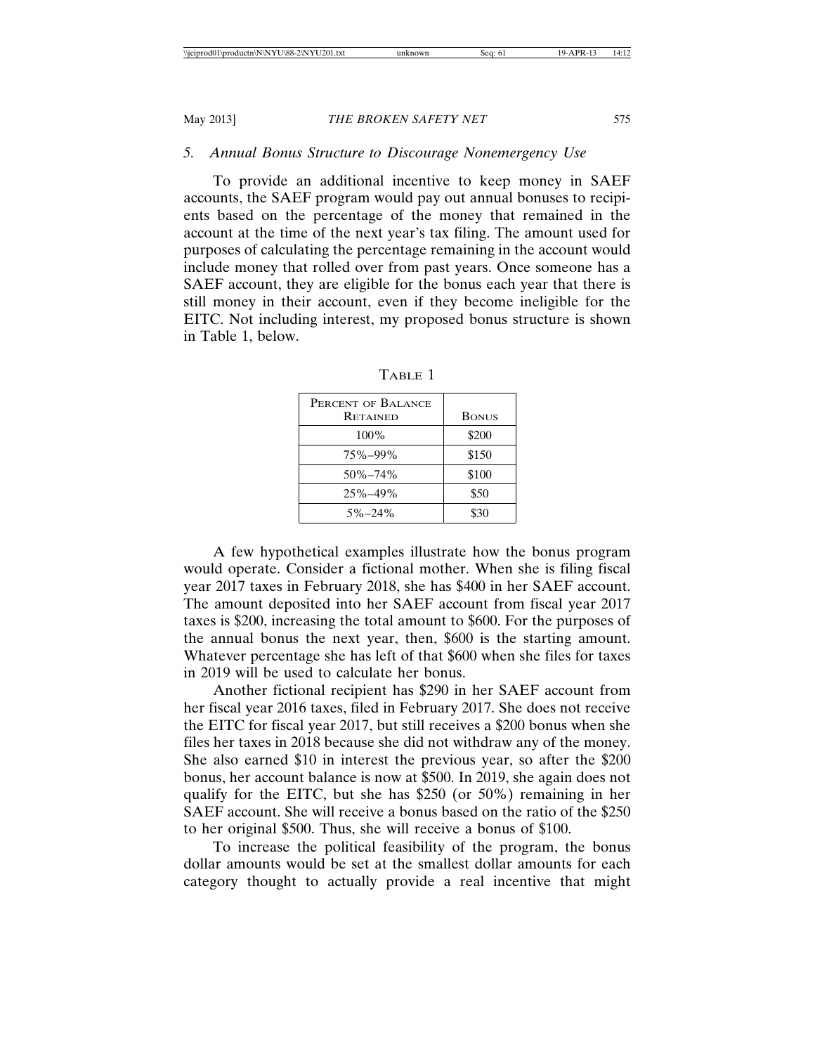### 5. *Annual Bonus Structure to Discourage Nonemergency Use*

To provide an additional incentive to keep money in SAEF accounts, the SAEF program would pay out annual bonuses to recipients based on the percentage of the money that remained in the account at the time of the next year's tax filing. The amount used for purposes of calculating the percentage remaining in the account would include money that rolled over from past years. Once someone has a SAEF account, they are eligible for the bonus each year that there is still money in their account, even if they become ineligible for the EITC. Not including interest, my proposed bonus structure is shown in Table 1, below.

TABLE 1

| PERCENT OF BALANCE RETAINED | BONUS |
|---|---|
| 100% | $200 |
| 75%–99% | $150 |
| 50%–74% | $100 |
| 25%–49% | $50 |
| 5%–24% | $30 |

A few hypothetical examples illustrate how the bonus program would operate. Consider a fictional mother. When she is filing fiscal year 2017 taxes in February 2018, she has $400 in her SAEF account. The amount deposited into her SAEF account from fiscal year 2017 taxes is $200, increasing the total amount to $600. For the purposes of the annual bonus the next year, then, $600 is the starting amount. Whatever percentage she has left of that $600 when she files for taxes in 2019 will be used to calculate her bonus.

Another fictional recipient has $290 in her SAEF account from her fiscal year 2016 taxes, filed in February 2017. She does not receive the EITC for fiscal year 2017, but still receives a $200 bonus when she files her taxes in 2018 because she did not withdraw any of the money. She also earned $10 in interest the previous year, so after the $200 bonus, her account balance is now at $500. In 2019, she again does not qualify for the EITC, but she has $250 (or 50%) remaining in her SAEF account. She will receive a bonus based on the ratio of the $250 to her original $500. Thus, she will receive a bonus of $100.

To increase the political feasibility of the program, the bonus dollar amounts would be set at the smallest dollar amounts for each category thought to actually provide a real incentive that might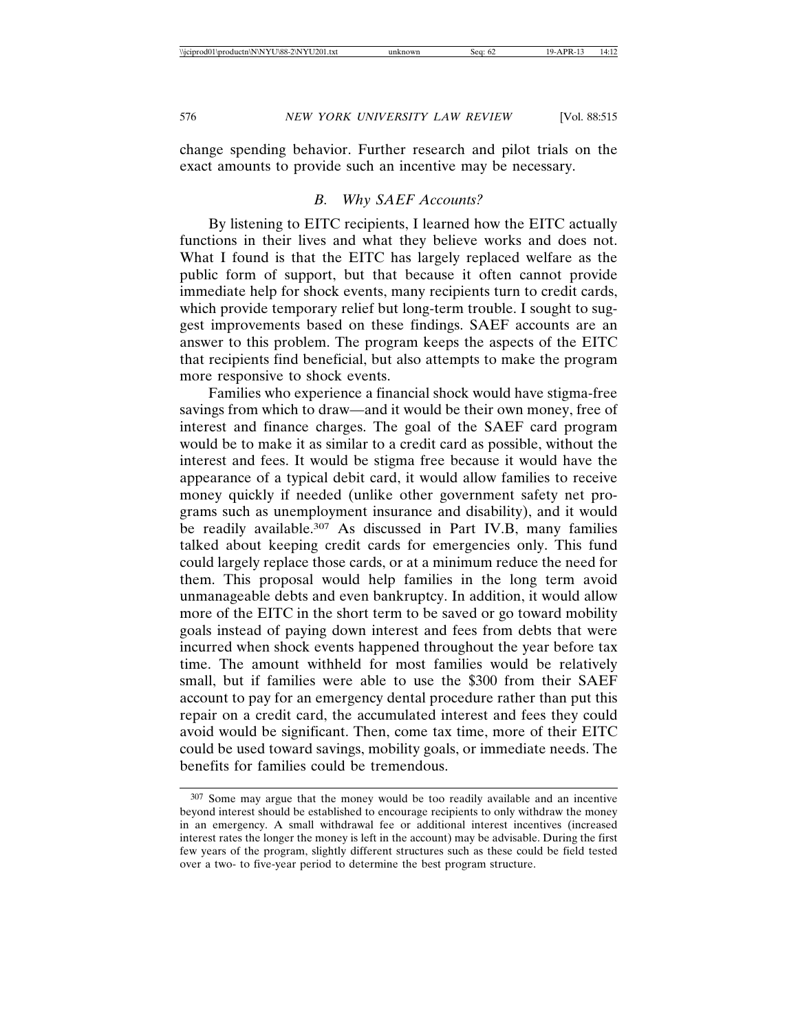change spending behavior. Further research and pilot trials on the exact amounts to provide such an incentive may be necessary.

### *B. Why SAEF Accounts?*

By listening to EITC recipients, I learned how the EITC actually functions in their lives and what they believe works and does not. What I found is that the EITC has largely replaced welfare as the public form of support, but that because it often cannot provide immediate help for shock events, many recipients turn to credit cards, which provide temporary relief but long-term trouble. I sought to suggest improvements based on these findings. SAEF accounts are an answer to this problem. The program keeps the aspects of the EITC that recipients find beneficial, but also attempts to make the program more responsive to shock events.

Families who experience a financial shock would have stigma-free savings from which to draw—and it would be their own money, free of interest and finance charges. The goal of the SAEF card program would be to make it as similar to a credit card as possible, without the interest and fees. It would be stigma free because it would have the appearance of a typical debit card, it would allow families to receive money quickly if needed (unlike other government safety net programs such as unemployment insurance and disability), and it would be readily available.[307] As discussed in Part IV.B, many families talked about keeping credit cards for emergencies only. This fund could largely replace those cards, or at a minimum reduce the need for them. This proposal would help families in the long term avoid unmanageable debts and even bankruptcy. In addition, it would allow more of the EITC in the short term to be saved or go toward mobility goals instead of paying down interest and fees from debts that were incurred when shock events happened throughout the year before tax time. The amount withheld for most families would be relatively small, but if families were able to use the $300 from their SAEF account to pay for an emergency dental procedure rather than put this repair on a credit card, the accumulated interest and fees they could avoid would be significant. Then, come tax time, more of their EITC could be used toward savings, mobility goals, or immediate needs. The benefits for families could be tremendous.

---

[307] Some may argue that the money would be too readily available and an incentive beyond interest should be established to encourage recipients to only withdraw the money in an emergency. A small withdrawal fee or additional interest incentives (increased interest rates the longer the money is left in the account) may be advisable. During the first few years of the program, slightly different structures such as these could be field tested over a two- to five-year period to determine the best program structure.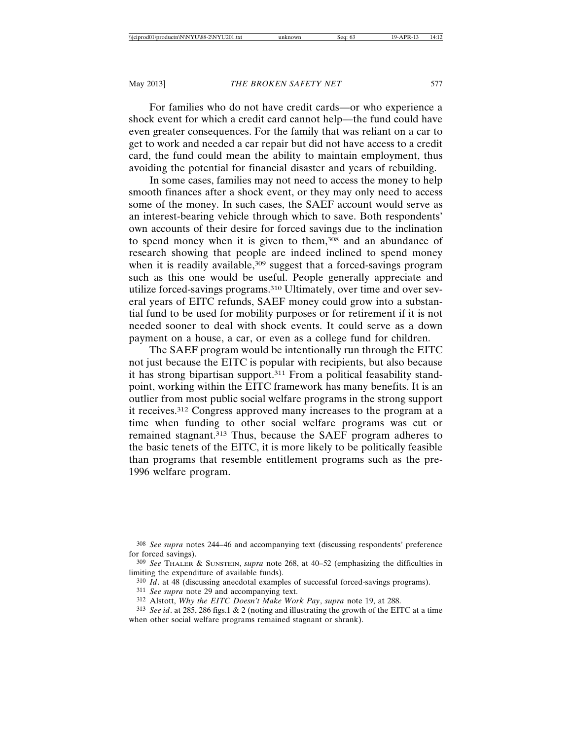For families who do not have credit cards—or who experience a shock event for which a credit card cannot help—the fund could have even greater consequences. For the family that was reliant on a car to get to work and needed a car repair but did not have access to a credit card, the fund could mean the ability to maintain employment, thus avoiding the potential for financial disaster and years of rebuilding.

In some cases, families may not need to access the money to help smooth finances after a shock event, or they may only need to access some of the money. In such cases, the SAEF account would serve as an interest-bearing vehicle through which to save. Both respondents' own accounts of their desire for forced savings due to the inclination to spend money when it is given to them,[308] and an abundance of research showing that people are indeed inclined to spend money when it is readily available,[309] suggest that a forced-savings program such as this one would be useful. People generally appreciate and utilize forced-savings programs.[310] Ultimately, over time and over several years of EITC refunds, SAEF money could grow into a substantial fund to be used for mobility purposes or for retirement if it is not needed sooner to deal with shock events. It could serve as a down payment on a house, a car, or even as a college fund for children.

The SAEF program would be intentionally run through the EITC not just because the EITC is popular with recipients, but also because it has strong bipartisan support.[311] From a political feasability standpoint, working within the EITC framework has many benefits. It is an outlier from most public social welfare programs in the strong support it receives.[312] Congress approved many increases to the program at a time when funding to other social welfare programs was cut or remained stagnant.[313] Thus, because the SAEF program adheres to the basic tenets of the EITC, it is more likely to be politically feasible than programs that resemble entitlement programs such as the pre-1996 welfare program.

---

[308] *See supra* notes 244–46 and accompanying text (discussing respondents' preference for forced savings).

[309] *See* THALER & SUNSTEIN, *supra* note 268, at 40–52 (emphasizing the difficulties in limiting the expenditure of available funds).

[310] *Id*. at 48 (discussing anecdotal examples of successful forced-savings programs).

[311] *See supra* note 29 and accompanying text.

[312] Alstott, *Why the EITC Doesn't Make Work Pay*, *supra* note 19, at 288.

[313] *See id*. at 285, 286 figs.1 & 2 (noting and illustrating the growth of the EITC at a time when other social welfare programs remained stagnant or shrank).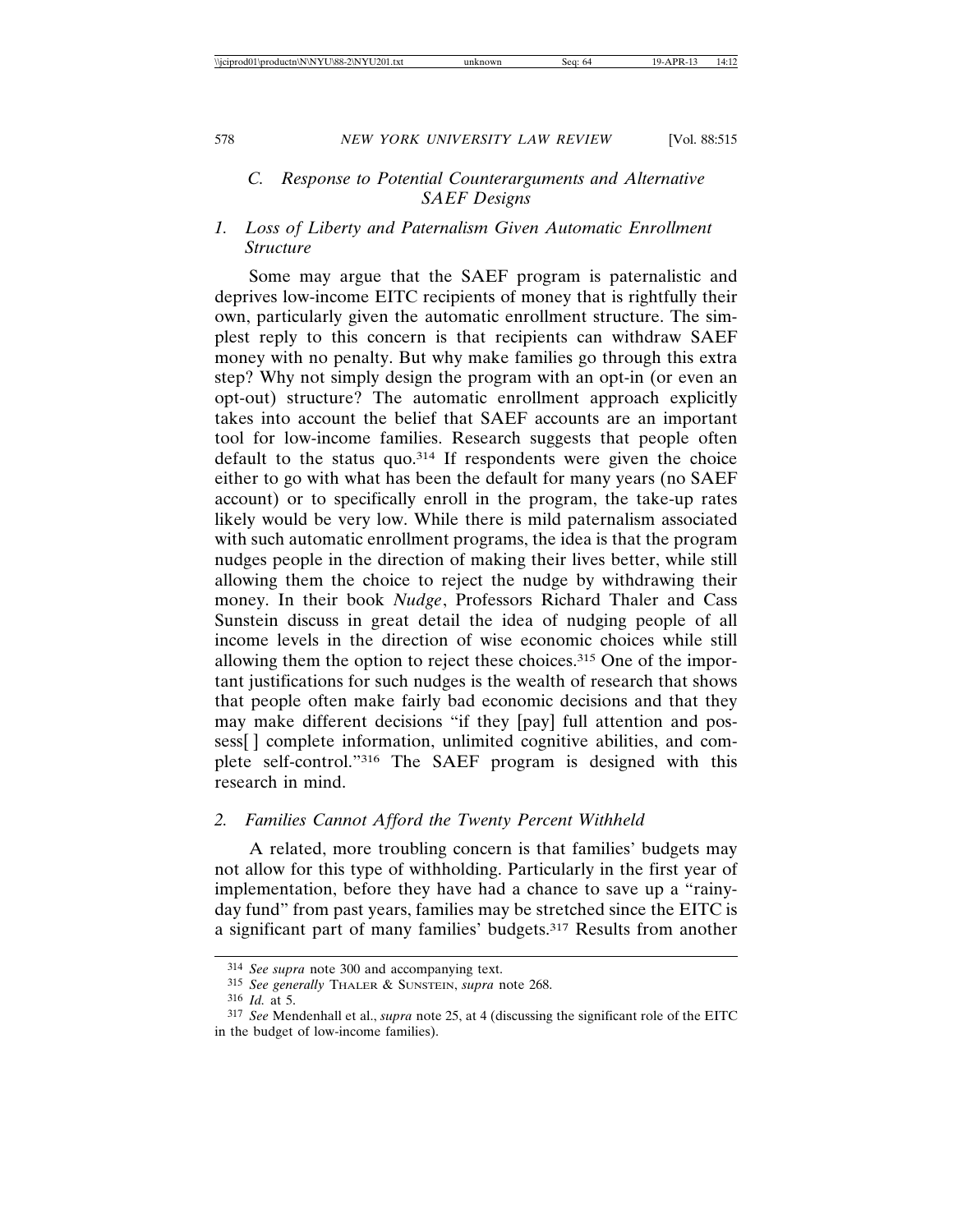### *C. Response to Potential Counterarguments and Alternative SAEF Designs*

#### *1. Loss of Liberty and Paternalism Given Automatic Enrollment Structure*

Some may argue that the SAEF program is paternalistic and deprives low-income EITC recipients of money that is rightfully their own, particularly given the automatic enrollment structure. The simplest reply to this concern is that recipients can withdraw SAEF money with no penalty. But why make families go through this extra step? Why not simply design the program with an opt-in (or even an opt-out) structure? The automatic enrollment approach explicitly takes into account the belief that SAEF accounts are an important tool for low-income families. Research suggests that people often default to the status quo.[314] If respondents were given the choice either to go with what has been the default for many years (no SAEF account) or to specifically enroll in the program, the take-up rates likely would be very low. While there is mild paternalism associated with such automatic enrollment programs, the idea is that the program nudges people in the direction of making their lives better, while still allowing them the choice to reject the nudge by withdrawing their money. In their book *Nudge*, Professors Richard Thaler and Cass Sunstein discuss in great detail the idea of nudging people of all income levels in the direction of wise economic choices while still allowing them the option to reject these choices.[315] One of the important justifications for such nudges is the wealth of research that shows that people often make fairly bad economic decisions and that they may make different decisions "if they [pay] full attention and possess[ ] complete information, unlimited cognitive abilities, and complete self-control."[316] The SAEF program is designed with this research in mind.

#### *2. Families Cannot Afford the Twenty Percent Withheld*

A related, more troubling concern is that families' budgets may not allow for this type of withholding. Particularly in the first year of implementation, before they have had a chance to save up a "rainy-day fund" from past years, families may be stretched since the EITC is a significant part of many families' budgets.[317] Results from another

---

[314] *See supra* note 300 and accompanying text.

[315] *See generally* THALER & SUNSTEIN, *supra* note 268.

[316] *Id.* at 5.

[317] *See* Mendenhall et al., *supra* note 25, at 4 (discussing the significant role of the EITC in the budget of low-income families).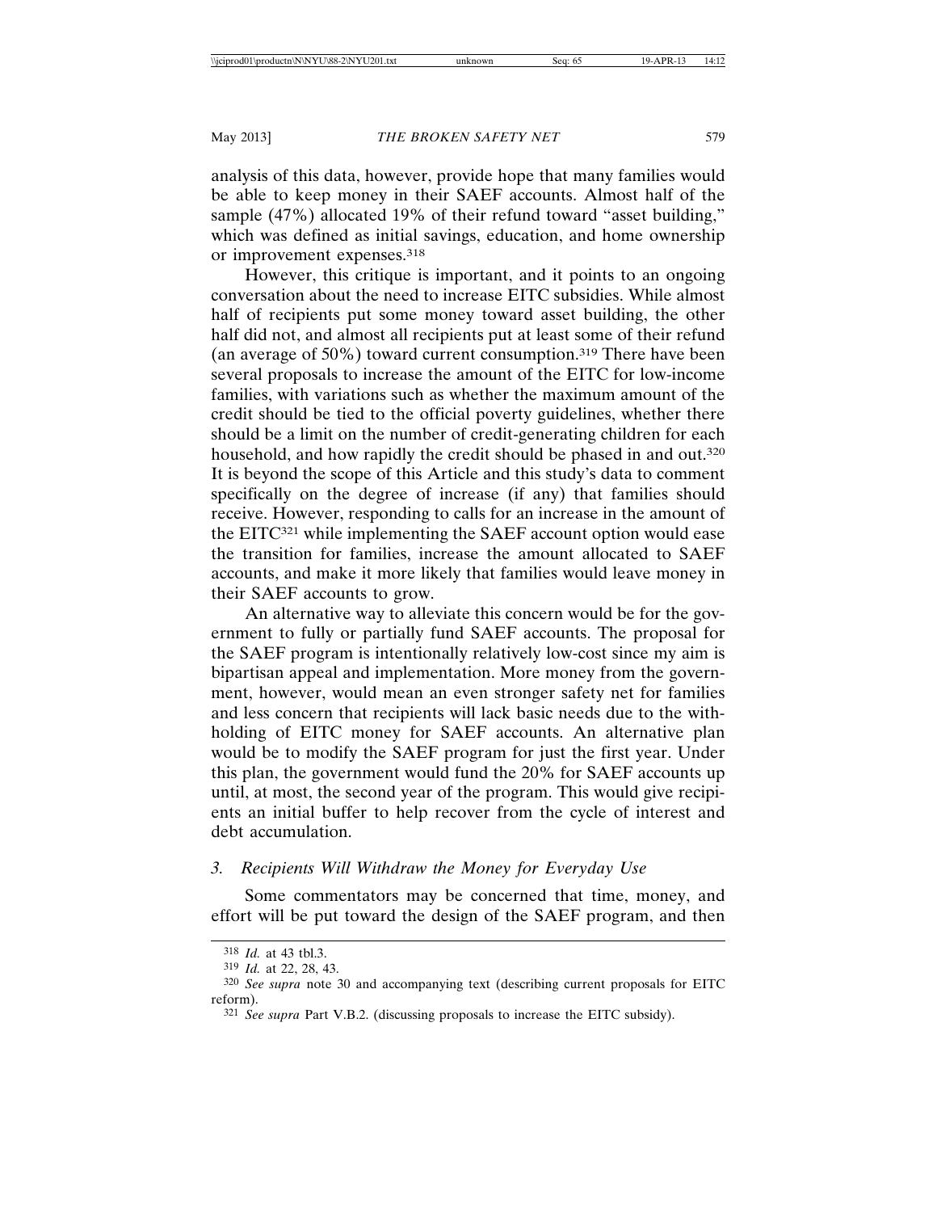analysis of this data, however, provide hope that many families would be able to keep money in their SAEF accounts. Almost half of the sample (47%) allocated 19% of their refund toward "asset building," which was defined as initial savings, education, and home ownership or improvement expenses.[318]

However, this critique is important, and it points to an ongoing conversation about the need to increase EITC subsidies. While almost half of recipients put some money toward asset building, the other half did not, and almost all recipients put at least some of their refund (an average of 50%) toward current consumption.[319] There have been several proposals to increase the amount of the EITC for low-income families, with variations such as whether the maximum amount of the credit should be tied to the official poverty guidelines, whether there should be a limit on the number of credit-generating children for each household, and how rapidly the credit should be phased in and out.[320] It is beyond the scope of this Article and this study's data to comment specifically on the degree of increase (if any) that families should receive. However, responding to calls for an increase in the amount of the EITC[321] while implementing the SAEF account option would ease the transition for families, increase the amount allocated to SAEF accounts, and make it more likely that families would leave money in their SAEF accounts to grow.

An alternative way to alleviate this concern would be for the government to fully or partially fund SAEF accounts. The proposal for the SAEF program is intentionally relatively low-cost since my aim is bipartisan appeal and implementation. More money from the government, however, would mean an even stronger safety net for families and less concern that recipients will lack basic needs due to the withholding of EITC money for SAEF accounts. An alternative plan would be to modify the SAEF program for just the first year. Under this plan, the government would fund the 20% for SAEF accounts up until, at most, the second year of the program. This would give recipients an initial buffer to help recover from the cycle of interest and debt accumulation.

### *3. Recipients Will Withdraw the Money for Everyday Use*

Some commentators may be concerned that time, money, and effort will be put toward the design of the SAEF program, and then

---

[318] *Id.* at 43 tbl.3.

[319] *Id.* at 22, 28, 43.

[320] *See supra* note 30 and accompanying text (describing current proposals for EITC reform).

[321] *See supra* Part V.B.2. (discussing proposals to increase the EITC subsidy).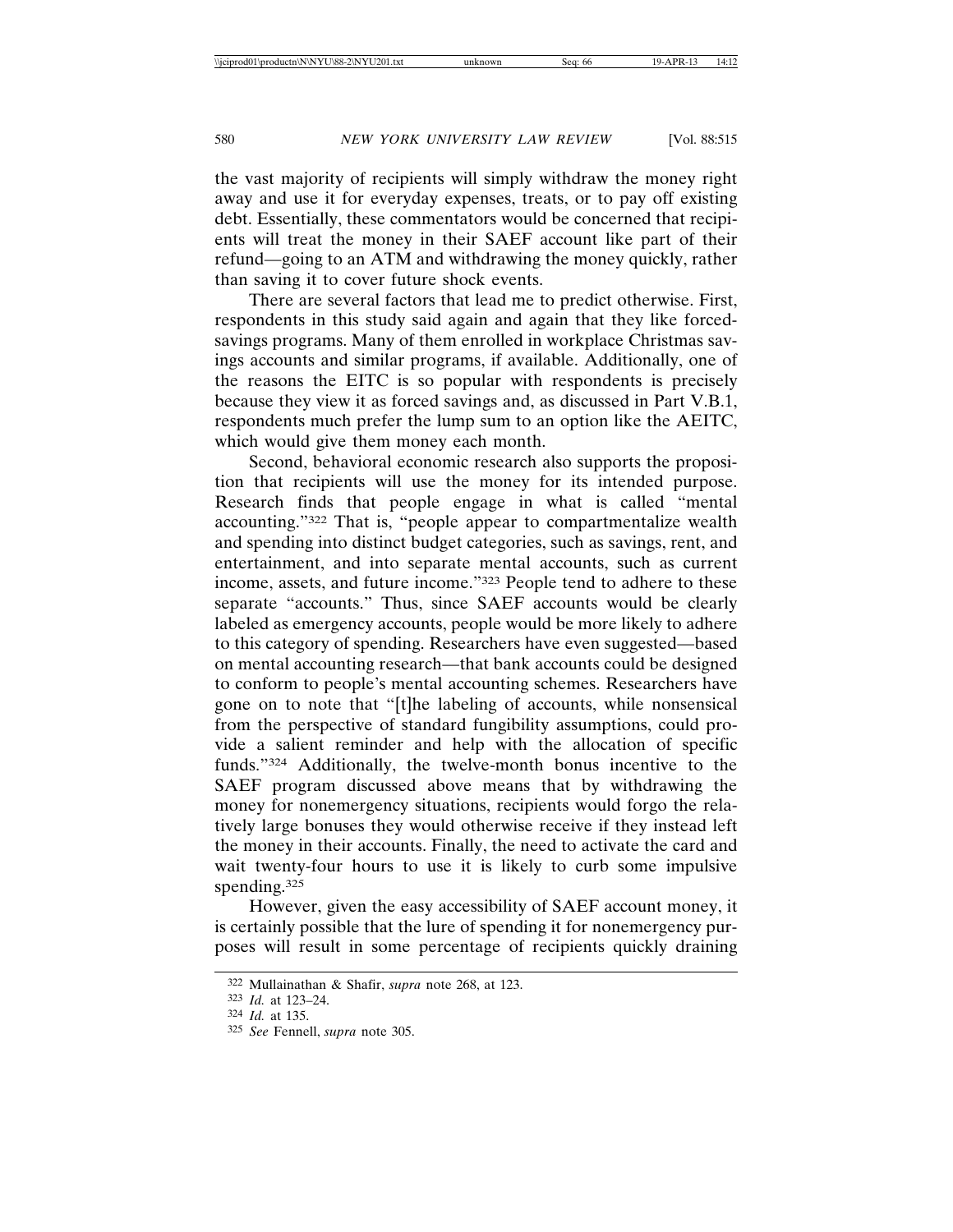the vast majority of recipients will simply withdraw the money right away and use it for everyday expenses, treats, or to pay off existing debt. Essentially, these commentators would be concerned that recipients will treat the money in their SAEF account like part of their refund—going to an ATM and withdrawing the money quickly, rather than saving it to cover future shock events.

There are several factors that lead me to predict otherwise. First, respondents in this study said again and again that they like forced-savings programs. Many of them enrolled in workplace Christmas savings accounts and similar programs, if available. Additionally, one of the reasons the EITC is so popular with respondents is precisely because they view it as forced savings and, as discussed in Part V.B.1, respondents much prefer the lump sum to an option like the AEITC, which would give them money each month.

Second, behavioral economic research also supports the proposition that recipients will use the money for its intended purpose. Research finds that people engage in what is called "mental accounting."[322] That is, "people appear to compartmentalize wealth and spending into distinct budget categories, such as savings, rent, and entertainment, and into separate mental accounts, such as current income, assets, and future income."[323] People tend to adhere to these separate "accounts." Thus, since SAEF accounts would be clearly labeled as emergency accounts, people would be more likely to adhere to this category of spending. Researchers have even suggested—based on mental accounting research—that bank accounts could be designed to conform to people's mental accounting schemes. Researchers have gone on to note that "[t]he labeling of accounts, while nonsensical from the perspective of standard fungibility assumptions, could provide a salient reminder and help with the allocation of specific funds."[324] Additionally, the twelve-month bonus incentive to the SAEF program discussed above means that by withdrawing the money for nonemergency situations, recipients would forgo the relatively large bonuses they would otherwise receive if they instead left the money in their accounts. Finally, the need to activate the card and wait twenty-four hours to use it is likely to curb some impulsive spending.[325]

However, given the easy accessibility of SAEF account money, it is certainly possible that the lure of spending it for nonemergency purposes will result in some percentage of recipients quickly draining

---

322 Mullainathan & Shafir, *supra* note 268, at 123.

323 *Id.* at 123–24.

324 *Id.* at 135.

325 *See* Fennell, *supra* note 305.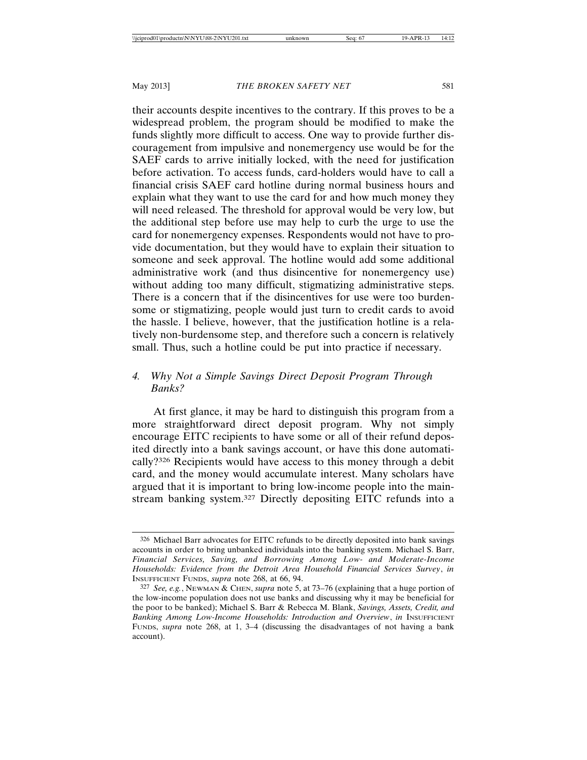their accounts despite incentives to the contrary. If this proves to be a widespread problem, the program should be modified to make the funds slightly more difficult to access. One way to provide further discouragement from impulsive and nonemergency use would be for the SAEF cards to arrive initially locked, with the need for justification before activation. To access funds, card-holders would have to call a financial crisis SAEF card hotline during normal business hours and explain what they want to use the card for and how much money they will need released. The threshold for approval would be very low, but the additional step before use may help to curb the urge to use the card for nonemergency expenses. Respondents would not have to provide documentation, but they would have to explain their situation to someone and seek approval. The hotline would add some additional administrative work (and thus disincentive for nonemergency use) without adding too many difficult, stigmatizing administrative steps. There is a concern that if the disincentives for use were too burdensome or stigmatizing, people would just turn to credit cards to avoid the hassle. I believe, however, that the justification hotline is a relatively non-burdensome step, and therefore such a concern is relatively small. Thus, such a hotline could be put into practice if necessary.

### 4. *Why Not a Simple Savings Direct Deposit Program Through Banks?*

At first glance, it may be hard to distinguish this program from a more straightforward direct deposit program. Why not simply encourage EITC recipients to have some or all of their refund deposited directly into a bank savings account, or have this done automatically?[326] Recipients would have access to this money through a debit card, and the money would accumulate interest. Many scholars have argued that it is important to bring low-income people into the mainstream banking system.[327] Directly depositing EITC refunds into a

---

[326] Michael Barr advocates for EITC refunds to be directly deposited into bank savings accounts in order to bring unbanked individuals into the banking system. Michael S. Barr, *Financial Services, Saving, and Borrowing Among Low- and Moderate-Income Households: Evidence from the Detroit Area Household Financial Services Survey*, *in* INSUFFICIENT FUNDS, *supra* note 268, at 66, 94.

[327] *See, e.g.*, NEWMAN & CHEN, *supra* note 5, at 73–76 (explaining that a huge portion of the low-income population does not use banks and discussing why it may be beneficial for the poor to be banked); Michael S. Barr & Rebecca M. Blank, *Savings, Assets, Credit, and Banking Among Low-Income Households: Introduction and Overview*, *in* INSUFFICIENT FUNDS, *supra* note 268, at 1, 3–4 (discussing the disadvantages of not having a bank account).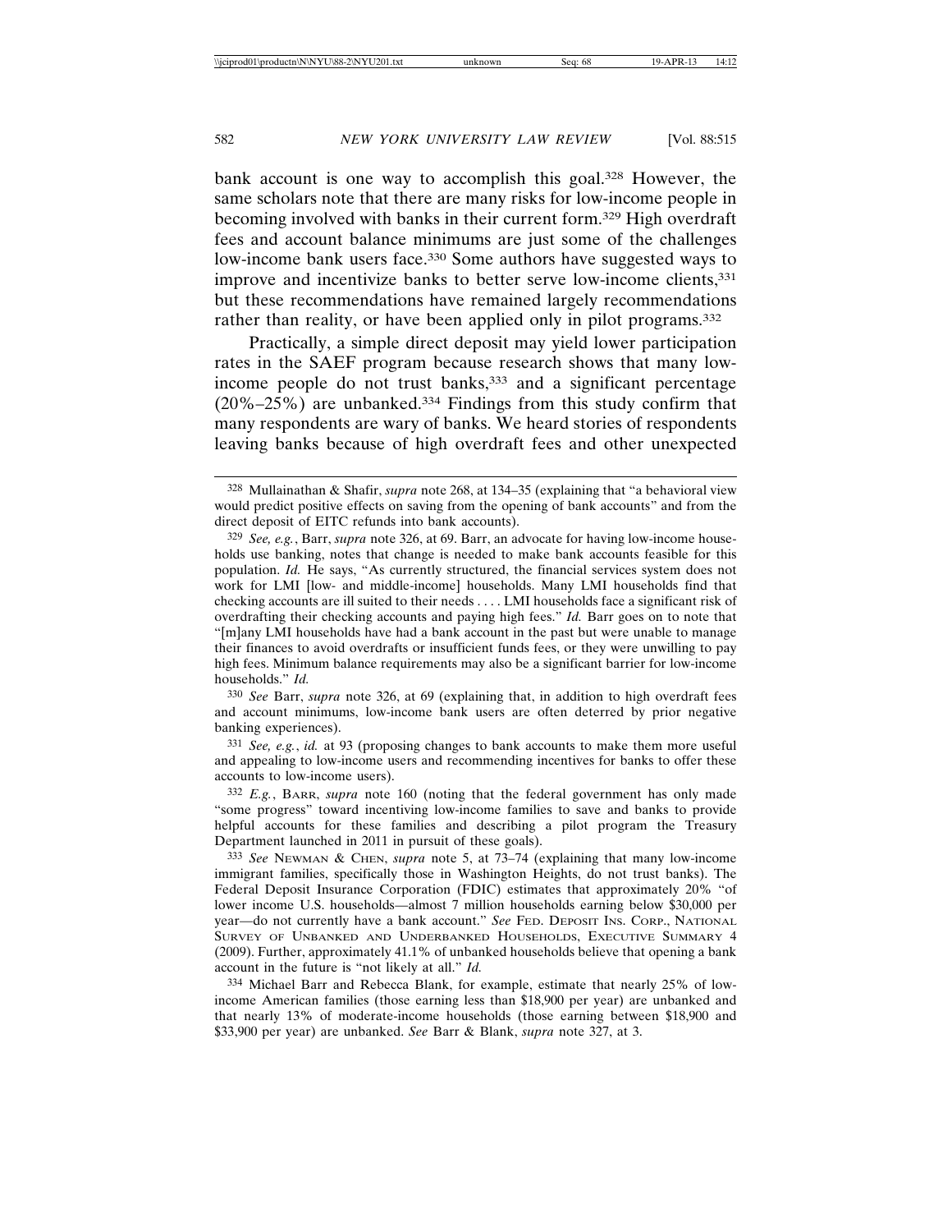bank account is one way to accomplish this goal.[328] However, the same scholars note that there are many risks for low-income people in becoming involved with banks in their current form.[329] High overdraft fees and account balance minimums are just some of the challenges low-income bank users face.[330] Some authors have suggested ways to improve and incentivize banks to better serve low-income clients,[331] but these recommendations have remained largely recommendations rather than reality, or have been applied only in pilot programs.[332]

Practically, a simple direct deposit may yield lower participation rates in the SAEF program because research shows that many low-income people do not trust banks,[333] and a significant percentage (20%–25%) are unbanked.[334] Findings from this study confirm that many respondents are wary of banks. We heard stories of respondents leaving banks because of high overdraft fees and other unexpected

---

328 Mullainathan & Shafir, *supra* note 268, at 134–35 (explaining that "a behavioral view would predict positive effects on saving from the opening of bank accounts" and from the direct deposit of EITC refunds into bank accounts).

329 *See, e.g.*, Barr, *supra* note 326, at 69. Barr, an advocate for having low-income households use banking, notes that change is needed to make bank accounts feasible for this population. *Id.* He says, "As currently structured, the financial services system does not work for LMI [low- and middle-income] households. Many LMI households find that checking accounts are ill suited to their needs . . . . LMI households face a significant risk of overdrafting their checking accounts and paying high fees." *Id.* Barr goes on to note that "[m]any LMI households have had a bank account in the past but were unable to manage their finances to avoid overdrafts or insufficient funds fees, or they were unwilling to pay high fees. Minimum balance requirements may also be a significant barrier for low-income households." *Id.*

330 *See* Barr, *supra* note 326, at 69 (explaining that, in addition to high overdraft fees and account minimums, low-income bank users are often deterred by prior negative banking experiences).

331 *See, e.g.*, *id.* at 93 (proposing changes to bank accounts to make them more useful and appealing to low-income users and recommending incentives for banks to offer these accounts to low-income users).

332 *E.g.*, BARR, *supra* note 160 (noting that the federal government has only made "some progress" toward incentivizing low-income families to save and banks to provide helpful accounts for these families and describing a pilot program the Treasury Department launched in 2011 in pursuit of these goals).

333 *See* NEWMAN & CHEN, *supra* note 5, at 73–74 (explaining that many low-income immigrant families, specifically those in Washington Heights, do not trust banks). The Federal Deposit Insurance Corporation (FDIC) estimates that approximately 20% "of lower income U.S. households—almost 7 million households earning below $30,000 per year—do not currently have a bank account." *See* FED. DEPOSIT INS. CORP., NATIONAL SURVEY OF UNBANKED AND UNDERBANKED HOUSEHOLDS, EXECUTIVE SUMMARY 4 (2009). Further, approximately 41.1% of unbanked households believe that opening a bank account in the future is "not likely at all." *Id.*

334 Michael Barr and Rebecca Blank, for example, estimate that nearly 25% of low-income American families (those earning less than $18,900 per year) are unbanked and that nearly 13% of moderate-income households (those earning between $18,900 and $33,900 per year) are unbanked. *See* Barr & Blank, *supra* note 327, at 3.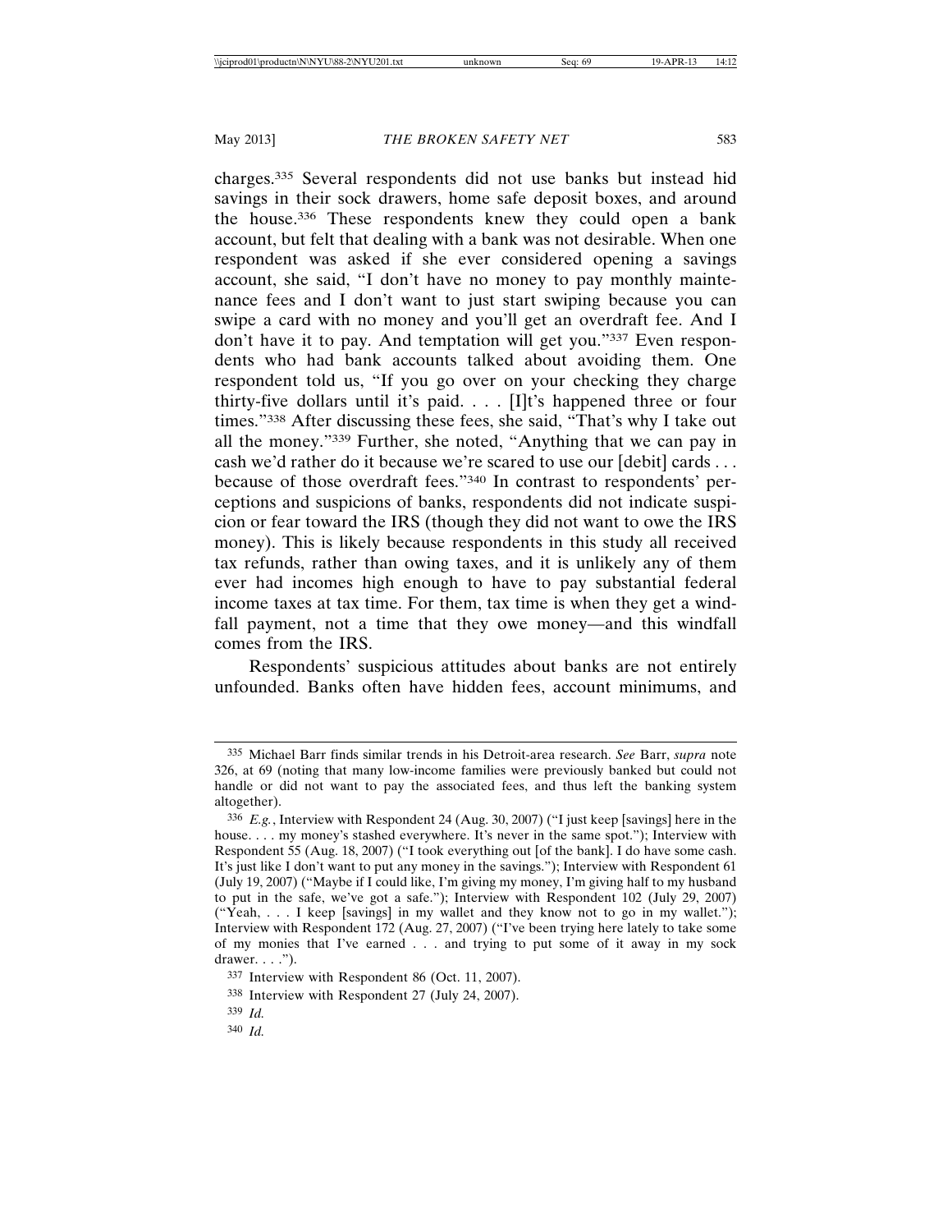charges.[335] Several respondents did not use banks but instead hid savings in their sock drawers, home safe deposit boxes, and around the house.[336] These respondents knew they could open a bank account, but felt that dealing with a bank was not desirable. When one respondent was asked if she ever considered opening a savings account, she said, "I don't have no money to pay monthly maintenance fees and I don't want to just start swiping because you can swipe a card with no money and you'll get an overdraft fee. And I don't have it to pay. And temptation will get you."[337] Even respondents who had bank accounts talked about avoiding them. One respondent told us, "If you go over on your checking they charge thirty-five dollars until it's paid. . . . [I]t's happened three or four times."[338] After discussing these fees, she said, "That's why I take out all the money."[339] Further, she noted, "Anything that we can pay in cash we'd rather do it because we're scared to use our [debit] cards . . . because of those overdraft fees."[340] In contrast to respondents' perceptions and suspicions of banks, respondents did not indicate suspicion or fear toward the IRS (though they did not want to owe the IRS money). This is likely because respondents in this study all received tax refunds, rather than owing taxes, and it is unlikely any of them ever had incomes high enough to have to pay substantial federal income taxes at tax time. For them, tax time is when they get a windfall payment, not a time that they owe money—and this windfall comes from the IRS.

Respondents' suspicious attitudes about banks are not entirely unfounded. Banks often have hidden fees, account minimums, and

---

[335] Michael Barr finds similar trends in his Detroit-area research. *See* Barr, *supra* note 326, at 69 (noting that many low-income families were previously banked but could not handle or did not want to pay the associated fees, and thus left the banking system altogether).

[336] *E.g.*, Interview with Respondent 24 (Aug. 30, 2007) ("I just keep [savings] here in the house. . . . my money's stashed everywhere. It's never in the same spot."); Interview with Respondent 55 (Aug. 18, 2007) ("I took everything out [of the bank]. I do have some cash. It's just like I don't want to put any money in the savings."); Interview with Respondent 61 (July 19, 2007) ("Maybe if I could like, I'm giving my money, I'm giving half to my husband to put in the safe, we've got a safe."); Interview with Respondent 102 (July 29, 2007) ("Yeah, . . . I keep [savings] in my wallet and they know not to go in my wallet."); Interview with Respondent 172 (Aug. 27, 2007) ("I've been trying here lately to take some of my monies that I've earned . . . and trying to put some of it away in my sock drawer. . . .").

[337] Interview with Respondent 86 (Oct. 11, 2007).

[338] Interview with Respondent 27 (July 24, 2007).

[339] *Id.*

[340] *Id.*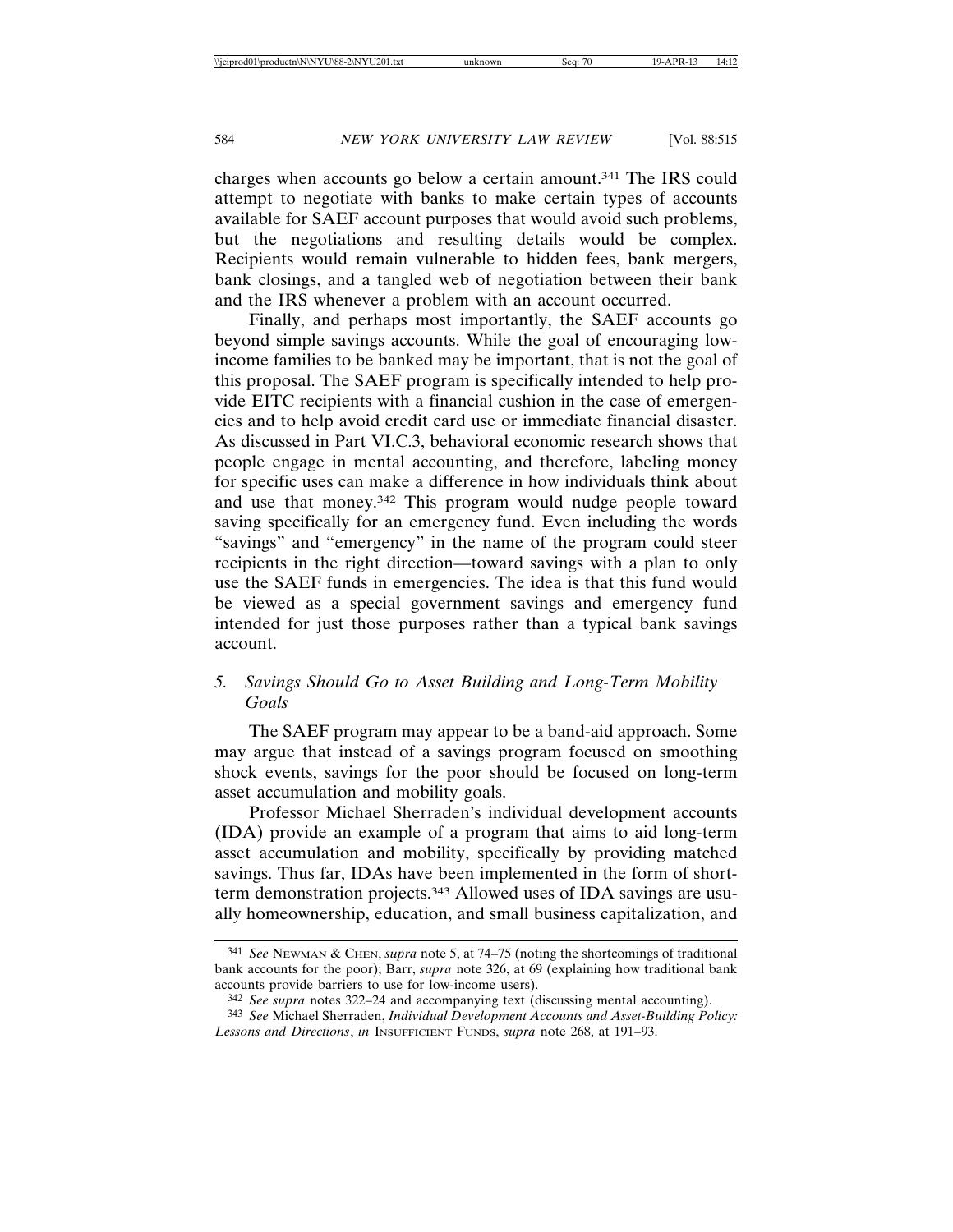charges when accounts go below a certain amount.[341] The IRS could attempt to negotiate with banks to make certain types of accounts available for SAEF account purposes that would avoid such problems, but the negotiations and resulting details would be complex. Recipients would remain vulnerable to hidden fees, bank mergers, bank closings, and a tangled web of negotiation between their bank and the IRS whenever a problem with an account occurred.

Finally, and perhaps most importantly, the SAEF accounts go beyond simple savings accounts. While the goal of encouraging low-income families to be banked may be important, that is not the goal of this proposal. The SAEF program is specifically intended to help provide EITC recipients with a financial cushion in the case of emergencies and to help avoid credit card use or immediate financial disaster. As discussed in Part VI.C.3, behavioral economic research shows that people engage in mental accounting, and therefore, labeling money for specific uses can make a difference in how individuals think about and use that money.[342] This program would nudge people toward saving specifically for an emergency fund. Even including the words "savings" and "emergency" in the name of the program could steer recipients in the right direction—toward savings with a plan to only use the SAEF funds in emergencies. The idea is that this fund would be viewed as a special government savings and emergency fund intended for just those purposes rather than a typical bank savings account.

### *5. Savings Should Go to Asset Building and Long-Term Mobility Goals*

The SAEF program may appear to be a band-aid approach. Some may argue that instead of a savings program focused on smoothing shock events, savings for the poor should be focused on long-term asset accumulation and mobility goals.

Professor Michael Sherraden's individual development accounts (IDA) provide an example of a program that aims to aid long-term asset accumulation and mobility, specifically by providing matched savings. Thus far, IDAs have been implemented in the form of short-term demonstration projects.[343] Allowed uses of IDA savings are usually homeownership, education, and small business capitalization, and

---

[341] *See* NEWMAN & CHEN, *supra* note 5, at 74–75 (noting the shortcomings of traditional bank accounts for the poor); Barr, *supra* note 326, at 69 (explaining how traditional bank accounts provide barriers to use for low-income users).

[342] *See supra* notes 322–24 and accompanying text (discussing mental accounting).

[343] *See* Michael Sherraden, *Individual Development Accounts and Asset-Building Policy: Lessons and Directions*, *in* INSUFFICIENT FUNDS, *supra* note 268, at 191–93.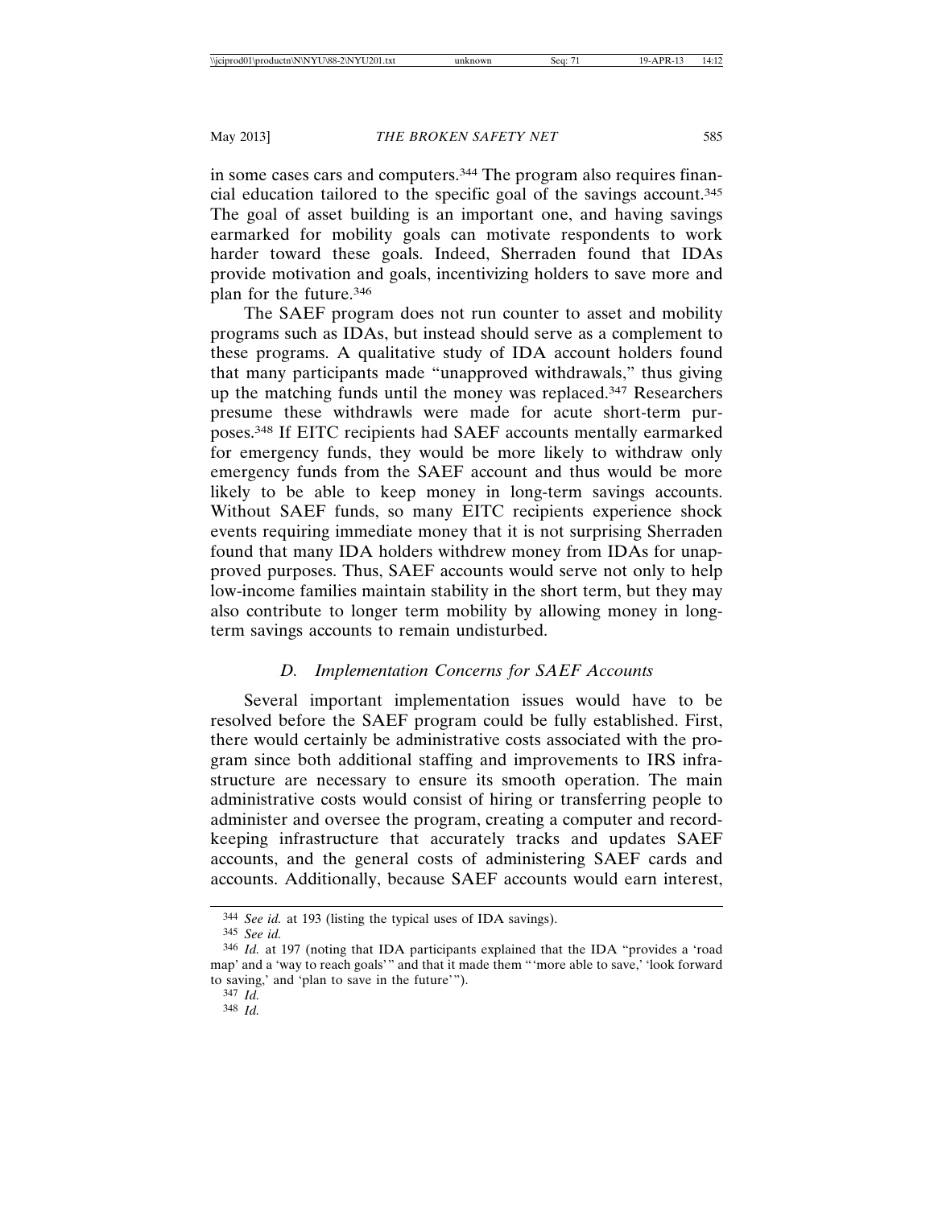in some cases cars and computers.[344] The program also requires financial education tailored to the specific goal of the savings account.[345] The goal of asset building is an important one, and having savings earmarked for mobility goals can motivate respondents to work harder toward these goals. Indeed, Sherraden found that IDAs provide motivation and goals, incentivizing holders to save more and plan for the future.[346]

The SAEF program does not run counter to asset and mobility programs such as IDAs, but instead should serve as a complement to these programs. A qualitative study of IDA account holders found that many participants made "unapproved withdrawals," thus giving up the matching funds until the money was replaced.[347] Researchers presume these withdrawls were made for acute short-term purposes.[348] If EITC recipients had SAEF accounts mentally earmarked for emergency funds, they would be more likely to withdraw only emergency funds from the SAEF account and thus would be more likely to be able to keep money in long-term savings accounts. Without SAEF funds, so many EITC recipients experience shock events requiring immediate money that it is not surprising Sherraden found that many IDA holders withdrew money from IDAs for unapproved purposes. Thus, SAEF accounts would serve not only to help low-income families maintain stability in the short term, but they may also contribute to longer term mobility by allowing money in long-term savings accounts to remain undisturbed.

### *D. Implementation Concerns for SAEF Accounts*

Several important implementation issues would have to be resolved before the SAEF program could be fully established. First, there would certainly be administrative costs associated with the program since both additional staffing and improvements to IRS infrastructure are necessary to ensure its smooth operation. The main administrative costs would consist of hiring or transferring people to administer and oversee the program, creating a computer and record-keeping infrastructure that accurately tracks and updates SAEF accounts, and the general costs of administering SAEF cards and accounts. Additionally, because SAEF accounts would earn interest,

---

[344] *See id.* at 193 (listing the typical uses of IDA savings).

[345] *See id.*

[346] *Id.* at 197 (noting that IDA participants explained that the IDA "provides a 'road map' and a 'way to reach goals'" and that it made them "'more able to save,' 'look forward to saving,' and 'plan to save in the future'").

[347] *Id.*

[348] *Id.*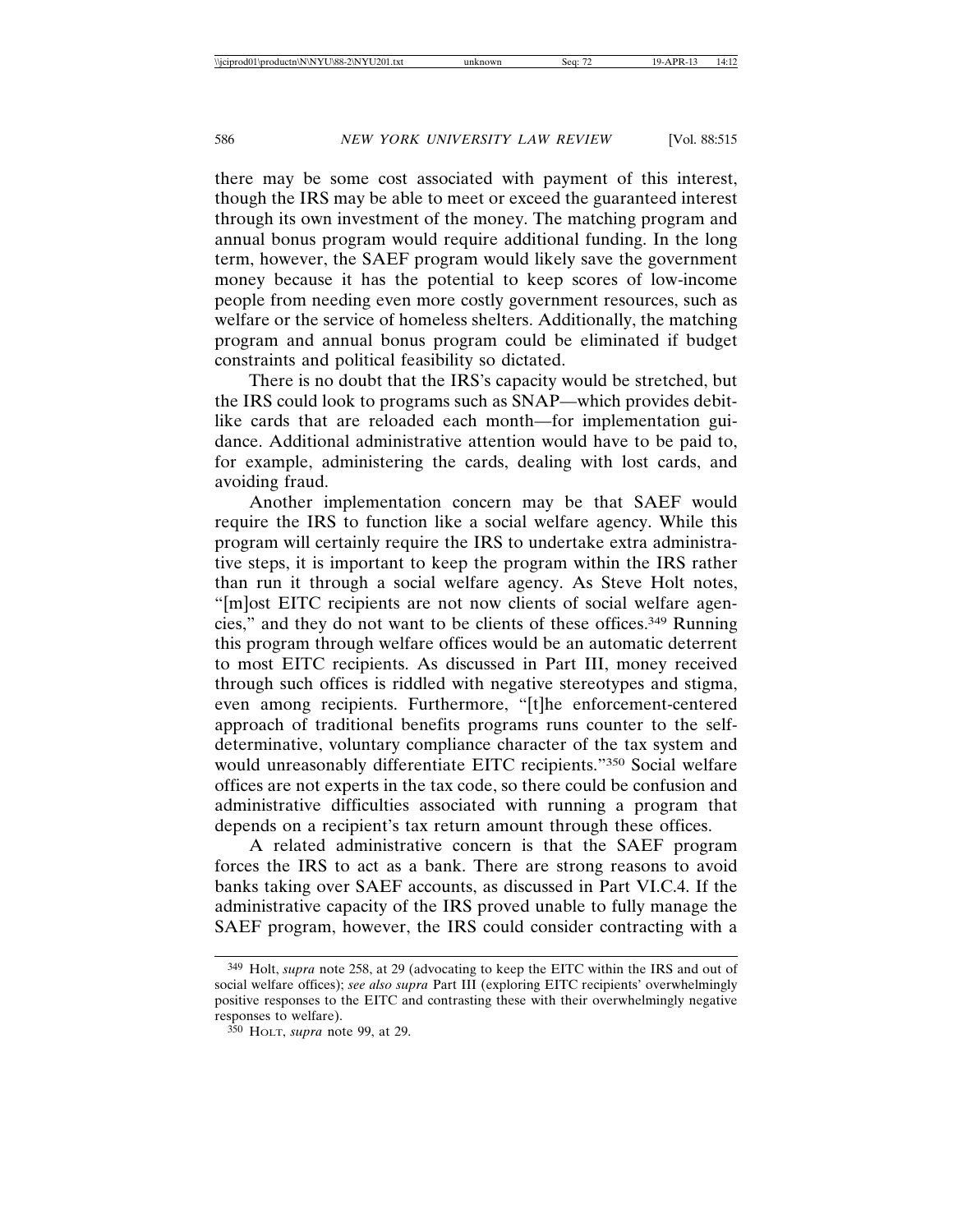there may be some cost associated with payment of this interest, though the IRS may be able to meet or exceed the guaranteed interest through its own investment of the money. The matching program and annual bonus program would require additional funding. In the long term, however, the SAEF program would likely save the government money because it has the potential to keep scores of low-income people from needing even more costly government resources, such as welfare or the service of homeless shelters. Additionally, the matching program and annual bonus program could be eliminated if budget constraints and political feasibility so dictated.

There is no doubt that the IRS's capacity would be stretched, but the IRS could look to programs such as SNAP—which provides debit-like cards that are reloaded each month—for implementation guidance. Additional administrative attention would have to be paid to, for example, administering the cards, dealing with lost cards, and avoiding fraud.

Another implementation concern may be that SAEF would require the IRS to function like a social welfare agency. While this program will certainly require the IRS to undertake extra administrative steps, it is important to keep the program within the IRS rather than run it through a social welfare agency. As Steve Holt notes, "[m]ost EITC recipients are not now clients of social welfare agencies," and they do not want to be clients of these offices.[349] Running this program through welfare offices would be an automatic deterrent to most EITC recipients. As discussed in Part III, money received through such offices is riddled with negative stereotypes and stigma, even among recipients. Furthermore, "[t]he enforcement-centered approach of traditional benefits programs runs counter to the self-determinative, voluntary compliance character of the tax system and would unreasonably differentiate EITC recipients."[350] Social welfare offices are not experts in the tax code, so there could be confusion and administrative difficulties associated with running a program that depends on a recipient's tax return amount through these offices.

A related administrative concern is that the SAEF program forces the IRS to act as a bank. There are strong reasons to avoid banks taking over SAEF accounts, as discussed in Part VI.C.4. If the administrative capacity of the IRS proved unable to fully manage the SAEF program, however, the IRS could consider contracting with a

---

[349] Holt, *supra* note 258, at 29 (advocating to keep the EITC within the IRS and out of social welfare offices); *see also supra* Part III (exploring EITC recipients' overwhelmingly positive responses to the EITC and contrasting these with their overwhelmingly negative responses to welfare).

[350] HOLT, *supra* note 99, at 29.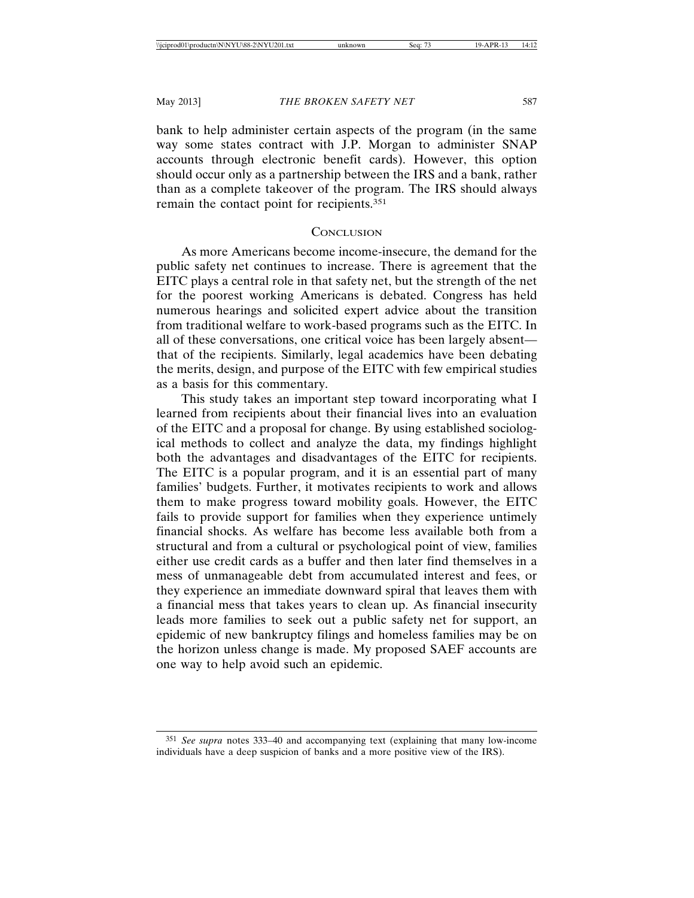bank to help administer certain aspects of the program (in the same way some states contract with J.P. Morgan to administer SNAP accounts through electronic benefit cards). However, this option should occur only as a partnership between the IRS and a bank, rather than as a complete takeover of the program. The IRS should always remain the contact point for recipients.[351]

## Conclusion

As more Americans become income-insecure, the demand for the public safety net continues to increase. There is agreement that the EITC plays a central role in that safety net, but the strength of the net for the poorest working Americans is debated. Congress has held numerous hearings and solicited expert advice about the transition from traditional welfare to work-based programs such as the EITC. In all of these conversations, one critical voice has been largely absent—that of the recipients. Similarly, legal academics have been debating the merits, design, and purpose of the EITC with few empirical studies as a basis for this commentary.

This study takes an important step toward incorporating what I learned from recipients about their financial lives into an evaluation of the EITC and a proposal for change. By using established sociological methods to collect and analyze the data, my findings highlight both the advantages and disadvantages of the EITC for recipients. The EITC is a popular program, and it is an essential part of many families' budgets. Further, it motivates recipients to work and allows them to make progress toward mobility goals. However, the EITC fails to provide support for families when they experience untimely financial shocks. As welfare has become less available both from a structural and from a cultural or psychological point of view, families either use credit cards as a buffer and then later find themselves in a mess of unmanageable debt from accumulated interest and fees, or they experience an immediate downward spiral that leaves them with a financial mess that takes years to clean up. As financial insecurity leads more families to seek out a public safety net for support, an epidemic of new bankruptcy filings and homeless families may be on the horizon unless change is made. My proposed SAEF accounts are one way to help avoid such an epidemic.

---

[351] *See supra* notes 333–40 and accompanying text (explaining that many low-income individuals have a deep suspicion of banks and a more positive view of the IRS).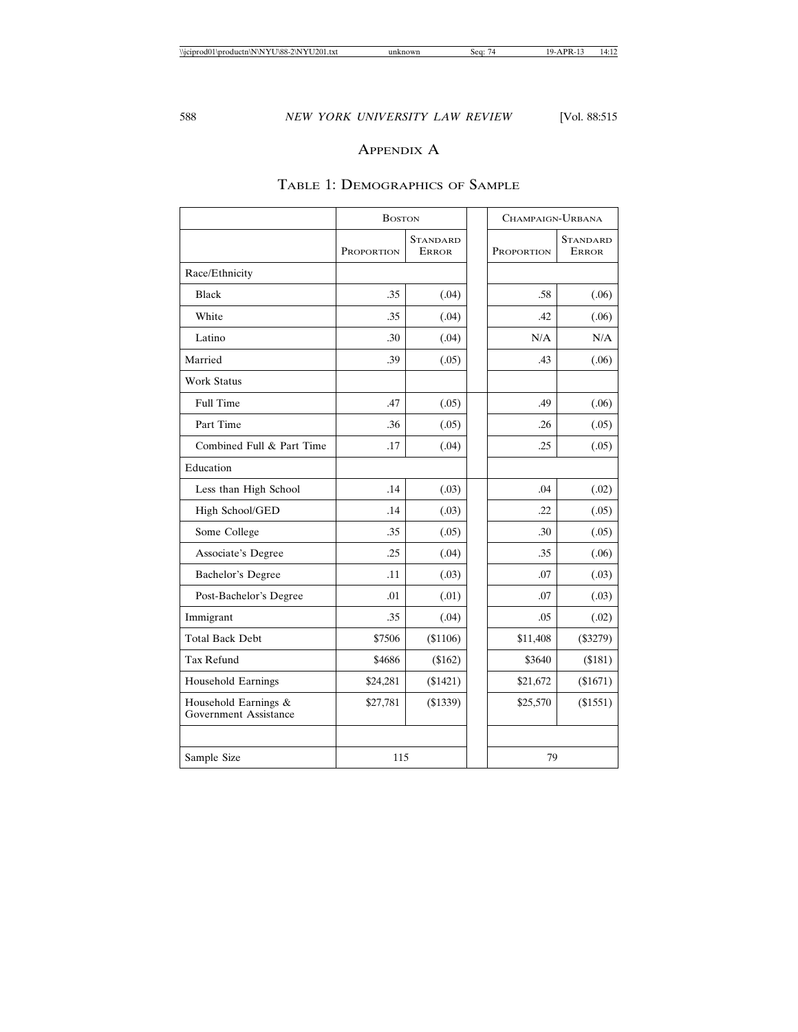## Appendix A

### Table 1: Demographics of Sample

| | Boston | | Champaign-Urbana | |
|---|---|---|---|---|
| | Proportion | Standard Error | Proportion | Standard Error |
| Race/Ethnicity | | | | |
| Black | .35 | (.04) | .58 | (.06) |
| White | .35 | (.04) | .42 | (.06) |
| Latino | .30 | (.04) | N/A | N/A |
| Married | .39 | (.05) | .43 | (.06) |
| Work Status | | | | |
| Full Time | .47 | (.05) | .49 | (.06) |
| Part Time | .36 | (.05) | .26 | (.05) |
| Combined Full & Part Time | .17 | (.04) | .25 | (.05) |
| Education | | | | |
| Less than High School | .14 | (.03) | .04 | (.02) |
| High School/GED | .14 | (.03) | .22 | (.05) |
| Some College | .35 | (.05) | .30 | (.05) |
| Associate's Degree | .25 | (.04) | .35 | (.06) |
| Bachelor's Degree | .11 | (.03) | .07 | (.03) |
| Post-Bachelor's Degree | .01 | (.01) | .07 | (.03) |
| Immigrant | .35 | (.04) | .05 | (.02) |
| Total Back Debt | $7506 | ($1106) | $11,408 | ($3279) |
| Tax Refund | $4686 | ($162) | $3640 | ($181) |
| Household Earnings | $24,281 | ($1421) | $21,672 | ($1671) |
| Household Earnings & Government Assistance | $27,781 | ($1339) | $25,570 | ($1551) |
| | | | | |
| Sample Size | 115 | | 79 | |